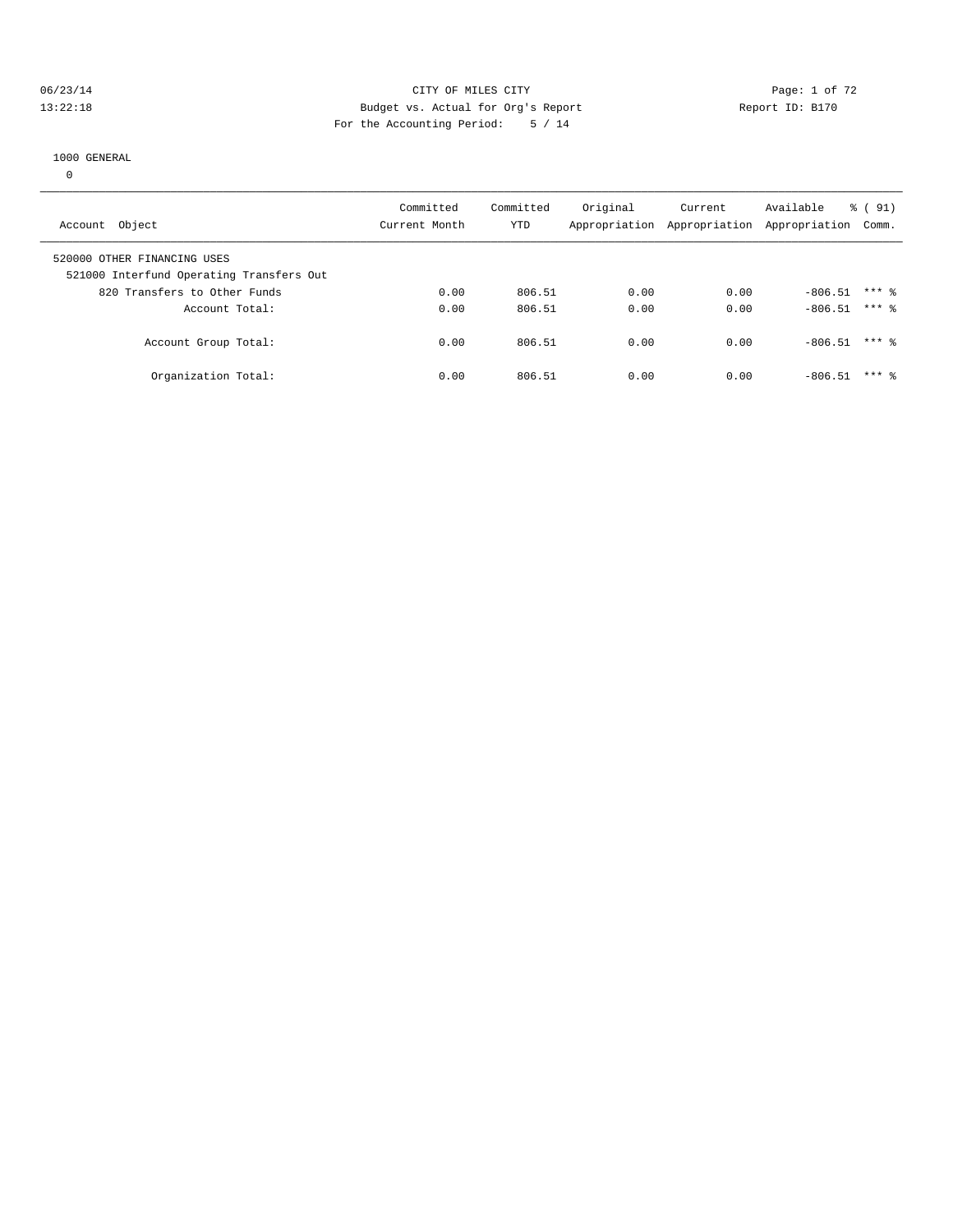CITY OF MILES CITY

Budget vs. Actual for Org's Report

For the Accounting Period: 5 / 14

06/23/14
13:22:18

Report ID: B170

1000 GENERAL

0

| Account Object | Committed Current Month | Committed YTD | Original Appropriation | Current Appropriation | Available Appropriation | % ( 91) Comm. |
|---|---|---|---|---|---|---|
| 520000 OTHER FINANCING USES | | | | | | |
| 521000 Interfund Operating Transfers Out | | | | | | |
| 820 Transfers to Other Funds | 0.00 | 806.51 | 0.00 | 0.00 | -806.51 | *** % |
| Account Total: | 0.00 | 806.51 | 0.00 | 0.00 | -806.51 | *** % |
| Account Group Total: | 0.00 | 806.51 | 0.00 | 0.00 | -806.51 | *** % |
| Organization Total: | 0.00 | 806.51 | 0.00 | 0.00 | -806.51 | *** % |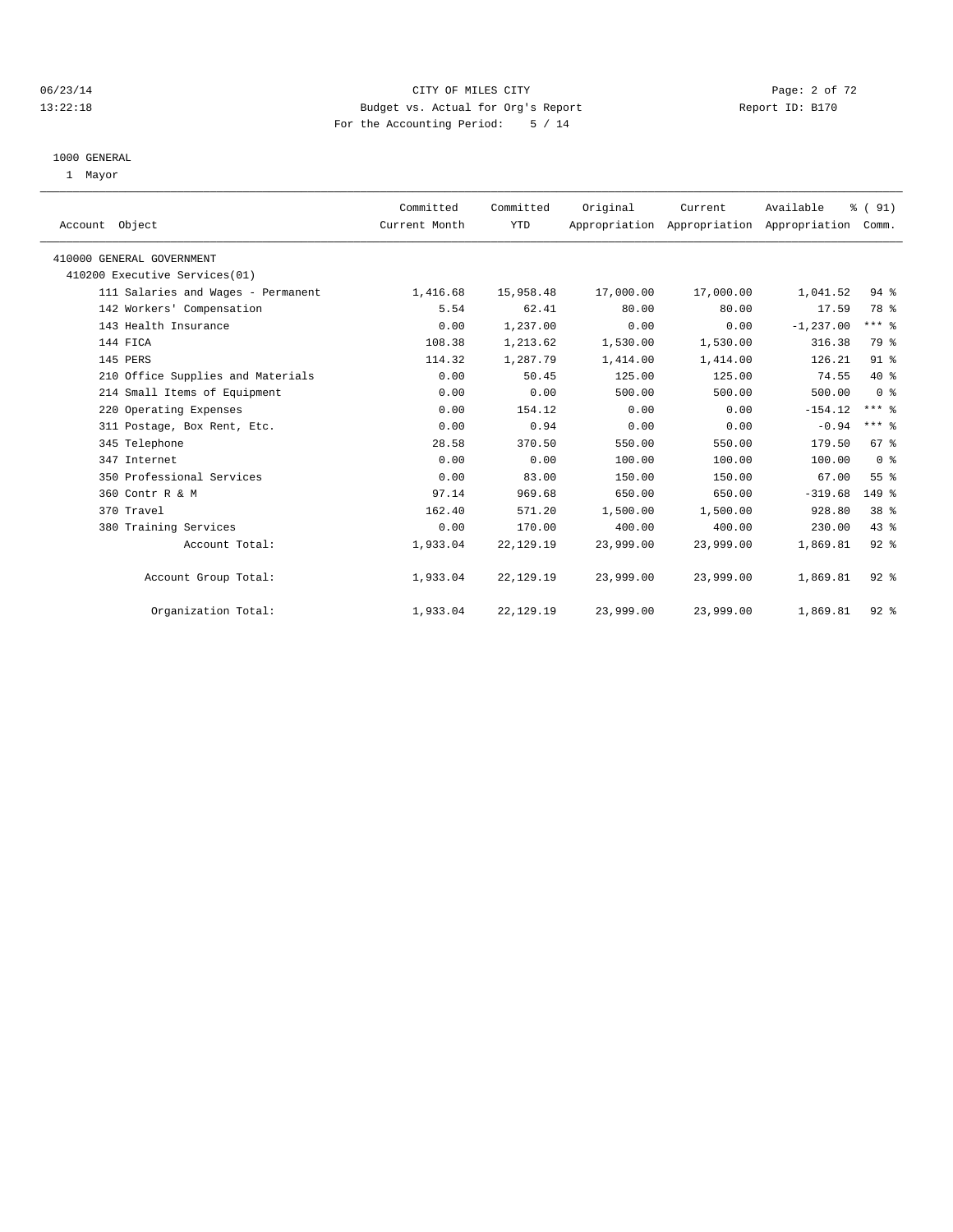CITY OF MILES CITY
Budget vs. Actual for Org's Report
For the Accounting Period: 5 / 14

06/23/14
13:22:18

Report ID: B170

1000 GENERAL
1 Mayor

| Account Object | Committed Current Month | Committed YTD | Original Appropriation | Current Appropriation | Available Appropriation | % ( 91) Comm. |
|---|---|---|---|---|---|---|
| 410000 GENERAL GOVERNMENT | | | | | | |
| 410200 Executive Services(01) | | | | | | |
| 111 Salaries and Wages - Permanent | 1,416.68 | 15,958.48 | 17,000.00 | 17,000.00 | 1,041.52 | 94 % |
| 142 Workers' Compensation | 5.54 | 62.41 | 80.00 | 80.00 | 17.59 | 78 % |
| 143 Health Insurance | 0.00 | 1,237.00 | 0.00 | 0.00 | -1,237.00 | *** % |
| 144 FICA | 108.38 | 1,213.62 | 1,530.00 | 1,530.00 | 316.38 | 79 % |
| 145 PERS | 114.32 | 1,287.79 | 1,414.00 | 1,414.00 | 126.21 | 91 % |
| 210 Office Supplies and Materials | 0.00 | 50.45 | 125.00 | 125.00 | 74.55 | 40 % |
| 214 Small Items of Equipment | 0.00 | 0.00 | 500.00 | 500.00 | 500.00 | 0 % |
| 220 Operating Expenses | 0.00 | 154.12 | 0.00 | 0.00 | -154.12 | *** % |
| 311 Postage, Box Rent, Etc. | 0.00 | 0.94 | 0.00 | 0.00 | -0.94 | *** % |
| 345 Telephone | 28.58 | 370.50 | 550.00 | 550.00 | 179.50 | 67 % |
| 347 Internet | 0.00 | 0.00 | 100.00 | 100.00 | 100.00 | 0 % |
| 350 Professional Services | 0.00 | 83.00 | 150.00 | 150.00 | 67.00 | 55 % |
| 360 Contr R & M | 97.14 | 969.68 | 650.00 | 650.00 | -319.68 | 149 % |
| 370 Travel | 162.40 | 571.20 | 1,500.00 | 1,500.00 | 928.80 | 38 % |
| 380 Training Services | 0.00 | 170.00 | 400.00 | 400.00 | 230.00 | 43 % |
| Account Total: | 1,933.04 | 22,129.19 | 23,999.00 | 23,999.00 | 1,869.81 | 92 % |
| Account Group Total: | 1,933.04 | 22,129.19 | 23,999.00 | 23,999.00 | 1,869.81 | 92 % |
| Organization Total: | 1,933.04 | 22,129.19 | 23,999.00 | 23,999.00 | 1,869.81 | 92 % |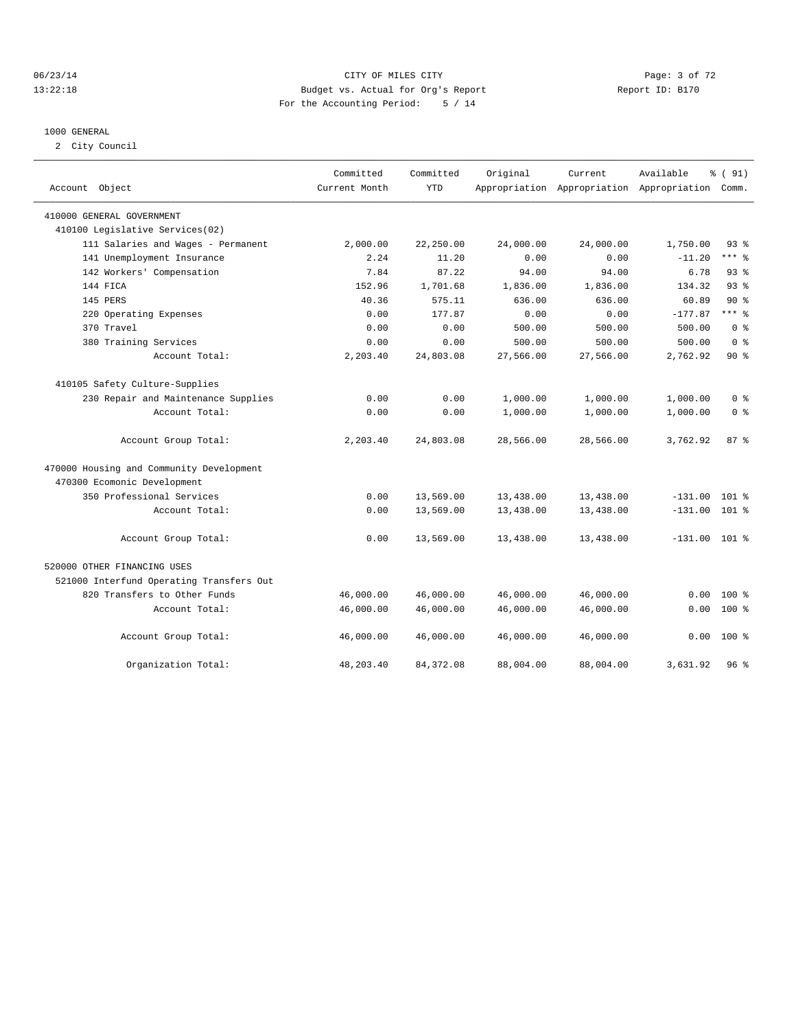06/23/14 CITY OF MILES CITY
13:22:18 Budget vs. Actual for Org's Report Report ID: B170
For the Accounting Period: 5 / 14

1000 GENERAL

2 City Council

| Account Object | Committed Current Month | Committed YTD | Original Appropriation | Current Appropriation | Available Appropriation | % ( 91) Comm. |
|---|---|---|---|---|---|---|
| 410000 GENERAL GOVERNMENT | | | | | | |
| 410100 Legislative Services(02) | | | | | | |
| 111 Salaries and Wages - Permanent | 2,000.00 | 22,250.00 | 24,000.00 | 24,000.00 | 1,750.00 | 93 % |
| 141 Unemployment Insurance | 2.24 | 11.20 | 0.00 | 0.00 | -11.20 | *** % |
| 142 Workers' Compensation | 7.84 | 87.22 | 94.00 | 94.00 | 6.78 | 93 % |
| 144 FICA | 152.96 | 1,701.68 | 1,836.00 | 1,836.00 | 134.32 | 93 % |
| 145 PERS | 40.36 | 575.11 | 636.00 | 636.00 | 60.89 | 90 % |
| 220 Operating Expenses | 0.00 | 177.87 | 0.00 | 0.00 | -177.87 | *** % |
| 370 Travel | 0.00 | 0.00 | 500.00 | 500.00 | 500.00 | 0 % |
| 380 Training Services | 0.00 | 0.00 | 500.00 | 500.00 | 500.00 | 0 % |
| Account Total: | 2,203.40 | 24,803.08 | 27,566.00 | 27,566.00 | 2,762.92 | 90 % |
| 410105 Safety Culture-Supplies | | | | | | |
| 230 Repair and Maintenance Supplies | 0.00 | 0.00 | 1,000.00 | 1,000.00 | 1,000.00 | 0 % |
| Account Total: | 0.00 | 0.00 | 1,000.00 | 1,000.00 | 1,000.00 | 0 % |
| Account Group Total: | 2,203.40 | 24,803.08 | 28,566.00 | 28,566.00 | 3,762.92 | 87 % |
| 470000 Housing and Community Development | | | | | | |
| 470300 Ecomonic Development | | | | | | |
| 350 Professional Services | 0.00 | 13,569.00 | 13,438.00 | 13,438.00 | -131.00 | 101 % |
| Account Total: | 0.00 | 13,569.00 | 13,438.00 | 13,438.00 | -131.00 | 101 % |
| Account Group Total: | 0.00 | 13,569.00 | 13,438.00 | 13,438.00 | -131.00 | 101 % |
| 520000 OTHER FINANCING USES | | | | | | |
| 521000 Interfund Operating Transfers Out | | | | | | |
| 820 Transfers to Other Funds | 46,000.00 | 46,000.00 | 46,000.00 | 46,000.00 | 0.00 | 100 % |
| Account Total: | 46,000.00 | 46,000.00 | 46,000.00 | 46,000.00 | 0.00 | 100 % |
| Account Group Total: | 46,000.00 | 46,000.00 | 46,000.00 | 46,000.00 | 0.00 | 100 % |
| Organization Total: | 48,203.40 | 84,372.08 | 88,004.00 | 88,004.00 | 3,631.92 | 96 % |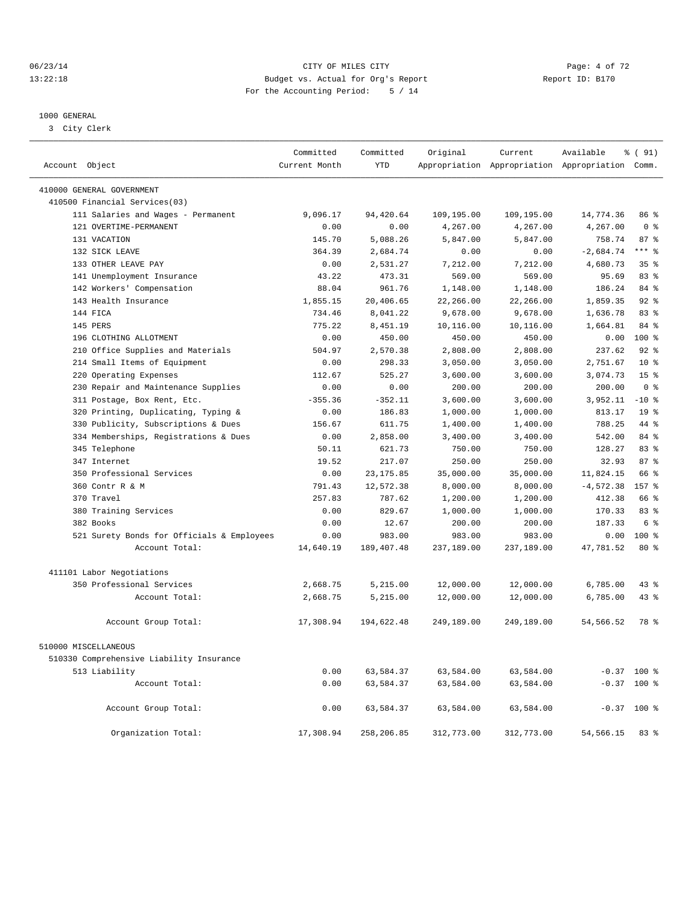CITY OF MILES CITY
Budget vs. Actual for Org's Report
For the Accounting Period: 5 / 14

Report ID: B170

06/23/14
13:22:18

## 1000 GENERAL

3 City Clerk

| Account Object | Committed Current Month | Committed YTD | Original Appropriation | Current Appropriation | Available Appropriation | % ( 91) Comm. |
|---|---|---|---|---|---|---|
| 410000 GENERAL GOVERNMENT | | | | | | |
| 410500 Financial Services(03) | | | | | | |
| 111 Salaries and Wages - Permanent | 9,096.17 | 94,420.64 | 109,195.00 | 109,195.00 | 14,774.36 | 86 % |
| 121 OVERTIME-PERMANENT | 0.00 | 0.00 | 4,267.00 | 4,267.00 | 4,267.00 | 0 % |
| 131 VACATION | 145.70 | 5,088.26 | 5,847.00 | 5,847.00 | 758.74 | 87 % |
| 132 SICK LEAVE | 364.39 | 2,684.74 | 0.00 | 0.00 | -2,684.74 | *** % |
| 133 OTHER LEAVE PAY | 0.00 | 2,531.27 | 7,212.00 | 7,212.00 | 4,680.73 | 35 % |
| 141 Unemployment Insurance | 43.22 | 473.31 | 569.00 | 569.00 | 95.69 | 83 % |
| 142 Workers' Compensation | 88.04 | 961.76 | 1,148.00 | 1,148.00 | 186.24 | 84 % |
| 143 Health Insurance | 1,855.15 | 20,406.65 | 22,266.00 | 22,266.00 | 1,859.35 | 92 % |
| 144 FICA | 734.46 | 8,041.22 | 9,678.00 | 9,678.00 | 1,636.78 | 83 % |
| 145 PERS | 775.22 | 8,451.19 | 10,116.00 | 10,116.00 | 1,664.81 | 84 % |
| 196 CLOTHING ALLOTMENT | 0.00 | 450.00 | 450.00 | 450.00 | 0.00 | 100 % |
| 210 Office Supplies and Materials | 504.97 | 2,570.38 | 2,808.00 | 2,808.00 | 237.62 | 92 % |
| 214 Small Items of Equipment | 0.00 | 298.33 | 3,050.00 | 3,050.00 | 2,751.67 | 10 % |
| 220 Operating Expenses | 112.67 | 525.27 | 3,600.00 | 3,600.00 | 3,074.73 | 15 % |
| 230 Repair and Maintenance Supplies | 0.00 | 0.00 | 200.00 | 200.00 | 200.00 | 0 % |
| 311 Postage, Box Rent, Etc. | -355.36 | -352.11 | 3,600.00 | 3,600.00 | 3,952.11 | -10 % |
| 320 Printing, Duplicating, Typing & | 0.00 | 186.83 | 1,000.00 | 1,000.00 | 813.17 | 19 % |
| 330 Publicity, Subscriptions & Dues | 156.67 | 611.75 | 1,400.00 | 1,400.00 | 788.25 | 44 % |
| 334 Memberships, Registrations & Dues | 0.00 | 2,858.00 | 3,400.00 | 3,400.00 | 542.00 | 84 % |
| 345 Telephone | 50.11 | 621.73 | 750.00 | 750.00 | 128.27 | 83 % |
| 347 Internet | 19.52 | 217.07 | 250.00 | 250.00 | 32.93 | 87 % |
| 350 Professional Services | 0.00 | 23,175.85 | 35,000.00 | 35,000.00 | 11,824.15 | 66 % |
| 360 Contr R & M | 791.43 | 12,572.38 | 8,000.00 | 8,000.00 | -4,572.38 | 157 % |
| 370 Travel | 257.83 | 787.62 | 1,200.00 | 1,200.00 | 412.38 | 66 % |
| 380 Training Services | 0.00 | 829.67 | 1,000.00 | 1,000.00 | 170.33 | 83 % |
| 382 Books | 0.00 | 12.67 | 200.00 | 200.00 | 187.33 | 6 % |
| 521 Surety Bonds for Officials & Employees | 0.00 | 983.00 | 983.00 | 983.00 | 0.00 | 100 % |
| Account Total: | 14,640.19 | 189,407.48 | 237,189.00 | 237,189.00 | 47,781.52 | 80 % |
| 411101 Labor Negotiations | | | | | | |
| 350 Professional Services | 2,668.75 | 5,215.00 | 12,000.00 | 12,000.00 | 6,785.00 | 43 % |
| Account Total: | 2,668.75 | 5,215.00 | 12,000.00 | 12,000.00 | 6,785.00 | 43 % |
| Account Group Total: | 17,308.94 | 194,622.48 | 249,189.00 | 249,189.00 | 54,566.52 | 78 % |
| 510000 MISCELLANEOUS | | | | | | |
| 510330 Comprehensive Liability Insurance | | | | | | |
| 513 Liability | 0.00 | 63,584.37 | 63,584.00 | 63,584.00 | -0.37 | 100 % |
| Account Total: | 0.00 | 63,584.37 | 63,584.00 | 63,584.00 | -0.37 | 100 % |
| Account Group Total: | 0.00 | 63,584.37 | 63,584.00 | 63,584.00 | -0.37 | 100 % |
| Organization Total: | 17,308.94 | 258,206.85 | 312,773.00 | 312,773.00 | 54,566.15 | 83 % |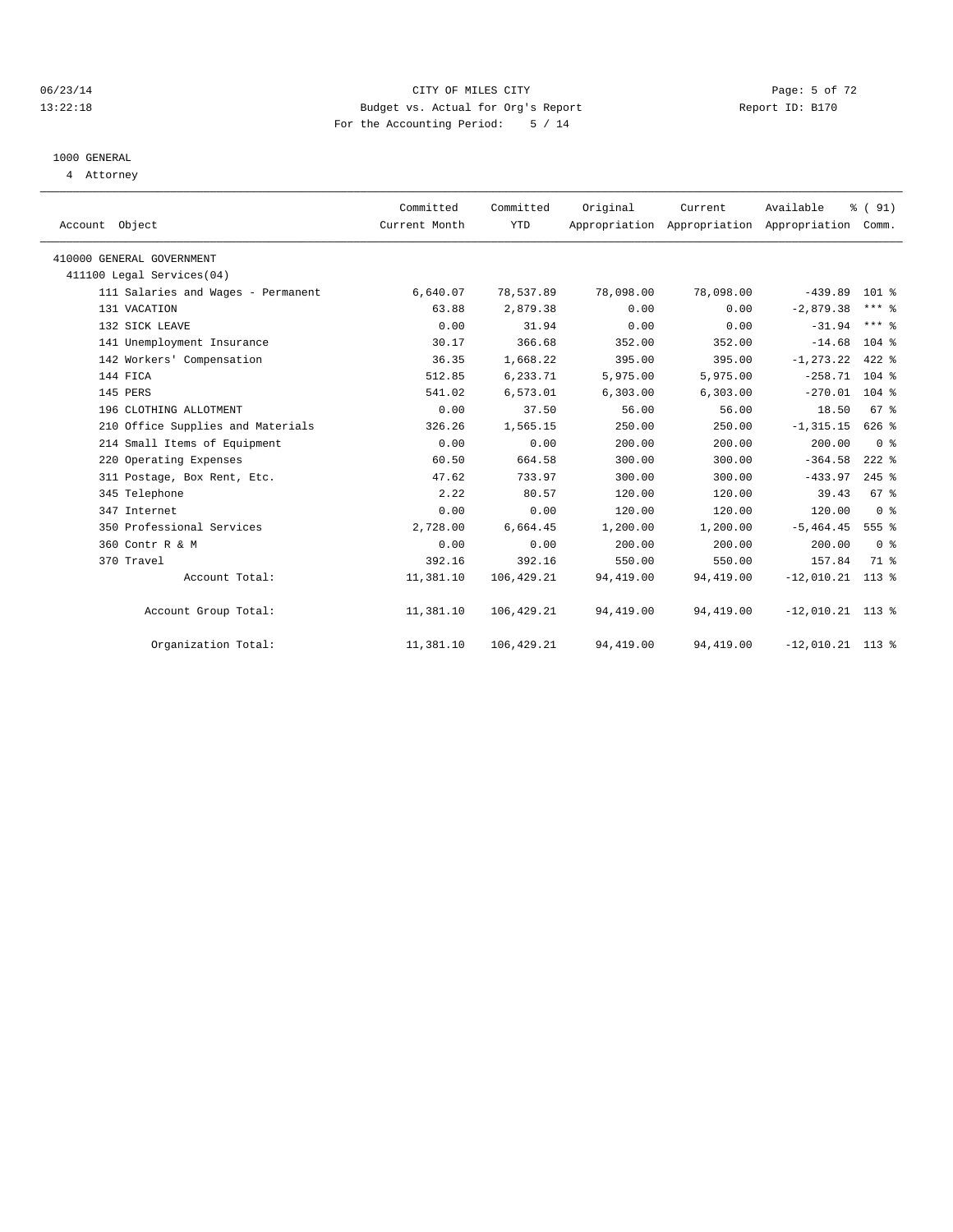CITY OF MILES CITY
Budget vs. Actual for Org's Report
For the Accounting Period: 5 / 14

06/23/14
13:22:18

Report ID: B170

## 1000 GENERAL

4 Attorney

| Account Object | Committed Current Month | Committed YTD | Original Appropriation | Current Appropriation | Available Appropriation | % ( 91) Comm. |
|---|---|---|---|---|---|---|
| 410000 GENERAL GOVERNMENT | | | | | | |
| 411100 Legal Services(04) | | | | | | |
| 111 Salaries and Wages - Permanent | 6,640.07 | 78,537.89 | 78,098.00 | 78,098.00 | -439.89 | 101 % |
| 131 VACATION | 63.88 | 2,879.38 | 0.00 | 0.00 | -2,879.38 | *** % |
| 132 SICK LEAVE | 0.00 | 31.94 | 0.00 | 0.00 | -31.94 | *** % |
| 141 Unemployment Insurance | 30.17 | 366.68 | 352.00 | 352.00 | -14.68 | 104 % |
| 142 Workers' Compensation | 36.35 | 1,668.22 | 395.00 | 395.00 | -1,273.22 | 422 % |
| 144 FICA | 512.85 | 6,233.71 | 5,975.00 | 5,975.00 | -258.71 | 104 % |
| 145 PERS | 541.02 | 6,573.01 | 6,303.00 | 6,303.00 | -270.01 | 104 % |
| 196 CLOTHING ALLOTMENT | 0.00 | 37.50 | 56.00 | 56.00 | 18.50 | 67 % |
| 210 Office Supplies and Materials | 326.26 | 1,565.15 | 250.00 | 250.00 | -1,315.15 | 626 % |
| 214 Small Items of Equipment | 0.00 | 0.00 | 200.00 | 200.00 | 200.00 | 0 % |
| 220 Operating Expenses | 60.50 | 664.58 | 300.00 | 300.00 | -364.58 | 222 % |
| 311 Postage, Box Rent, Etc. | 47.62 | 733.97 | 300.00 | 300.00 | -433.97 | 245 % |
| 345 Telephone | 2.22 | 80.57 | 120.00 | 120.00 | 39.43 | 67 % |
| 347 Internet | 0.00 | 0.00 | 120.00 | 120.00 | 120.00 | 0 % |
| 350 Professional Services | 2,728.00 | 6,664.45 | 1,200.00 | 1,200.00 | -5,464.45 | 555 % |
| 360 Contr R & M | 0.00 | 0.00 | 200.00 | 200.00 | 200.00 | 0 % |
| 370 Travel | 392.16 | 392.16 | 550.00 | 550.00 | 157.84 | 71 % |
| Account Total: | 11,381.10 | 106,429.21 | 94,419.00 | 94,419.00 | -12,010.21 | 113 % |
| Account Group Total: | 11,381.10 | 106,429.21 | 94,419.00 | 94,419.00 | -12,010.21 | 113 % |
| Organization Total: | 11,381.10 | 106,429.21 | 94,419.00 | 94,419.00 | -12,010.21 | 113 % |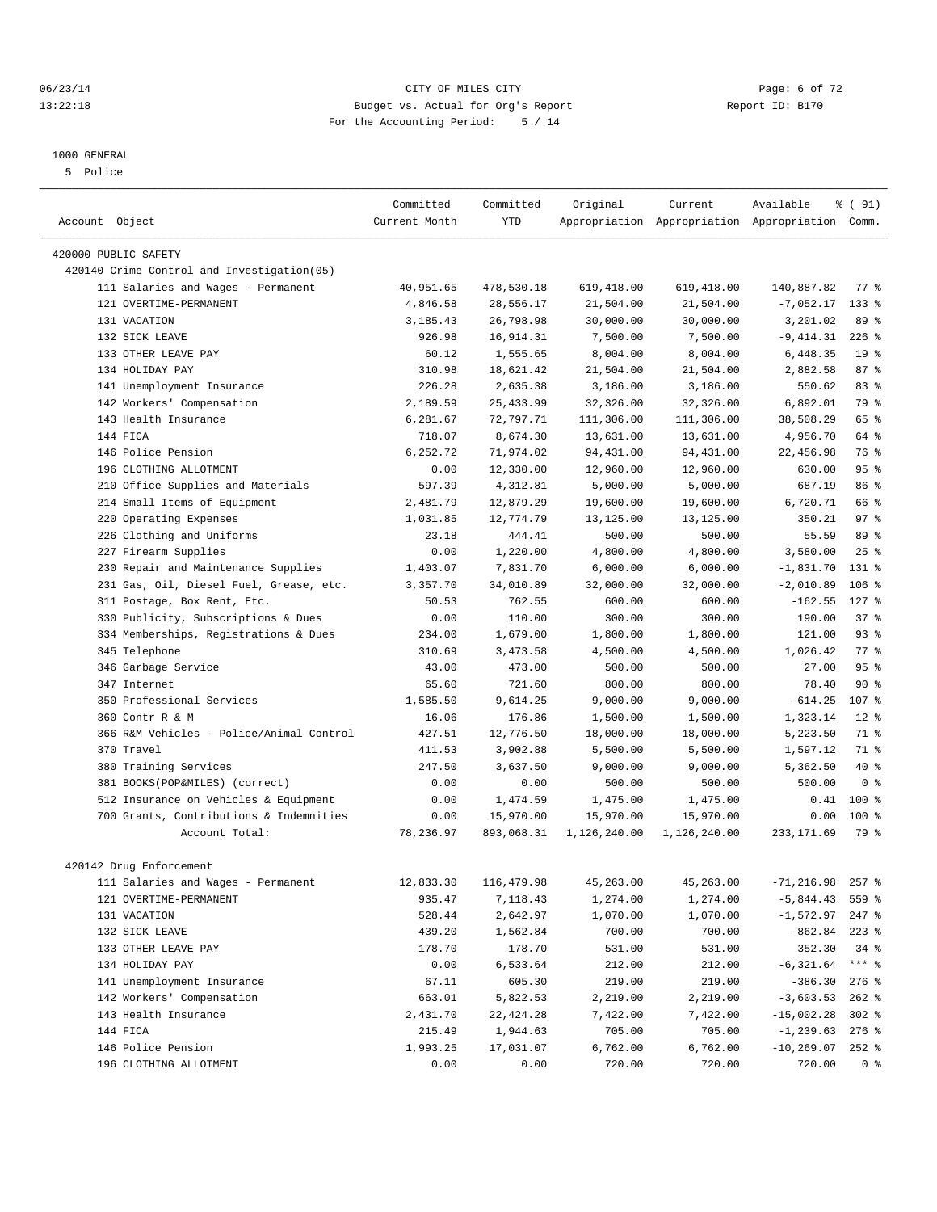CITY OF MILES CITY
Budget vs. Actual for Org's Report
For the Accounting Period: 5 / 14

06/23/14
13:22:18

Report ID: B170

1000 GENERAL
5 Police

| Account Object | Committed Current Month | Committed YTD | Original Appropriation | Current Appropriation | Available Appropriation | % ( 91) Comm. |
|---|---|---|---|---|---|---|
| 420000 PUBLIC SAFETY | | | | | | |
| 420140 Crime Control and Investigation(05) | | | | | | |
| 111 Salaries and Wages - Permanent | 40,951.65 | 478,530.18 | 619,418.00 | 619,418.00 | 140,887.82 | 77 % |
| 121 OVERTIME-PERMANENT | 4,846.58 | 28,556.17 | 21,504.00 | 21,504.00 | -7,052.17 | 133 % |
| 131 VACATION | 3,185.43 | 26,798.98 | 30,000.00 | 30,000.00 | 3,201.02 | 89 % |
| 132 SICK LEAVE | 926.98 | 16,914.31 | 7,500.00 | 7,500.00 | -9,414.31 | 226 % |
| 133 OTHER LEAVE PAY | 60.12 | 1,555.65 | 8,004.00 | 8,004.00 | 6,448.35 | 19 % |
| 134 HOLIDAY PAY | 310.98 | 18,621.42 | 21,504.00 | 21,504.00 | 2,882.58 | 87 % |
| 141 Unemployment Insurance | 226.28 | 2,635.38 | 3,186.00 | 3,186.00 | 550.62 | 83 % |
| 142 Workers' Compensation | 2,189.59 | 25,433.99 | 32,326.00 | 32,326.00 | 6,892.01 | 79 % |
| 143 Health Insurance | 6,281.67 | 72,797.71 | 111,306.00 | 111,306.00 | 38,508.29 | 65 % |
| 144 FICA | 718.07 | 8,674.30 | 13,631.00 | 13,631.00 | 4,956.70 | 64 % |
| 146 Police Pension | 6,252.72 | 71,974.02 | 94,431.00 | 94,431.00 | 22,456.98 | 76 % |
| 196 CLOTHING ALLOTMENT | 0.00 | 12,330.00 | 12,960.00 | 12,960.00 | 630.00 | 95 % |
| 210 Office Supplies and Materials | 597.39 | 4,312.81 | 5,000.00 | 5,000.00 | 687.19 | 86 % |
| 214 Small Items of Equipment | 2,481.79 | 12,879.29 | 19,600.00 | 19,600.00 | 6,720.71 | 66 % |
| 220 Operating Expenses | 1,031.85 | 12,774.79 | 13,125.00 | 13,125.00 | 350.21 | 97 % |
| 226 Clothing and Uniforms | 23.18 | 444.41 | 500.00 | 500.00 | 55.59 | 89 % |
| 227 Firearm Supplies | 0.00 | 1,220.00 | 4,800.00 | 4,800.00 | 3,580.00 | 25 % |
| 230 Repair and Maintenance Supplies | 1,403.07 | 7,831.70 | 6,000.00 | 6,000.00 | -1,831.70 | 131 % |
| 231 Gas, Oil, Diesel Fuel, Grease, etc. | 3,357.70 | 34,010.89 | 32,000.00 | 32,000.00 | -2,010.89 | 106 % |
| 311 Postage, Box Rent, Etc. | 50.53 | 762.55 | 600.00 | 600.00 | -162.55 | 127 % |
| 330 Publicity, Subscriptions & Dues | 0.00 | 110.00 | 300.00 | 300.00 | 190.00 | 37 % |
| 334 Memberships, Registrations & Dues | 234.00 | 1,679.00 | 1,800.00 | 1,800.00 | 121.00 | 93 % |
| 345 Telephone | 310.69 | 3,473.58 | 4,500.00 | 4,500.00 | 1,026.42 | 77 % |
| 346 Garbage Service | 43.00 | 473.00 | 500.00 | 500.00 | 27.00 | 95 % |
| 347 Internet | 65.60 | 721.60 | 800.00 | 800.00 | 78.40 | 90 % |
| 350 Professional Services | 1,585.50 | 9,614.25 | 9,000.00 | 9,000.00 | -614.25 | 107 % |
| 360 Contr R & M | 16.06 | 176.86 | 1,500.00 | 1,500.00 | 1,323.14 | 12 % |
| 366 R&M Vehicles - Police/Animal Control | 427.51 | 12,776.50 | 18,000.00 | 18,000.00 | 5,223.50 | 71 % |
| 370 Travel | 411.53 | 3,902.88 | 5,500.00 | 5,500.00 | 1,597.12 | 71 % |
| 380 Training Services | 247.50 | 3,637.50 | 9,000.00 | 9,000.00 | 5,362.50 | 40 % |
| 381 BOOKS(POP&MILES) (correct) | 0.00 | 0.00 | 500.00 | 500.00 | 500.00 | 0 % |
| 512 Insurance on Vehicles & Equipment | 0.00 | 1,474.59 | 1,475.00 | 1,475.00 | 0.41 | 100 % |
| 700 Grants, Contributions & Indemnities | 0.00 | 15,970.00 | 15,970.00 | 15,970.00 | 0.00 | 100 % |
| Account Total: | 78,236.97 | 893,068.31 | 1,126,240.00 | 1,126,240.00 | 233,171.69 | 79 % |
| 420142 Drug Enforcement | | | | | | |
| 111 Salaries and Wages - Permanent | 12,833.30 | 116,479.98 | 45,263.00 | 45,263.00 | -71,216.98 | 257 % |
| 121 OVERTIME-PERMANENT | 935.47 | 7,118.43 | 1,274.00 | 1,274.00 | -5,844.43 | 559 % |
| 131 VACATION | 528.44 | 2,642.97 | 1,070.00 | 1,070.00 | -1,572.97 | 247 % |
| 132 SICK LEAVE | 439.20 | 1,562.84 | 700.00 | 700.00 | -862.84 | 223 % |
| 133 OTHER LEAVE PAY | 178.70 | 178.70 | 531.00 | 531.00 | 352.30 | 34 % |
| 134 HOLIDAY PAY | 0.00 | 6,533.64 | 212.00 | 212.00 | -6,321.64 | *** % |
| 141 Unemployment Insurance | 67.11 | 605.30 | 219.00 | 219.00 | -386.30 | 276 % |
| 142 Workers' Compensation | 663.01 | 5,822.53 | 2,219.00 | 2,219.00 | -3,603.53 | 262 % |
| 143 Health Insurance | 2,431.70 | 22,424.28 | 7,422.00 | 7,422.00 | -15,002.28 | 302 % |
| 144 FICA | 215.49 | 1,944.63 | 705.00 | 705.00 | -1,239.63 | 276 % |
| 146 Police Pension | 1,993.25 | 17,031.07 | 6,762.00 | 6,762.00 | -10,269.07 | 252 % |
| 196 CLOTHING ALLOTMENT | 0.00 | 0.00 | 720.00 | 720.00 | 720.00 | 0 % |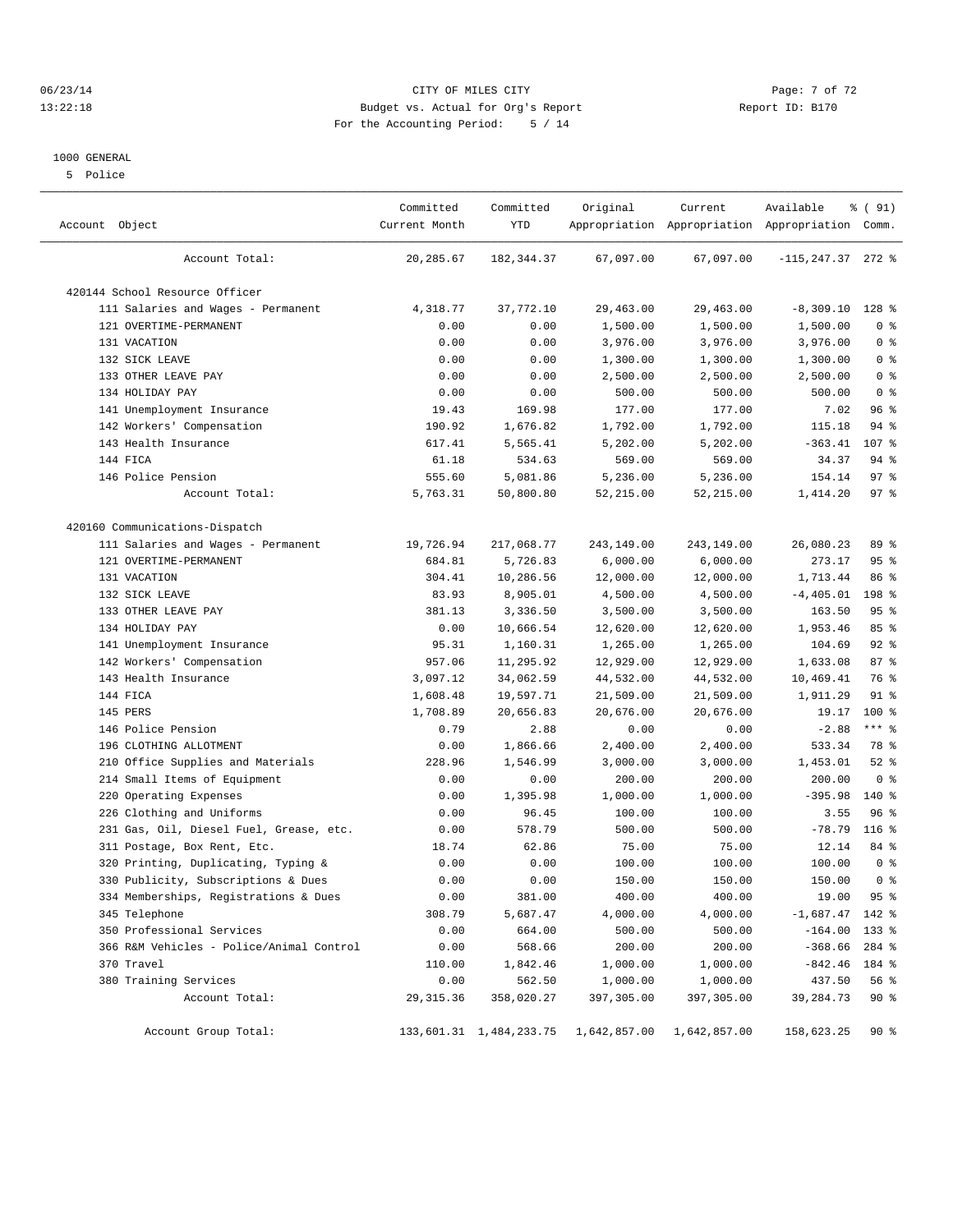CITY OF MILES CITY

Budget vs. Actual for Org's Report

For the Accounting Period: 5 / 14

06/23/14 13:22:18 Report ID: B170

1000 GENERAL

5 Police

| Account Object | Committed Current Month | Committed YTD | Original Appropriation | Current Appropriation | Available Appropriation | % ( 91) Comm. |
|---|---|---|---|---|---|---|
| Account Total: | 20,285.67 | 182,344.37 | 67,097.00 | 67,097.00 | -115,247.37 | 272 % |
| 420144 School Resource Officer | | | | | | |
| 111 Salaries and Wages - Permanent | 4,318.77 | 37,772.10 | 29,463.00 | 29,463.00 | -8,309.10 | 128 % |
| 121 OVERTIME-PERMANENT | 0.00 | 0.00 | 1,500.00 | 1,500.00 | 1,500.00 | 0 % |
| 131 VACATION | 0.00 | 0.00 | 3,976.00 | 3,976.00 | 3,976.00 | 0 % |
| 132 SICK LEAVE | 0.00 | 0.00 | 1,300.00 | 1,300.00 | 1,300.00 | 0 % |
| 133 OTHER LEAVE PAY | 0.00 | 0.00 | 2,500.00 | 2,500.00 | 2,500.00 | 0 % |
| 134 HOLIDAY PAY | 0.00 | 0.00 | 500.00 | 500.00 | 500.00 | 0 % |
| 141 Unemployment Insurance | 19.43 | 169.98 | 177.00 | 177.00 | 7.02 | 96 % |
| 142 Workers' Compensation | 190.92 | 1,676.82 | 1,792.00 | 1,792.00 | 115.18 | 94 % |
| 143 Health Insurance | 617.41 | 5,565.41 | 5,202.00 | 5,202.00 | -363.41 | 107 % |
| 144 FICA | 61.18 | 534.63 | 569.00 | 569.00 | 34.37 | 94 % |
| 146 Police Pension | 555.60 | 5,081.86 | 5,236.00 | 5,236.00 | 154.14 | 97 % |
| Account Total: | 5,763.31 | 50,800.80 | 52,215.00 | 52,215.00 | 1,414.20 | 97 % |
| 420160 Communications-Dispatch | | | | | | |
| 111 Salaries and Wages - Permanent | 19,726.94 | 217,068.77 | 243,149.00 | 243,149.00 | 26,080.23 | 89 % |
| 121 OVERTIME-PERMANENT | 684.81 | 5,726.83 | 6,000.00 | 6,000.00 | 273.17 | 95 % |
| 131 VACATION | 304.41 | 10,286.56 | 12,000.00 | 12,000.00 | 1,713.44 | 86 % |
| 132 SICK LEAVE | 83.93 | 8,905.01 | 4,500.00 | 4,500.00 | -4,405.01 | 198 % |
| 133 OTHER LEAVE PAY | 381.13 | 3,336.50 | 3,500.00 | 3,500.00 | 163.50 | 95 % |
| 134 HOLIDAY PAY | 0.00 | 10,666.54 | 12,620.00 | 12,620.00 | 1,953.46 | 85 % |
| 141 Unemployment Insurance | 95.31 | 1,160.31 | 1,265.00 | 1,265.00 | 104.69 | 92 % |
| 142 Workers' Compensation | 957.06 | 11,295.92 | 12,929.00 | 12,929.00 | 1,633.08 | 87 % |
| 143 Health Insurance | 3,097.12 | 34,062.59 | 44,532.00 | 44,532.00 | 10,469.41 | 76 % |
| 144 FICA | 1,608.48 | 19,597.71 | 21,509.00 | 21,509.00 | 1,911.29 | 91 % |
| 145 PERS | 1,708.89 | 20,656.83 | 20,676.00 | 20,676.00 | 19.17 | 100 % |
| 146 Police Pension | 0.79 | 2.88 | 0.00 | 0.00 | -2.88 | *** % |
| 196 CLOTHING ALLOTMENT | 0.00 | 1,866.66 | 2,400.00 | 2,400.00 | 533.34 | 78 % |
| 210 Office Supplies and Materials | 228.96 | 1,546.99 | 3,000.00 | 3,000.00 | 1,453.01 | 52 % |
| 214 Small Items of Equipment | 0.00 | 0.00 | 200.00 | 200.00 | 200.00 | 0 % |
| 220 Operating Expenses | 0.00 | 1,395.98 | 1,000.00 | 1,000.00 | -395.98 | 140 % |
| 226 Clothing and Uniforms | 0.00 | 96.45 | 100.00 | 100.00 | 3.55 | 96 % |
| 231 Gas, Oil, Diesel Fuel, Grease, etc. | 0.00 | 578.79 | 500.00 | 500.00 | -78.79 | 116 % |
| 311 Postage, Box Rent, Etc. | 18.74 | 62.86 | 75.00 | 75.00 | 12.14 | 84 % |
| 320 Printing, Duplicating, Typing & | 0.00 | 0.00 | 100.00 | 100.00 | 100.00 | 0 % |
| 330 Publicity, Subscriptions & Dues | 0.00 | 0.00 | 150.00 | 150.00 | 150.00 | 0 % |
| 334 Memberships, Registrations & Dues | 0.00 | 381.00 | 400.00 | 400.00 | 19.00 | 95 % |
| 345 Telephone | 308.79 | 5,687.47 | 4,000.00 | 4,000.00 | -1,687.47 | 142 % |
| 350 Professional Services | 0.00 | 664.00 | 500.00 | 500.00 | -164.00 | 133 % |
| 366 R&M Vehicles - Police/Animal Control | 0.00 | 568.66 | 200.00 | 200.00 | -368.66 | 284 % |
| 370 Travel | 110.00 | 1,842.46 | 1,000.00 | 1,000.00 | -842.46 | 184 % |
| 380 Training Services | 0.00 | 562.50 | 1,000.00 | 1,000.00 | 437.50 | 56 % |
| Account Total: | 29,315.36 | 358,020.27 | 397,305.00 | 397,305.00 | 39,284.73 | 90 % |
| Account Group Total: | 133,601.31 | 1,484,233.75 | 1,642,857.00 | 1,642,857.00 | 158,623.25 | 90 % |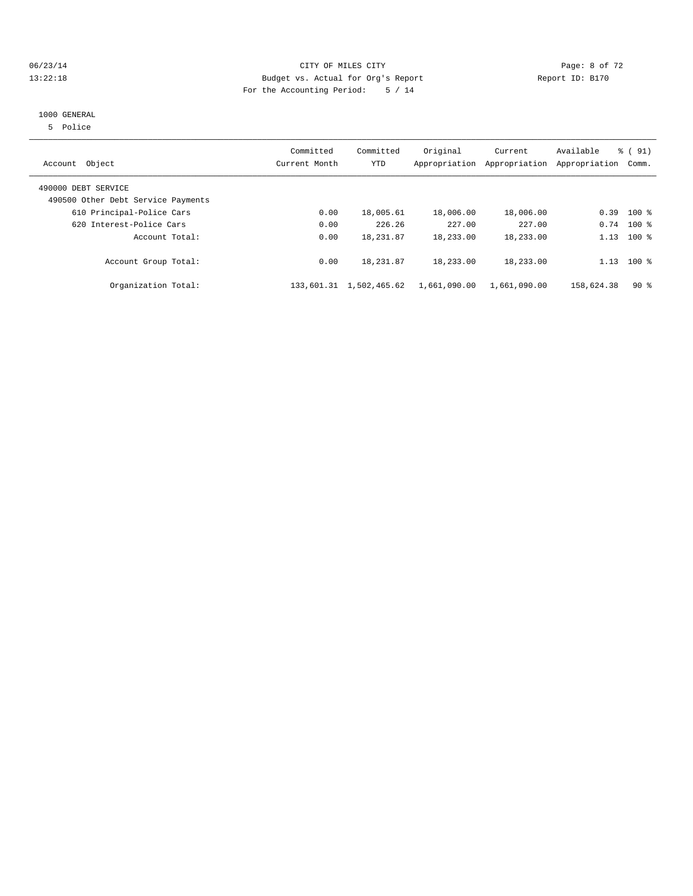CITY OF MILES CITY

Budget vs. Actual for Org's Report

For the Accounting Period: 5 / 14

06/23/14 13:22:18 Report ID: B170

1000 GENERAL

5 Police

| Account Object | Committed Current Month | Committed YTD | Original Appropriation | Current Appropriation | Available Appropriation | % ( 91) Comm. |
|---|---|---|---|---|---|---|
| 490000 DEBT SERVICE | | | | | | |
| 490500 Other Debt Service Payments | | | | | | |
| 610 Principal-Police Cars | 0.00 | 18,005.61 | 18,006.00 | 18,006.00 | 0.39 | 100 % |
| 620 Interest-Police Cars | 0.00 | 226.26 | 227.00 | 227.00 | 0.74 | 100 % |
| Account Total: | 0.00 | 18,231.87 | 18,233.00 | 18,233.00 | 1.13 | 100 % |
| Account Group Total: | 0.00 | 18,231.87 | 18,233.00 | 18,233.00 | 1.13 | 100 % |
| Organization Total: | 133,601.31 | 1,502,465.62 | 1,661,090.00 | 1,661,090.00 | 158,624.38 | 90 % |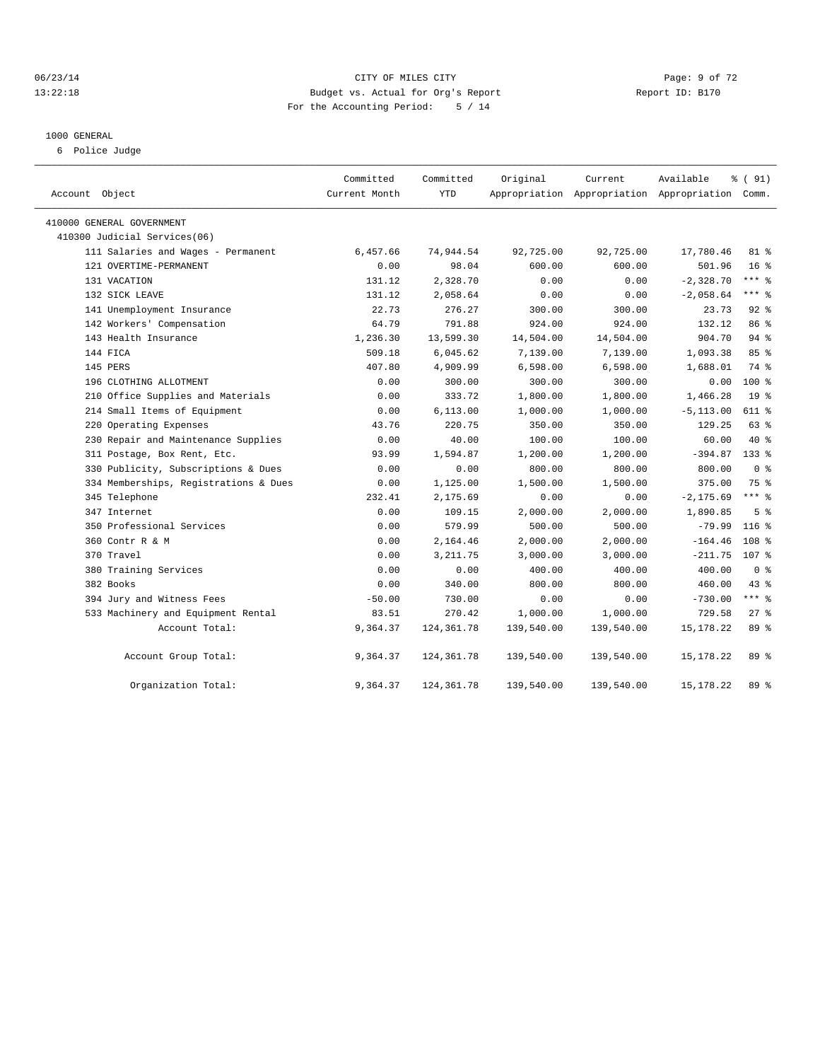CITY OF MILES CITY
Budget vs. Actual for Org's Report
For the Accounting Period: 5 / 14

06/23/14
13:22:18

Report ID: B170

## 1000 GENERAL

6 Police Judge

| Account Object | Committed Current Month | Committed YTD | Original Appropriation | Current Appropriation | Available Appropriation | % ( 91) Comm. |
|---|---|---|---|---|---|---|
| 410000 GENERAL GOVERNMENT | | | | | | |
| 410300 Judicial Services(06) | | | | | | |
| 111 Salaries and Wages - Permanent | 6,457.66 | 74,944.54 | 92,725.00 | 92,725.00 | 17,780.46 | 81 % |
| 121 OVERTIME-PERMANENT | 0.00 | 98.04 | 600.00 | 600.00 | 501.96 | 16 % |
| 131 VACATION | 131.12 | 2,328.70 | 0.00 | 0.00 | -2,328.70 | *** % |
| 132 SICK LEAVE | 131.12 | 2,058.64 | 0.00 | 0.00 | -2,058.64 | *** % |
| 141 Unemployment Insurance | 22.73 | 276.27 | 300.00 | 300.00 | 23.73 | 92 % |
| 142 Workers' Compensation | 64.79 | 791.88 | 924.00 | 924.00 | 132.12 | 86 % |
| 143 Health Insurance | 1,236.30 | 13,599.30 | 14,504.00 | 14,504.00 | 904.70 | 94 % |
| 144 FICA | 509.18 | 6,045.62 | 7,139.00 | 7,139.00 | 1,093.38 | 85 % |
| 145 PERS | 407.80 | 4,909.99 | 6,598.00 | 6,598.00 | 1,688.01 | 74 % |
| 196 CLOTHING ALLOTMENT | 0.00 | 300.00 | 300.00 | 300.00 | 0.00 | 100 % |
| 210 Office Supplies and Materials | 0.00 | 333.72 | 1,800.00 | 1,800.00 | 1,466.28 | 19 % |
| 214 Small Items of Equipment | 0.00 | 6,113.00 | 1,000.00 | 1,000.00 | -5,113.00 | 611 % |
| 220 Operating Expenses | 43.76 | 220.75 | 350.00 | 350.00 | 129.25 | 63 % |
| 230 Repair and Maintenance Supplies | 0.00 | 40.00 | 100.00 | 100.00 | 60.00 | 40 % |
| 311 Postage, Box Rent, Etc. | 93.99 | 1,594.87 | 1,200.00 | 1,200.00 | -394.87 | 133 % |
| 330 Publicity, Subscriptions & Dues | 0.00 | 0.00 | 800.00 | 800.00 | 800.00 | 0 % |
| 334 Memberships, Registrations & Dues | 0.00 | 1,125.00 | 1,500.00 | 1,500.00 | 375.00 | 75 % |
| 345 Telephone | 232.41 | 2,175.69 | 0.00 | 0.00 | -2,175.69 | *** % |
| 347 Internet | 0.00 | 109.15 | 2,000.00 | 2,000.00 | 1,890.85 | 5 % |
| 350 Professional Services | 0.00 | 579.99 | 500.00 | 500.00 | -79.99 | 116 % |
| 360 Contr R & M | 0.00 | 2,164.46 | 2,000.00 | 2,000.00 | -164.46 | 108 % |
| 370 Travel | 0.00 | 3,211.75 | 3,000.00 | 3,000.00 | -211.75 | 107 % |
| 380 Training Services | 0.00 | 0.00 | 400.00 | 400.00 | 400.00 | 0 % |
| 382 Books | 0.00 | 340.00 | 800.00 | 800.00 | 460.00 | 43 % |
| 394 Jury and Witness Fees | -50.00 | 730.00 | 0.00 | 0.00 | -730.00 | *** % |
| 533 Machinery and Equipment Rental | 83.51 | 270.42 | 1,000.00 | 1,000.00 | 729.58 | 27 % |
| Account Total: | 9,364.37 | 124,361.78 | 139,540.00 | 139,540.00 | 15,178.22 | 89 % |
| Account Group Total: | 9,364.37 | 124,361.78 | 139,540.00 | 139,540.00 | 15,178.22 | 89 % |
| Organization Total: | 9,364.37 | 124,361.78 | 139,540.00 | 139,540.00 | 15,178.22 | 89 % |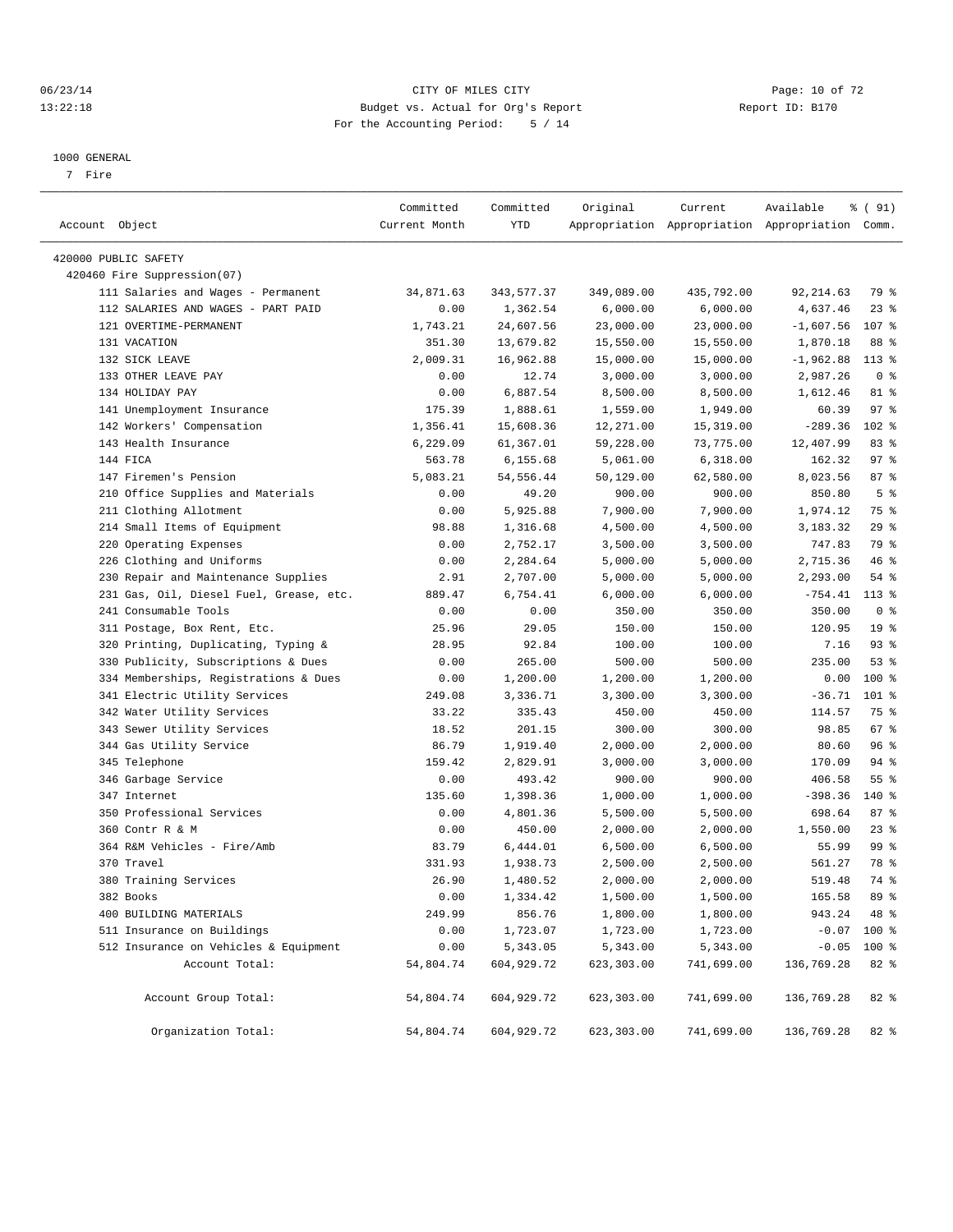CITY OF MILES CITY
Budget vs. Actual for Org's Report
For the Accounting Period: 5 / 14

06/23/14
13:22:18

Report ID: B170

1000 GENERAL

7 Fire

| Account Object | Committed Current Month | Committed YTD | Original Appropriation | Current Appropriation | Available Appropriation | % ( 91) Comm. |
|---|---|---|---|---|---|---|
| 420000 PUBLIC SAFETY | | | | | | |
| 420460 Fire Suppression(07) | | | | | | |
| 111 Salaries and Wages - Permanent | 34,871.63 | 343,577.37 | 349,089.00 | 435,792.00 | 92,214.63 | 79 % |
| 112 SALARIES AND WAGES - PART PAID | 0.00 | 1,362.54 | 6,000.00 | 6,000.00 | 4,637.46 | 23 % |
| 121 OVERTIME-PERMANENT | 1,743.21 | 24,607.56 | 23,000.00 | 23,000.00 | -1,607.56 | 107 % |
| 131 VACATION | 351.30 | 13,679.82 | 15,550.00 | 15,550.00 | 1,870.18 | 88 % |
| 132 SICK LEAVE | 2,009.31 | 16,962.88 | 15,000.00 | 15,000.00 | -1,962.88 | 113 % |
| 133 OTHER LEAVE PAY | 0.00 | 12.74 | 3,000.00 | 3,000.00 | 2,987.26 | 0 % |
| 134 HOLIDAY PAY | 0.00 | 6,887.54 | 8,500.00 | 8,500.00 | 1,612.46 | 81 % |
| 141 Unemployment Insurance | 175.39 | 1,888.61 | 1,559.00 | 1,949.00 | 60.39 | 97 % |
| 142 Workers' Compensation | 1,356.41 | 15,608.36 | 12,271.00 | 15,319.00 | -289.36 | 102 % |
| 143 Health Insurance | 6,229.09 | 61,367.01 | 59,228.00 | 73,775.00 | 12,407.99 | 83 % |
| 144 FICA | 563.78 | 6,155.68 | 5,061.00 | 6,318.00 | 162.32 | 97 % |
| 147 Firemen's Pension | 5,083.21 | 54,556.44 | 50,129.00 | 62,580.00 | 8,023.56 | 87 % |
| 210 Office Supplies and Materials | 0.00 | 49.20 | 900.00 | 900.00 | 850.80 | 5 % |
| 211 Clothing Allotment | 0.00 | 5,925.88 | 7,900.00 | 7,900.00 | 1,974.12 | 75 % |
| 214 Small Items of Equipment | 98.88 | 1,316.68 | 4,500.00 | 4,500.00 | 3,183.32 | 29 % |
| 220 Operating Expenses | 0.00 | 2,752.17 | 3,500.00 | 3,500.00 | 747.83 | 79 % |
| 226 Clothing and Uniforms | 0.00 | 2,284.64 | 5,000.00 | 5,000.00 | 2,715.36 | 46 % |
| 230 Repair and Maintenance Supplies | 2.91 | 2,707.00 | 5,000.00 | 5,000.00 | 2,293.00 | 54 % |
| 231 Gas, Oil, Diesel Fuel, Grease, etc. | 889.47 | 6,754.41 | 6,000.00 | 6,000.00 | -754.41 | 113 % |
| 241 Consumable Tools | 0.00 | 0.00 | 350.00 | 350.00 | 350.00 | 0 % |
| 311 Postage, Box Rent, Etc. | 25.96 | 29.05 | 150.00 | 150.00 | 120.95 | 19 % |
| 320 Printing, Duplicating, Typing & | 28.95 | 92.84 | 100.00 | 100.00 | 7.16 | 93 % |
| 330 Publicity, Subscriptions & Dues | 0.00 | 265.00 | 500.00 | 500.00 | 235.00 | 53 % |
| 334 Memberships, Registrations & Dues | 0.00 | 1,200.00 | 1,200.00 | 1,200.00 | 0.00 | 100 % |
| 341 Electric Utility Services | 249.08 | 3,336.71 | 3,300.00 | 3,300.00 | -36.71 | 101 % |
| 342 Water Utility Services | 33.22 | 335.43 | 450.00 | 450.00 | 114.57 | 75 % |
| 343 Sewer Utility Services | 18.52 | 201.15 | 300.00 | 300.00 | 98.85 | 67 % |
| 344 Gas Utility Service | 86.79 | 1,919.40 | 2,000.00 | 2,000.00 | 80.60 | 96 % |
| 345 Telephone | 159.42 | 2,829.91 | 3,000.00 | 3,000.00 | 170.09 | 94 % |
| 346 Garbage Service | 0.00 | 493.42 | 900.00 | 900.00 | 406.58 | 55 % |
| 347 Internet | 135.60 | 1,398.36 | 1,000.00 | 1,000.00 | -398.36 | 140 % |
| 350 Professional Services | 0.00 | 4,801.36 | 5,500.00 | 5,500.00 | 698.64 | 87 % |
| 360 Contr R & M | 0.00 | 450.00 | 2,000.00 | 2,000.00 | 1,550.00 | 23 % |
| 364 R&M Vehicles - Fire/Amb | 83.79 | 6,444.01 | 6,500.00 | 6,500.00 | 55.99 | 99 % |
| 370 Travel | 331.93 | 1,938.73 | 2,500.00 | 2,500.00 | 561.27 | 78 % |
| 380 Training Services | 26.90 | 1,480.52 | 2,000.00 | 2,000.00 | 519.48 | 74 % |
| 382 Books | 0.00 | 1,334.42 | 1,500.00 | 1,500.00 | 165.58 | 89 % |
| 400 BUILDING MATERIALS | 249.99 | 856.76 | 1,800.00 | 1,800.00 | 943.24 | 48 % |
| 511 Insurance on Buildings | 0.00 | 1,723.07 | 1,723.00 | 1,723.00 | -0.07 | 100 % |
| 512 Insurance on Vehicles & Equipment | 0.00 | 5,343.05 | 5,343.00 | 5,343.00 | -0.05 | 100 % |
| Account Total: | 54,804.74 | 604,929.72 | 623,303.00 | 741,699.00 | 136,769.28 | 82 % |
| Account Group Total: | 54,804.74 | 604,929.72 | 623,303.00 | 741,699.00 | 136,769.28 | 82 % |
| Organization Total: | 54,804.74 | 604,929.72 | 623,303.00 | 741,699.00 | 136,769.28 | 82 % |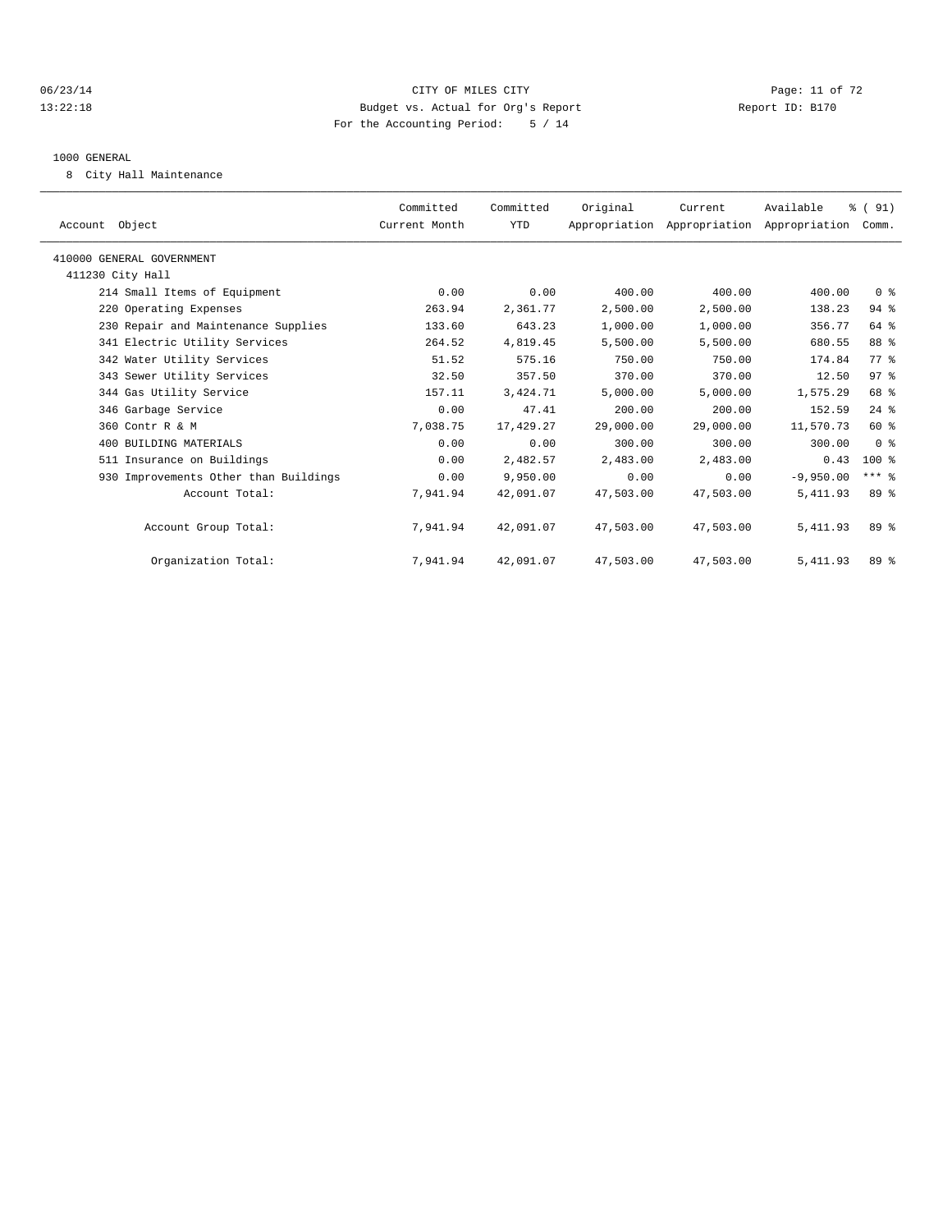CITY OF MILES CITY

Budget vs. Actual for Org's Report

For the Accounting Period: 5 / 14

1000 GENERAL

8 City Hall Maintenance

| Account Object | Committed Current Month | Committed YTD | Original Appropriation | Current Appropriation | Available Appropriation | % ( 91) Comm. |
|---|---|---|---|---|---|---|
| 410000 GENERAL GOVERNMENT | | | | | | |
| 411230 City Hall | | | | | | |
| 214 Small Items of Equipment | 0.00 | 0.00 | 400.00 | 400.00 | 400.00 | 0 % |
| 220 Operating Expenses | 263.94 | 2,361.77 | 2,500.00 | 2,500.00 | 138.23 | 94 % |
| 230 Repair and Maintenance Supplies | 133.60 | 643.23 | 1,000.00 | 1,000.00 | 356.77 | 64 % |
| 341 Electric Utility Services | 264.52 | 4,819.45 | 5,500.00 | 5,500.00 | 680.55 | 88 % |
| 342 Water Utility Services | 51.52 | 575.16 | 750.00 | 750.00 | 174.84 | 77 % |
| 343 Sewer Utility Services | 32.50 | 357.50 | 370.00 | 370.00 | 12.50 | 97 % |
| 344 Gas Utility Service | 157.11 | 3,424.71 | 5,000.00 | 5,000.00 | 1,575.29 | 68 % |
| 346 Garbage Service | 0.00 | 47.41 | 200.00 | 200.00 | 152.59 | 24 % |
| 360 Contr R & M | 7,038.75 | 17,429.27 | 29,000.00 | 29,000.00 | 11,570.73 | 60 % |
| 400 BUILDING MATERIALS | 0.00 | 0.00 | 300.00 | 300.00 | 300.00 | 0 % |
| 511 Insurance on Buildings | 0.00 | 2,482.57 | 2,483.00 | 2,483.00 | 0.43 | 100 % |
| 930 Improvements Other than Buildings | 0.00 | 9,950.00 | 0.00 | 0.00 | -9,950.00 | *** % |
| Account Total: | 7,941.94 | 42,091.07 | 47,503.00 | 47,503.00 | 5,411.93 | 89 % |
| Account Group Total: | 7,941.94 | 42,091.07 | 47,503.00 | 47,503.00 | 5,411.93 | 89 % |
| Organization Total: | 7,941.94 | 42,091.07 | 47,503.00 | 47,503.00 | 5,411.93 | 89 % |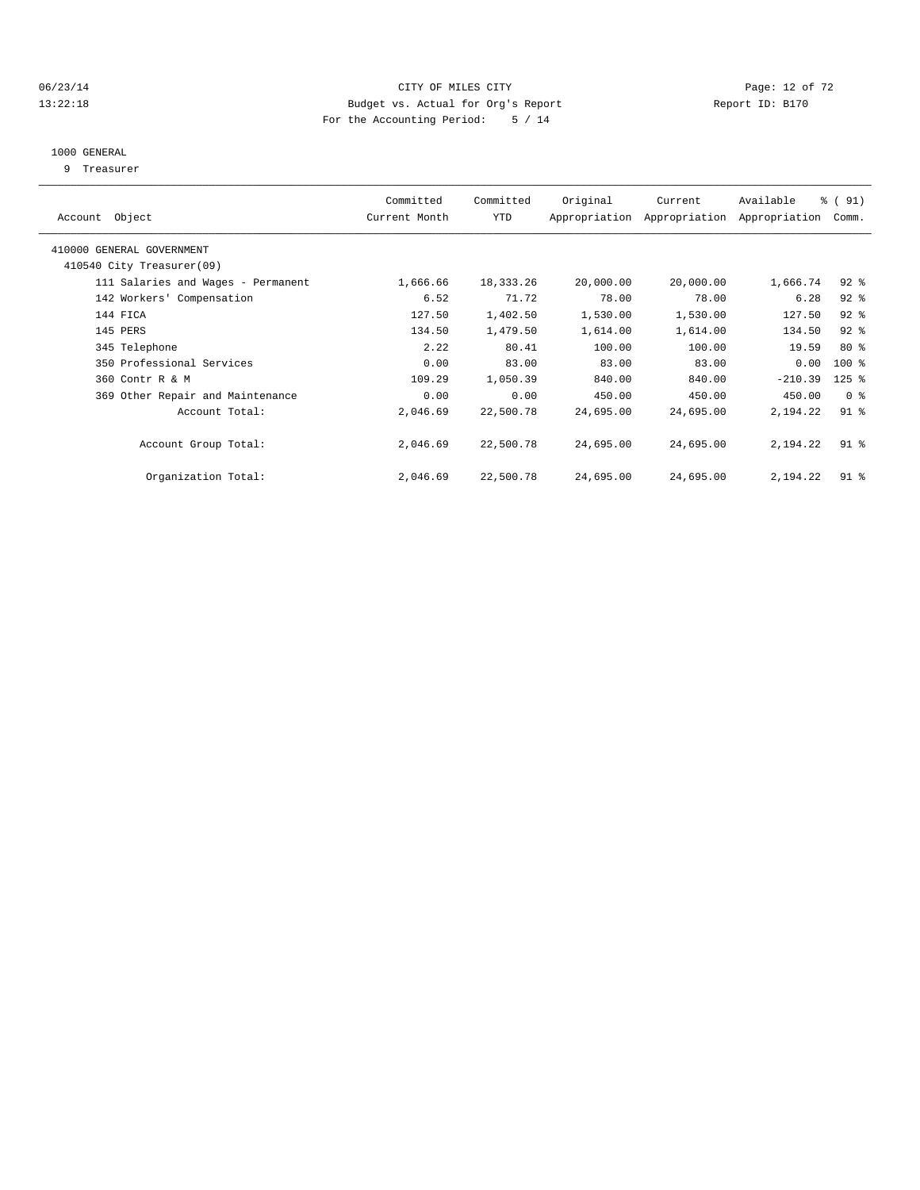06/23/14 CITY OF MILES CITY
13:22:18 Budget vs. Actual for Org's Report Report ID: B170
For the Accounting Period: 5 / 14

1000 GENERAL
9 Treasurer

| Account Object | Committed Current Month | Committed YTD | Original Appropriation | Current Appropriation | Available Appropriation | % ( 91) Comm. |
|---|---|---|---|---|---|---|
| 410000 GENERAL GOVERNMENT | | | | | | |
| 410540 City Treasurer(09) | | | | | | |
| 111 Salaries and Wages - Permanent | 1,666.66 | 18,333.26 | 20,000.00 | 20,000.00 | 1,666.74 | 92 % |
| 142 Workers' Compensation | 6.52 | 71.72 | 78.00 | 78.00 | 6.28 | 92 % |
| 144 FICA | 127.50 | 1,402.50 | 1,530.00 | 1,530.00 | 127.50 | 92 % |
| 145 PERS | 134.50 | 1,479.50 | 1,614.00 | 1,614.00 | 134.50 | 92 % |
| 345 Telephone | 2.22 | 80.41 | 100.00 | 100.00 | 19.59 | 80 % |
| 350 Professional Services | 0.00 | 83.00 | 83.00 | 83.00 | 0.00 | 100 % |
| 360 Contr R & M | 109.29 | 1,050.39 | 840.00 | 840.00 | -210.39 | 125 % |
| 369 Other Repair and Maintenance | 0.00 | 0.00 | 450.00 | 450.00 | 450.00 | 0 % |
| Account Total: | 2,046.69 | 22,500.78 | 24,695.00 | 24,695.00 | 2,194.22 | 91 % |
| Account Group Total: | 2,046.69 | 22,500.78 | 24,695.00 | 24,695.00 | 2,194.22 | 91 % |
| Organization Total: | 2,046.69 | 22,500.78 | 24,695.00 | 24,695.00 | 2,194.22 | 91 % |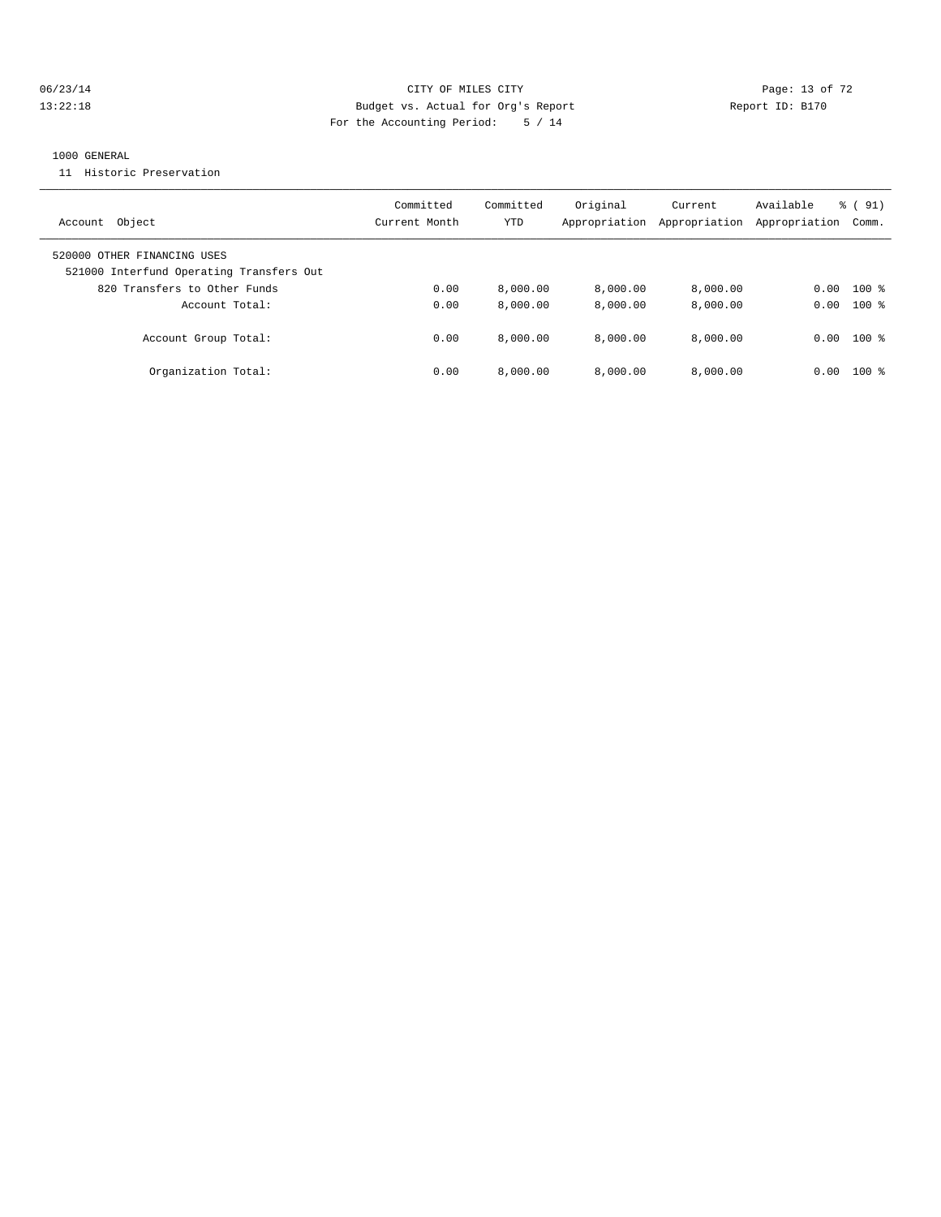CITY OF MILES CITY
Budget vs. Actual for Org's Report
For the Accounting Period: 5 / 14

06/23/14
13:22:18

Report ID: B170

1000 GENERAL

11 Historic Preservation

| Account Object | Committed Current Month | Committed YTD | Original Appropriation | Current Appropriation | Available Appropriation | % ( 91) Comm. |
|---|---|---|---|---|---|---|
| 520000 OTHER FINANCING USES | | | | | | |
| 521000 Interfund Operating Transfers Out | | | | | | |
| 820 Transfers to Other Funds | 0.00 | 8,000.00 | 8,000.00 | 8,000.00 | 0.00 | 100 % |
| Account Total: | 0.00 | 8,000.00 | 8,000.00 | 8,000.00 | 0.00 | 100 % |
| Account Group Total: | 0.00 | 8,000.00 | 8,000.00 | 8,000.00 | 0.00 | 100 % |
| Organization Total: | 0.00 | 8,000.00 | 8,000.00 | 8,000.00 | 0.00 | 100 % |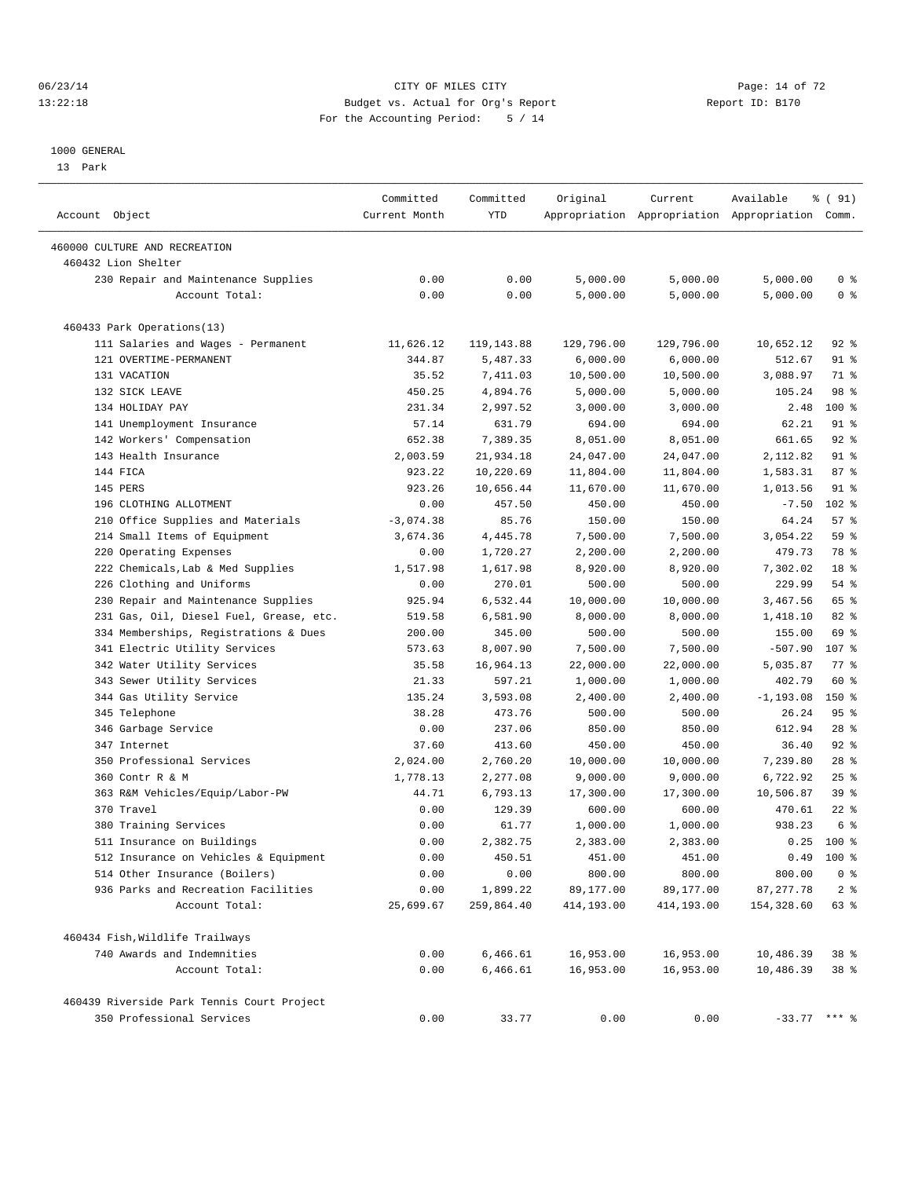CITY OF MILES CITY
Budget vs. Actual for Org's Report
For the Accounting Period: 5 / 14

06/23/14
13:22:18

Report ID: B170

1000 GENERAL
13 Park

| Account Object | Committed Current Month | Committed YTD | Original Appropriation | Current Appropriation | Available Appropriation | % ( 91) Comm. |
|---|---|---|---|---|---|---|
| 460000 CULTURE AND RECREATION | | | | | | |
| 460432 Lion Shelter | | | | | | |
| 230 Repair and Maintenance Supplies | 0.00 | 0.00 | 5,000.00 | 5,000.00 | 5,000.00 | 0 % |
| Account Total: | 0.00 | 0.00 | 5,000.00 | 5,000.00 | 5,000.00 | 0 % |
| 460433 Park Operations(13) | | | | | | |
| 111 Salaries and Wages - Permanent | 11,626.12 | 119,143.88 | 129,796.00 | 129,796.00 | 10,652.12 | 92 % |
| 121 OVERTIME-PERMANENT | 344.87 | 5,487.33 | 6,000.00 | 6,000.00 | 512.67 | 91 % |
| 131 VACATION | 35.52 | 7,411.03 | 10,500.00 | 10,500.00 | 3,088.97 | 71 % |
| 132 SICK LEAVE | 450.25 | 4,894.76 | 5,000.00 | 5,000.00 | 105.24 | 98 % |
| 134 HOLIDAY PAY | 231.34 | 2,997.52 | 3,000.00 | 3,000.00 | 2.48 | 100 % |
| 141 Unemployment Insurance | 57.14 | 631.79 | 694.00 | 694.00 | 62.21 | 91 % |
| 142 Workers' Compensation | 652.38 | 7,389.35 | 8,051.00 | 8,051.00 | 661.65 | 92 % |
| 143 Health Insurance | 2,003.59 | 21,934.18 | 24,047.00 | 24,047.00 | 2,112.82 | 91 % |
| 144 FICA | 923.22 | 10,220.69 | 11,804.00 | 11,804.00 | 1,583.31 | 87 % |
| 145 PERS | 923.26 | 10,656.44 | 11,670.00 | 11,670.00 | 1,013.56 | 91 % |
| 196 CLOTHING ALLOTMENT | 0.00 | 457.50 | 450.00 | 450.00 | -7.50 | 102 % |
| 210 Office Supplies and Materials | -3,074.38 | 85.76 | 150.00 | 150.00 | 64.24 | 57 % |
| 214 Small Items of Equipment | 3,674.36 | 4,445.78 | 7,500.00 | 7,500.00 | 3,054.22 | 59 % |
| 220 Operating Expenses | 0.00 | 1,720.27 | 2,200.00 | 2,200.00 | 479.73 | 78 % |
| 222 Chemicals,Lab & Med Supplies | 1,517.98 | 1,617.98 | 8,920.00 | 8,920.00 | 7,302.02 | 18 % |
| 226 Clothing and Uniforms | 0.00 | 270.01 | 500.00 | 500.00 | 229.99 | 54 % |
| 230 Repair and Maintenance Supplies | 925.94 | 6,532.44 | 10,000.00 | 10,000.00 | 3,467.56 | 65 % |
| 231 Gas, Oil, Diesel Fuel, Grease, etc. | 519.58 | 6,581.90 | 8,000.00 | 8,000.00 | 1,418.10 | 82 % |
| 334 Memberships, Registrations & Dues | 200.00 | 345.00 | 500.00 | 500.00 | 155.00 | 69 % |
| 341 Electric Utility Services | 573.63 | 8,007.90 | 7,500.00 | 7,500.00 | -507.90 | 107 % |
| 342 Water Utility Services | 35.58 | 16,964.13 | 22,000.00 | 22,000.00 | 5,035.87 | 77 % |
| 343 Sewer Utility Services | 21.33 | 597.21 | 1,000.00 | 1,000.00 | 402.79 | 60 % |
| 344 Gas Utility Service | 135.24 | 3,593.08 | 2,400.00 | 2,400.00 | -1,193.08 | 150 % |
| 345 Telephone | 38.28 | 473.76 | 500.00 | 500.00 | 26.24 | 95 % |
| 346 Garbage Service | 0.00 | 237.06 | 850.00 | 850.00 | 612.94 | 28 % |
| 347 Internet | 37.60 | 413.60 | 450.00 | 450.00 | 36.40 | 92 % |
| 350 Professional Services | 2,024.00 | 2,760.20 | 10,000.00 | 10,000.00 | 7,239.80 | 28 % |
| 360 Contr R & M | 1,778.13 | 2,277.08 | 9,000.00 | 9,000.00 | 6,722.92 | 25 % |
| 363 R&M Vehicles/Equip/Labor-PW | 44.71 | 6,793.13 | 17,300.00 | 17,300.00 | 10,506.87 | 39 % |
| 370 Travel | 0.00 | 129.39 | 600.00 | 600.00 | 470.61 | 22 % |
| 380 Training Services | 0.00 | 61.77 | 1,000.00 | 1,000.00 | 938.23 | 6 % |
| 511 Insurance on Buildings | 0.00 | 2,382.75 | 2,383.00 | 2,383.00 | 0.25 | 100 % |
| 512 Insurance on Vehicles & Equipment | 0.00 | 450.51 | 451.00 | 451.00 | 0.49 | 100 % |
| 514 Other Insurance (Boilers) | 0.00 | 0.00 | 800.00 | 800.00 | 800.00 | 0 % |
| 936 Parks and Recreation Facilities | 0.00 | 1,899.22 | 89,177.00 | 89,177.00 | 87,277.78 | 2 % |
| Account Total: | 25,699.67 | 259,864.40 | 414,193.00 | 414,193.00 | 154,328.60 | 63 % |
| 460434 Fish,Wildlife Trailways | | | | | | |
| 740 Awards and Indemnities | 0.00 | 6,466.61 | 16,953.00 | 16,953.00 | 10,486.39 | 38 % |
| Account Total: | 0.00 | 6,466.61 | 16,953.00 | 16,953.00 | 10,486.39 | 38 % |
| 460439 Riverside Park Tennis Court Project | | | | | | |
| 350 Professional Services | 0.00 | 33.77 | 0.00 | 0.00 | -33.77 | *** % |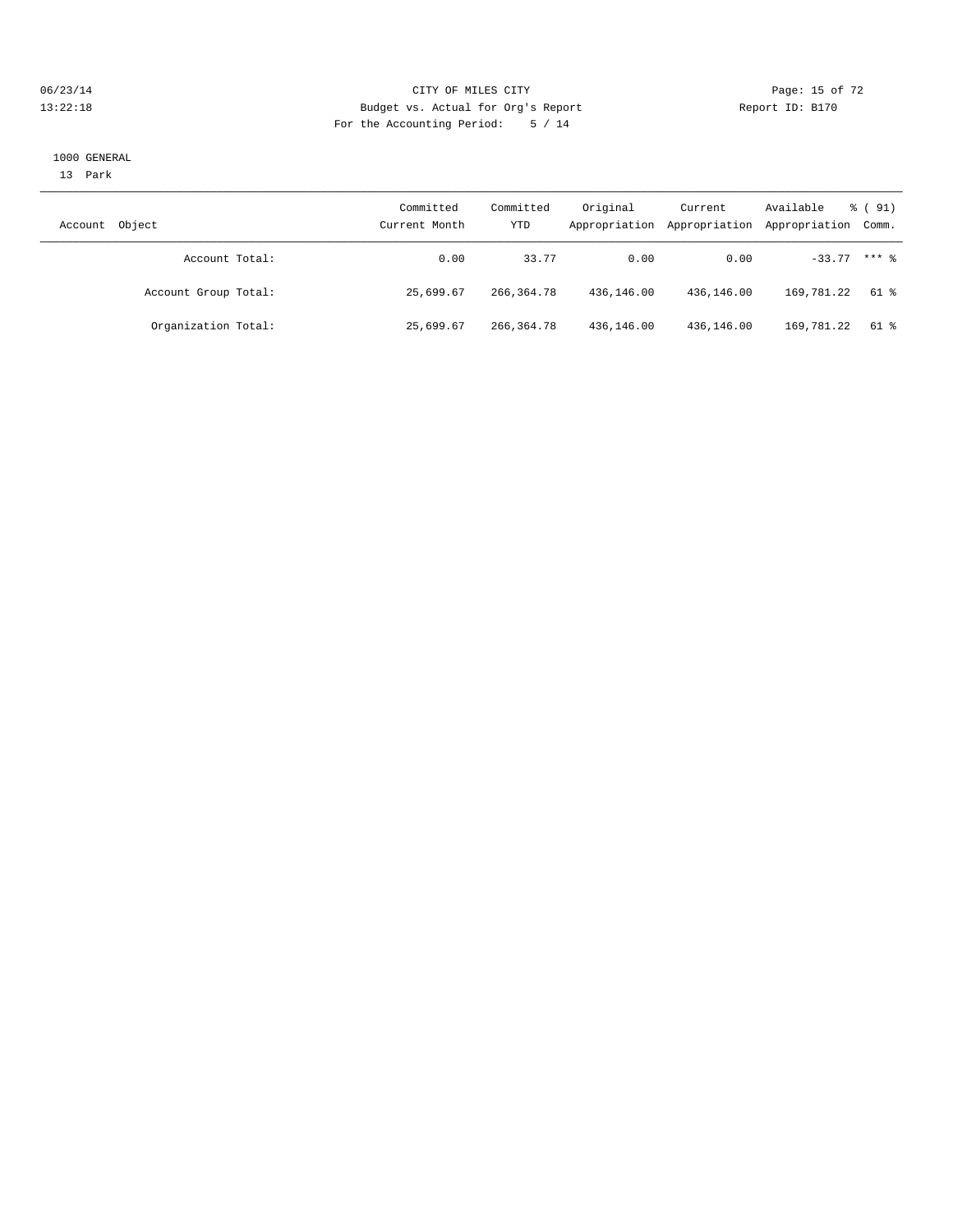CITY OF MILES CITY

Budget vs. Actual for Org's Report

For the Accounting Period: 5 / 14

06/23/14
13:22:18

Report ID: B170

1000 GENERAL

13 Park

| Account Object | Committed Current Month | Committed YTD | Original Appropriation | Current Appropriation | Available Appropriation | % ( 91) Comm. |
|---|---|---|---|---|---|---|
| Account Total: | 0.00 | 33.77 | 0.00 | 0.00 | -33.77 | *** % |
| Account Group Total: | 25,699.67 | 266,364.78 | 436,146.00 | 436,146.00 | 169,781.22 | 61 % |
| Organization Total: | 25,699.67 | 266,364.78 | 436,146.00 | 436,146.00 | 169,781.22 | 61 % |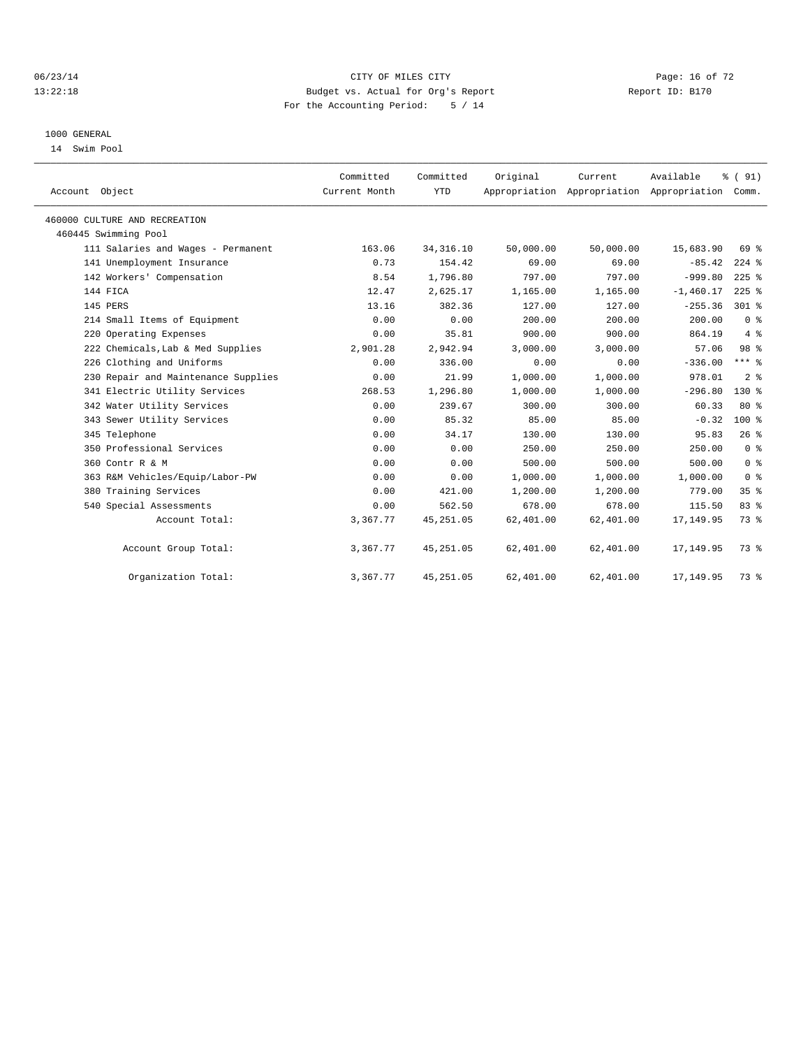CITY OF MILES CITY
Budget vs. Actual for Org's Report
For the Accounting Period: 5 / 14

1000 GENERAL
14 Swim Pool

| Account Object | Committed Current Month | Committed YTD | Original Appropriation | Current Appropriation | Available Appropriation | % ( 91) Comm. |
|---|---|---|---|---|---|---|
| 460000 CULTURE AND RECREATION | | | | | | |
| 460445 Swimming Pool | | | | | | |
| 111 Salaries and Wages - Permanent | 163.06 | 34,316.10 | 50,000.00 | 50,000.00 | 15,683.90 | 69 % |
| 141 Unemployment Insurance | 0.73 | 154.42 | 69.00 | 69.00 | -85.42 | 224 % |
| 142 Workers' Compensation | 8.54 | 1,796.80 | 797.00 | 797.00 | -999.80 | 225 % |
| 144 FICA | 12.47 | 2,625.17 | 1,165.00 | 1,165.00 | -1,460.17 | 225 % |
| 145 PERS | 13.16 | 382.36 | 127.00 | 127.00 | -255.36 | 301 % |
| 214 Small Items of Equipment | 0.00 | 0.00 | 200.00 | 200.00 | 200.00 | 0 % |
| 220 Operating Expenses | 0.00 | 35.81 | 900.00 | 900.00 | 864.19 | 4 % |
| 222 Chemicals,Lab & Med Supplies | 2,901.28 | 2,942.94 | 3,000.00 | 3,000.00 | 57.06 | 98 % |
| 226 Clothing and Uniforms | 0.00 | 336.00 | 0.00 | 0.00 | -336.00 | *** % |
| 230 Repair and Maintenance Supplies | 0.00 | 21.99 | 1,000.00 | 1,000.00 | 978.01 | 2 % |
| 341 Electric Utility Services | 268.53 | 1,296.80 | 1,000.00 | 1,000.00 | -296.80 | 130 % |
| 342 Water Utility Services | 0.00 | 239.67 | 300.00 | 300.00 | 60.33 | 80 % |
| 343 Sewer Utility Services | 0.00 | 85.32 | 85.00 | 85.00 | -0.32 | 100 % |
| 345 Telephone | 0.00 | 34.17 | 130.00 | 130.00 | 95.83 | 26 % |
| 350 Professional Services | 0.00 | 0.00 | 250.00 | 250.00 | 250.00 | 0 % |
| 360 Contr R & M | 0.00 | 0.00 | 500.00 | 500.00 | 500.00 | 0 % |
| 363 R&M Vehicles/Equip/Labor-PW | 0.00 | 0.00 | 1,000.00 | 1,000.00 | 1,000.00 | 0 % |
| 380 Training Services | 0.00 | 421.00 | 1,200.00 | 1,200.00 | 779.00 | 35 % |
| 540 Special Assessments | 0.00 | 562.50 | 678.00 | 678.00 | 115.50 | 83 % |
| Account Total: | 3,367.77 | 45,251.05 | 62,401.00 | 62,401.00 | 17,149.95 | 73 % |
| Account Group Total: | 3,367.77 | 45,251.05 | 62,401.00 | 62,401.00 | 17,149.95 | 73 % |
| Organization Total: | 3,367.77 | 45,251.05 | 62,401.00 | 62,401.00 | 17,149.95 | 73 % |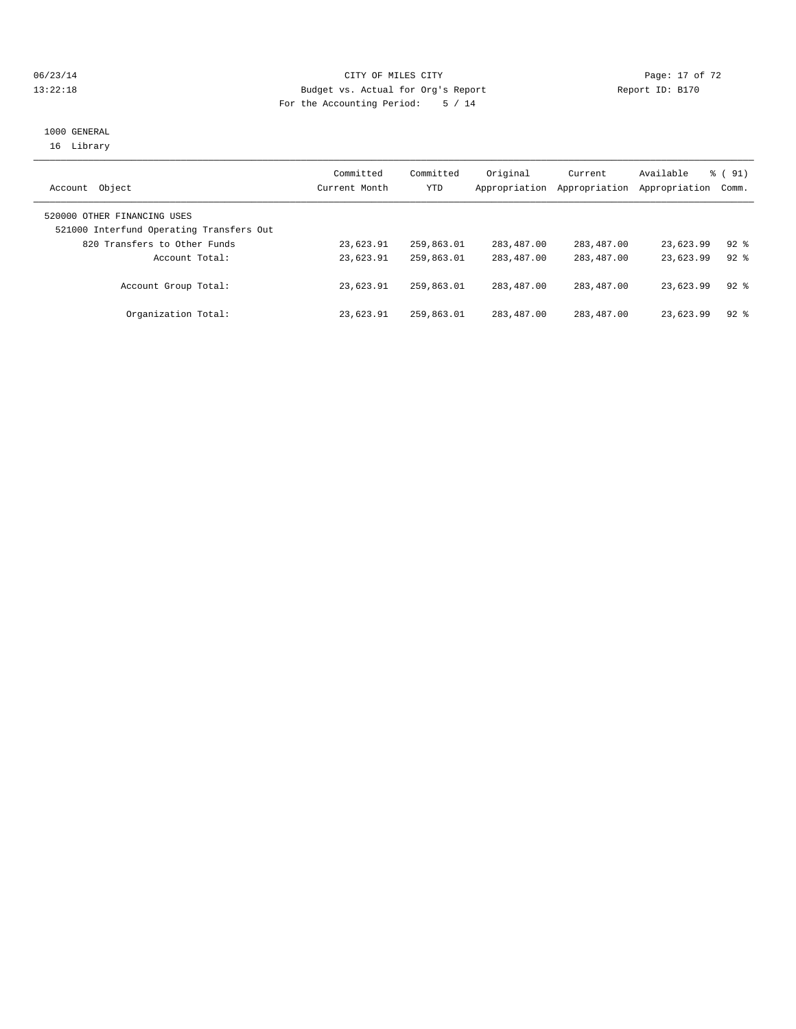CITY OF MILES CITY
Budget vs. Actual for Org's Report
For the Accounting Period: 5 / 14

06/23/14
13:22:18

Report ID: B170

1000 GENERAL
16 Library

| Account Object | Committed Current Month | Committed YTD | Original Appropriation | Current Appropriation | Available Appropriation | % ( 91) Comm. |
|---|---|---|---|---|---|---|
| 520000 OTHER FINANCING USES | | | | | | |
| 521000 Interfund Operating Transfers Out | | | | | | |
| 820 Transfers to Other Funds | 23,623.91 | 259,863.01 | 283,487.00 | 283,487.00 | 23,623.99 | 92 % |
| Account Total: | 23,623.91 | 259,863.01 | 283,487.00 | 283,487.00 | 23,623.99 | 92 % |
| Account Group Total: | 23,623.91 | 259,863.01 | 283,487.00 | 283,487.00 | 23,623.99 | 92 % |
| Organization Total: | 23,623.91 | 259,863.01 | 283,487.00 | 283,487.00 | 23,623.99 | 92 % |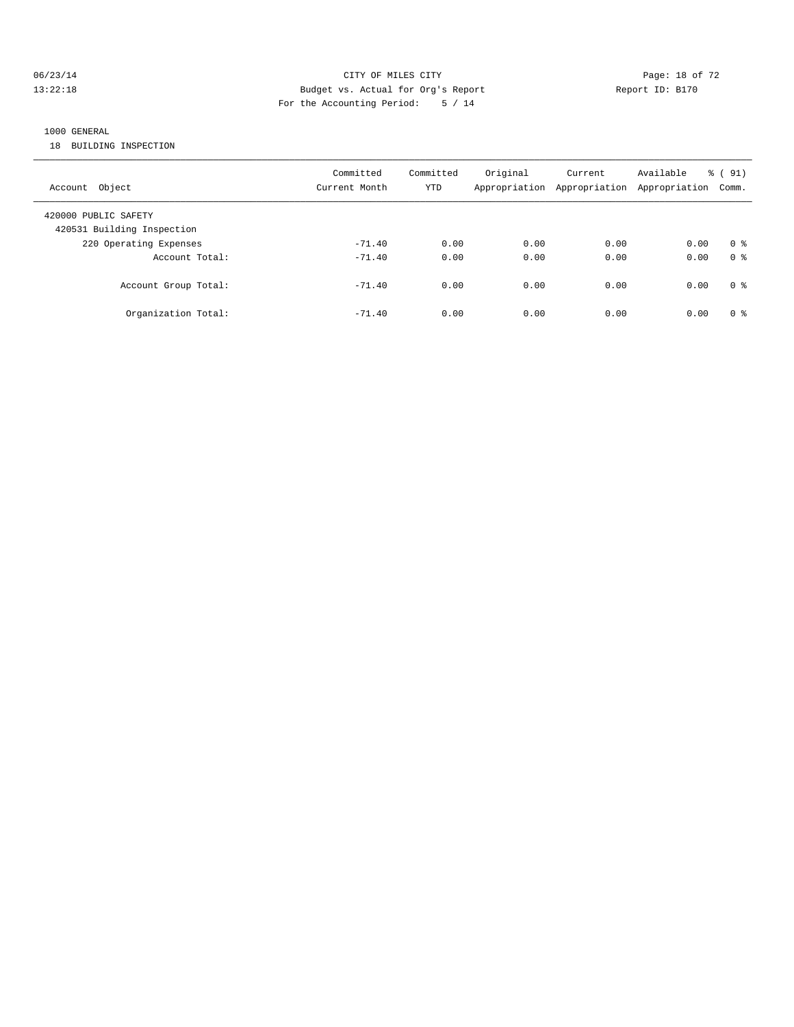CITY OF MILES CITY
Budget vs. Actual for Org's Report
For the Accounting Period: 5 / 14

06/23/14
13:22:18

Report ID: B170

1000 GENERAL
18 BUILDING INSPECTION

| Account Object | Committed Current Month | Committed YTD | Original Appropriation | Current Appropriation | Available Appropriation | % ( 91) Comm. |
|---|---|---|---|---|---|---|
| 420000 PUBLIC SAFETY | | | | | | |
| 420531 Building Inspection | | | | | | |
| 220 Operating Expenses | -71.40 | 0.00 | 0.00 | 0.00 | 0.00 | 0 % |
| Account Total: | -71.40 | 0.00 | 0.00 | 0.00 | 0.00 | 0 % |
| Account Group Total: | -71.40 | 0.00 | 0.00 | 0.00 | 0.00 | 0 % |
| Organization Total: | -71.40 | 0.00 | 0.00 | 0.00 | 0.00 | 0 % |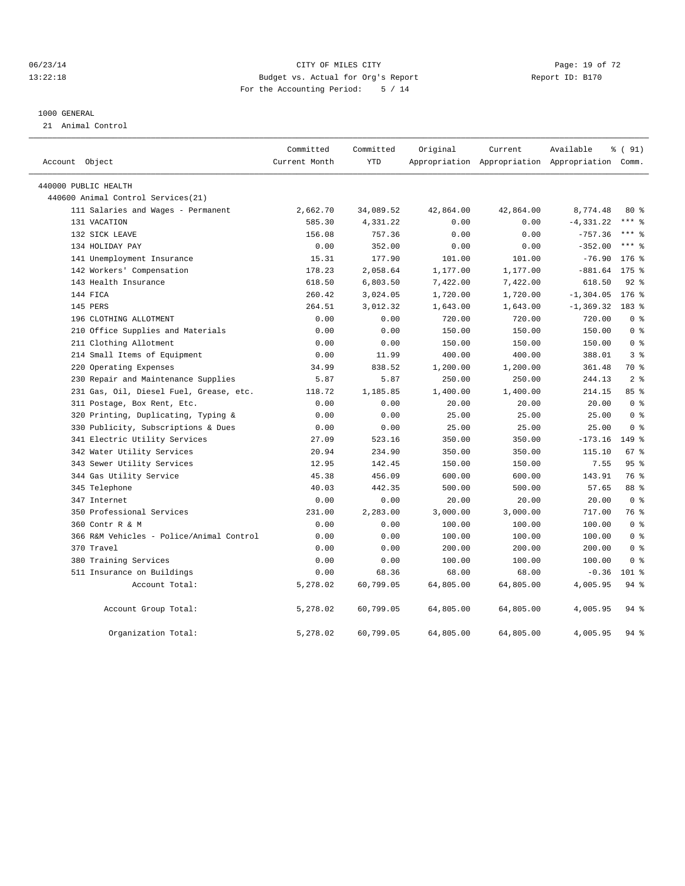CITY OF MILES CITY
Budget vs. Actual for Org's Report
For the Accounting Period: 5 / 14

06/23/14
13:22:18
Report ID: B170

1000 GENERAL

21 Animal Control

| Account Object | Committed Current Month | Committed YTD | Original Appropriation | Current Appropriation | Available Appropriation | % ( 91) Comm. |
|---|---|---|---|---|---|---|
| 440000 PUBLIC HEALTH | | | | | | |
| 440600 Animal Control Services(21) | | | | | | |
| 111 Salaries and Wages - Permanent | 2,662.70 | 34,089.52 | 42,864.00 | 42,864.00 | 8,774.48 | 80 % |
| 131 VACATION | 585.30 | 4,331.22 | 0.00 | 0.00 | -4,331.22 | *** % |
| 132 SICK LEAVE | 156.08 | 757.36 | 0.00 | 0.00 | -757.36 | *** % |
| 134 HOLIDAY PAY | 0.00 | 352.00 | 0.00 | 0.00 | -352.00 | *** % |
| 141 Unemployment Insurance | 15.31 | 177.90 | 101.00 | 101.00 | -76.90 | 176 % |
| 142 Workers' Compensation | 178.23 | 2,058.64 | 1,177.00 | 1,177.00 | -881.64 | 175 % |
| 143 Health Insurance | 618.50 | 6,803.50 | 7,422.00 | 7,422.00 | 618.50 | 92 % |
| 144 FICA | 260.42 | 3,024.05 | 1,720.00 | 1,720.00 | -1,304.05 | 176 % |
| 145 PERS | 264.51 | 3,012.32 | 1,643.00 | 1,643.00 | -1,369.32 | 183 % |
| 196 CLOTHING ALLOTMENT | 0.00 | 0.00 | 720.00 | 720.00 | 720.00 | 0 % |
| 210 Office Supplies and Materials | 0.00 | 0.00 | 150.00 | 150.00 | 150.00 | 0 % |
| 211 Clothing Allotment | 0.00 | 0.00 | 150.00 | 150.00 | 150.00 | 0 % |
| 214 Small Items of Equipment | 0.00 | 11.99 | 400.00 | 400.00 | 388.01 | 3 % |
| 220 Operating Expenses | 34.99 | 838.52 | 1,200.00 | 1,200.00 | 361.48 | 70 % |
| 230 Repair and Maintenance Supplies | 5.87 | 5.87 | 250.00 | 250.00 | 244.13 | 2 % |
| 231 Gas, Oil, Diesel Fuel, Grease, etc. | 118.72 | 1,185.85 | 1,400.00 | 1,400.00 | 214.15 | 85 % |
| 311 Postage, Box Rent, Etc. | 0.00 | 0.00 | 20.00 | 20.00 | 20.00 | 0 % |
| 320 Printing, Duplicating, Typing & | 0.00 | 0.00 | 25.00 | 25.00 | 25.00 | 0 % |
| 330 Publicity, Subscriptions & Dues | 0.00 | 0.00 | 25.00 | 25.00 | 25.00 | 0 % |
| 341 Electric Utility Services | 27.09 | 523.16 | 350.00 | 350.00 | -173.16 | 149 % |
| 342 Water Utility Services | 20.94 | 234.90 | 350.00 | 350.00 | 115.10 | 67 % |
| 343 Sewer Utility Services | 12.95 | 142.45 | 150.00 | 150.00 | 7.55 | 95 % |
| 344 Gas Utility Service | 45.38 | 456.09 | 600.00 | 600.00 | 143.91 | 76 % |
| 345 Telephone | 40.03 | 442.35 | 500.00 | 500.00 | 57.65 | 88 % |
| 347 Internet | 0.00 | 0.00 | 20.00 | 20.00 | 20.00 | 0 % |
| 350 Professional Services | 231.00 | 2,283.00 | 3,000.00 | 3,000.00 | 717.00 | 76 % |
| 360 Contr R & M | 0.00 | 0.00 | 100.00 | 100.00 | 100.00 | 0 % |
| 366 R&M Vehicles - Police/Animal Control | 0.00 | 0.00 | 100.00 | 100.00 | 100.00 | 0 % |
| 370 Travel | 0.00 | 0.00 | 200.00 | 200.00 | 200.00 | 0 % |
| 380 Training Services | 0.00 | 0.00 | 100.00 | 100.00 | 100.00 | 0 % |
| 511 Insurance on Buildings | 0.00 | 68.36 | 68.00 | 68.00 | -0.36 | 101 % |
| Account Total: | 5,278.02 | 60,799.05 | 64,805.00 | 64,805.00 | 4,005.95 | 94 % |
| Account Group Total: | 5,278.02 | 60,799.05 | 64,805.00 | 64,805.00 | 4,005.95 | 94 % |
| Organization Total: | 5,278.02 | 60,799.05 | 64,805.00 | 64,805.00 | 4,005.95 | 94 % |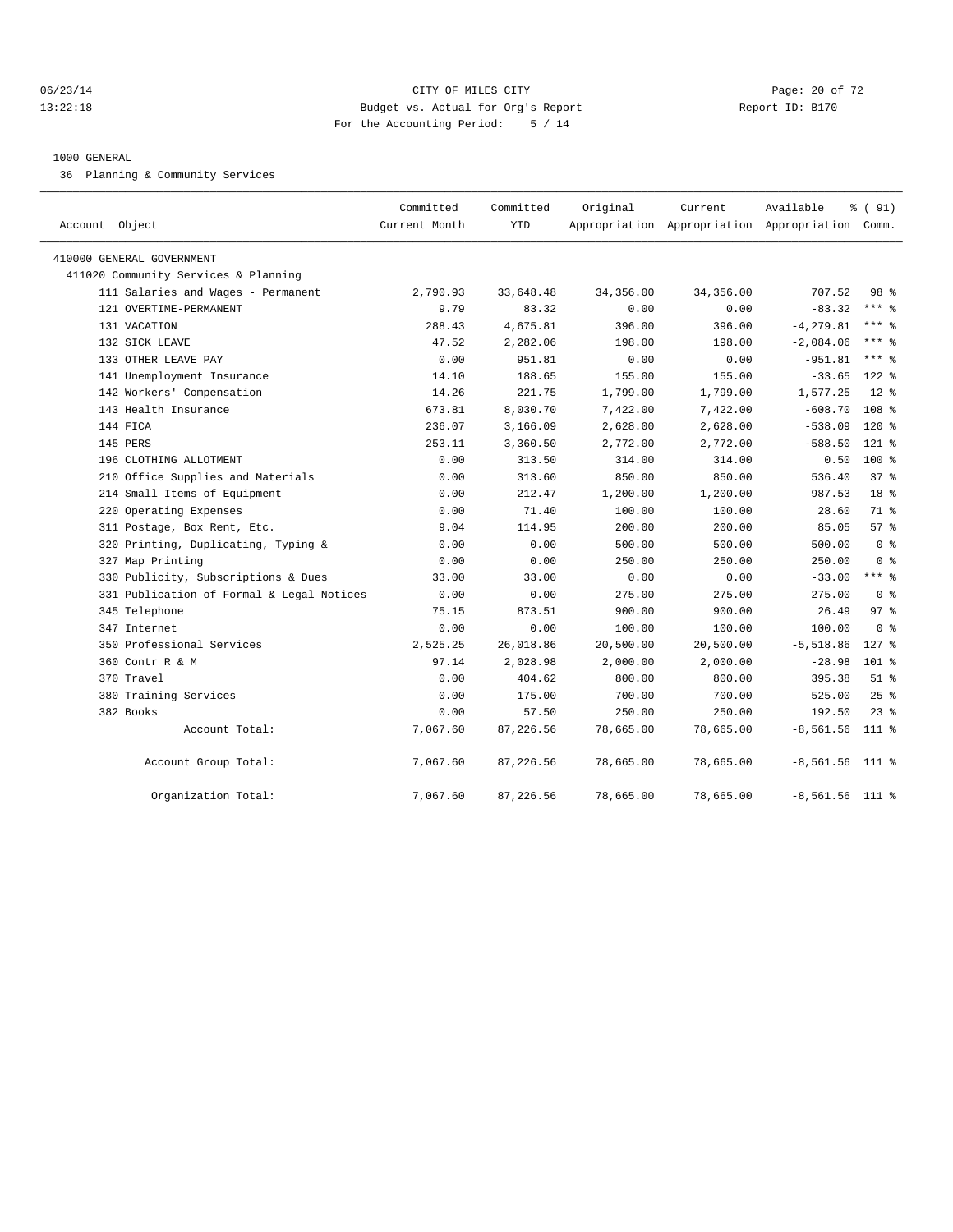CITY OF MILES CITY
Budget vs. Actual for Org's Report
For the Accounting Period: 5 / 14

06/23/14 13:22:18 — Report ID: B170

1000 GENERAL

36 Planning & Community Services

| Account Object | Committed Current Month | Committed YTD | Original Appropriation | Current Appropriation | Available Appropriation | % ( 91) Comm. |
|---|---|---|---|---|---|---|
| 410000 GENERAL GOVERNMENT | | | | | | |
| 411020 Community Services & Planning | | | | | | |
| 111 Salaries and Wages - Permanent | 2,790.93 | 33,648.48 | 34,356.00 | 34,356.00 | 707.52 | 98 % |
| 121 OVERTIME-PERMANENT | 9.79 | 83.32 | 0.00 | 0.00 | -83.32 | *** % |
| 131 VACATION | 288.43 | 4,675.81 | 396.00 | 396.00 | -4,279.81 | *** % |
| 132 SICK LEAVE | 47.52 | 2,282.06 | 198.00 | 198.00 | -2,084.06 | *** % |
| 133 OTHER LEAVE PAY | 0.00 | 951.81 | 0.00 | 0.00 | -951.81 | *** % |
| 141 Unemployment Insurance | 14.10 | 188.65 | 155.00 | 155.00 | -33.65 | 122 % |
| 142 Workers' Compensation | 14.26 | 221.75 | 1,799.00 | 1,799.00 | 1,577.25 | 12 % |
| 143 Health Insurance | 673.81 | 8,030.70 | 7,422.00 | 7,422.00 | -608.70 | 108 % |
| 144 FICA | 236.07 | 3,166.09 | 2,628.00 | 2,628.00 | -538.09 | 120 % |
| 145 PERS | 253.11 | 3,360.50 | 2,772.00 | 2,772.00 | -588.50 | 121 % |
| 196 CLOTHING ALLOTMENT | 0.00 | 313.50 | 314.00 | 314.00 | 0.50 | 100 % |
| 210 Office Supplies and Materials | 0.00 | 313.60 | 850.00 | 850.00 | 536.40 | 37 % |
| 214 Small Items of Equipment | 0.00 | 212.47 | 1,200.00 | 1,200.00 | 987.53 | 18 % |
| 220 Operating Expenses | 0.00 | 71.40 | 100.00 | 100.00 | 28.60 | 71 % |
| 311 Postage, Box Rent, Etc. | 9.04 | 114.95 | 200.00 | 200.00 | 85.05 | 57 % |
| 320 Printing, Duplicating, Typing & | 0.00 | 0.00 | 500.00 | 500.00 | 500.00 | 0 % |
| 327 Map Printing | 0.00 | 0.00 | 250.00 | 250.00 | 250.00 | 0 % |
| 330 Publicity, Subscriptions & Dues | 33.00 | 33.00 | 0.00 | 0.00 | -33.00 | *** % |
| 331 Publication of Formal & Legal Notices | 0.00 | 0.00 | 275.00 | 275.00 | 275.00 | 0 % |
| 345 Telephone | 75.15 | 873.51 | 900.00 | 900.00 | 26.49 | 97 % |
| 347 Internet | 0.00 | 0.00 | 100.00 | 100.00 | 100.00 | 0 % |
| 350 Professional Services | 2,525.25 | 26,018.86 | 20,500.00 | 20,500.00 | -5,518.86 | 127 % |
| 360 Contr R & M | 97.14 | 2,028.98 | 2,000.00 | 2,000.00 | -28.98 | 101 % |
| 370 Travel | 0.00 | 404.62 | 800.00 | 800.00 | 395.38 | 51 % |
| 380 Training Services | 0.00 | 175.00 | 700.00 | 700.00 | 525.00 | 25 % |
| 382 Books | 0.00 | 57.50 | 250.00 | 250.00 | 192.50 | 23 % |
| Account Total: | 7,067.60 | 87,226.56 | 78,665.00 | 78,665.00 | -8,561.56 | 111 % |
| Account Group Total: | 7,067.60 | 87,226.56 | 78,665.00 | 78,665.00 | -8,561.56 | 111 % |
| Organization Total: | 7,067.60 | 87,226.56 | 78,665.00 | 78,665.00 | -8,561.56 | 111 % |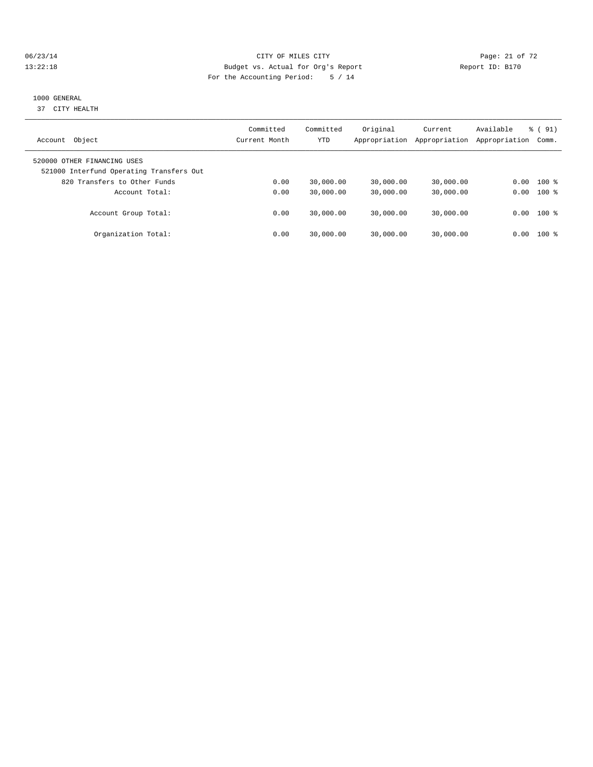CITY OF MILES CITY
Budget vs. Actual for Org's Report
For the Accounting Period: 5 / 14

06/23/14
13:22:18

Report ID: B170

1000 GENERAL
37 CITY HEALTH

| Account Object | Committed Current Month | Committed YTD | Original Appropriation | Current Appropriation | Available Appropriation | % ( 91) Comm. |
|---|---|---|---|---|---|---|
| 520000 OTHER FINANCING USES | | | | | | |
| 521000 Interfund Operating Transfers Out | | | | | | |
| 820 Transfers to Other Funds | 0.00 | 30,000.00 | 30,000.00 | 30,000.00 | 0.00 | 100 % |
| Account Total: | 0.00 | 30,000.00 | 30,000.00 | 30,000.00 | 0.00 | 100 % |
| Account Group Total: | 0.00 | 30,000.00 | 30,000.00 | 30,000.00 | 0.00 | 100 % |
| Organization Total: | 0.00 | 30,000.00 | 30,000.00 | 30,000.00 | 0.00 | 100 % |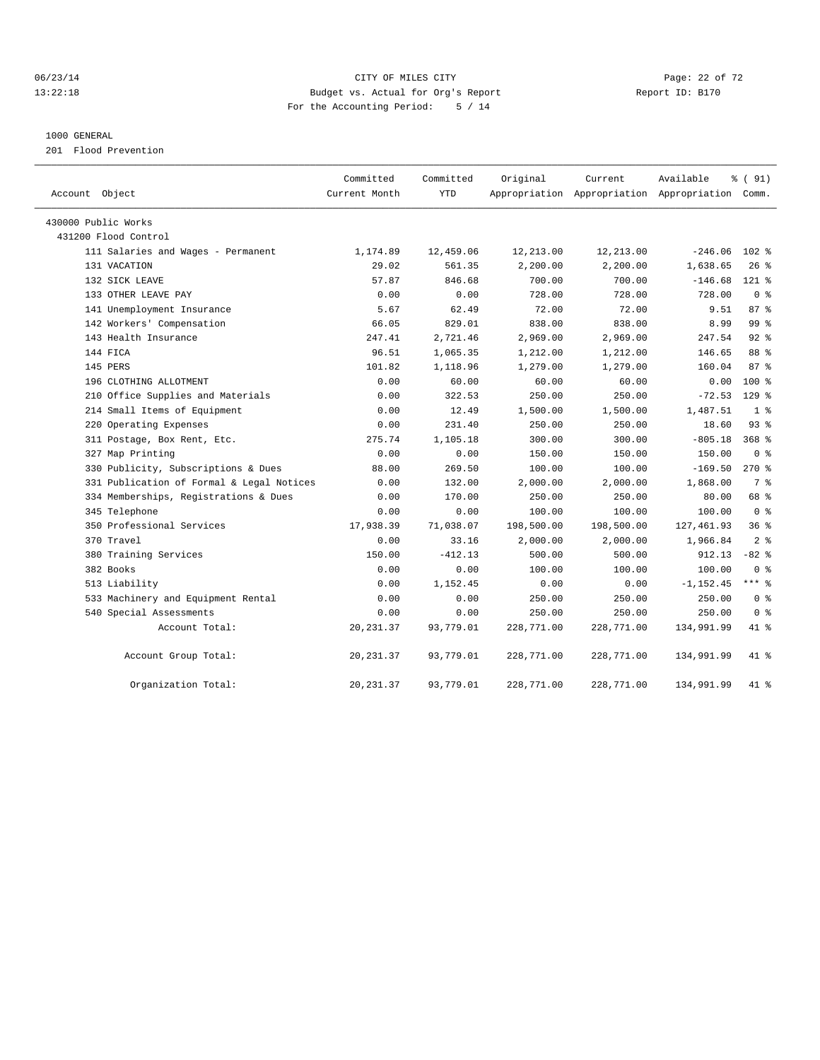CITY OF MILES CITY
Budget vs. Actual for Org's Report
For the Accounting Period: 5 / 14

06/23/14
13:22:18

Report ID: B170

1000 GENERAL
201 Flood Prevention

| Account Object | Committed Current Month | Committed YTD | Original Appropriation | Current Appropriation | Available Appropriation | % ( 91) Comm. |
|---|---|---|---|---|---|---|
| 430000 Public Works | | | | | | |
| 431200 Flood Control | | | | | | |
| 111 Salaries and Wages - Permanent | 1,174.89 | 12,459.06 | 12,213.00 | 12,213.00 | -246.06 | 102 % |
| 131 VACATION | 29.02 | 561.35 | 2,200.00 | 2,200.00 | 1,638.65 | 26 % |
| 132 SICK LEAVE | 57.87 | 846.68 | 700.00 | 700.00 | -146.68 | 121 % |
| 133 OTHER LEAVE PAY | 0.00 | 0.00 | 728.00 | 728.00 | 728.00 | 0 % |
| 141 Unemployment Insurance | 5.67 | 62.49 | 72.00 | 72.00 | 9.51 | 87 % |
| 142 Workers' Compensation | 66.05 | 829.01 | 838.00 | 838.00 | 8.99 | 99 % |
| 143 Health Insurance | 247.41 | 2,721.46 | 2,969.00 | 2,969.00 | 247.54 | 92 % |
| 144 FICA | 96.51 | 1,065.35 | 1,212.00 | 1,212.00 | 146.65 | 88 % |
| 145 PERS | 101.82 | 1,118.96 | 1,279.00 | 1,279.00 | 160.04 | 87 % |
| 196 CLOTHING ALLOTMENT | 0.00 | 60.00 | 60.00 | 60.00 | 0.00 | 100 % |
| 210 Office Supplies and Materials | 0.00 | 322.53 | 250.00 | 250.00 | -72.53 | 129 % |
| 214 Small Items of Equipment | 0.00 | 12.49 | 1,500.00 | 1,500.00 | 1,487.51 | 1 % |
| 220 Operating Expenses | 0.00 | 231.40 | 250.00 | 250.00 | 18.60 | 93 % |
| 311 Postage, Box Rent, Etc. | 275.74 | 1,105.18 | 300.00 | 300.00 | -805.18 | 368 % |
| 327 Map Printing | 0.00 | 0.00 | 150.00 | 150.00 | 150.00 | 0 % |
| 330 Publicity, Subscriptions & Dues | 88.00 | 269.50 | 100.00 | 100.00 | -169.50 | 270 % |
| 331 Publication of Formal & Legal Notices | 0.00 | 132.00 | 2,000.00 | 2,000.00 | 1,868.00 | 7 % |
| 334 Memberships, Registrations & Dues | 0.00 | 170.00 | 250.00 | 250.00 | 80.00 | 68 % |
| 345 Telephone | 0.00 | 0.00 | 100.00 | 100.00 | 100.00 | 0 % |
| 350 Professional Services | 17,938.39 | 71,038.07 | 198,500.00 | 198,500.00 | 127,461.93 | 36 % |
| 370 Travel | 0.00 | 33.16 | 2,000.00 | 2,000.00 | 1,966.84 | 2 % |
| 380 Training Services | 150.00 | -412.13 | 500.00 | 500.00 | 912.13 | -82 % |
| 382 Books | 0.00 | 0.00 | 100.00 | 100.00 | 100.00 | 0 % |
| 513 Liability | 0.00 | 1,152.45 | 0.00 | 0.00 | -1,152.45 | *** % |
| 533 Machinery and Equipment Rental | 0.00 | 0.00 | 250.00 | 250.00 | 250.00 | 0 % |
| 540 Special Assessments | 0.00 | 0.00 | 250.00 | 250.00 | 250.00 | 0 % |
| Account Total: | 20,231.37 | 93,779.01 | 228,771.00 | 228,771.00 | 134,991.99 | 41 % |
| Account Group Total: | 20,231.37 | 93,779.01 | 228,771.00 | 228,771.00 | 134,991.99 | 41 % |
| Organization Total: | 20,231.37 | 93,779.01 | 228,771.00 | 228,771.00 | 134,991.99 | 41 % |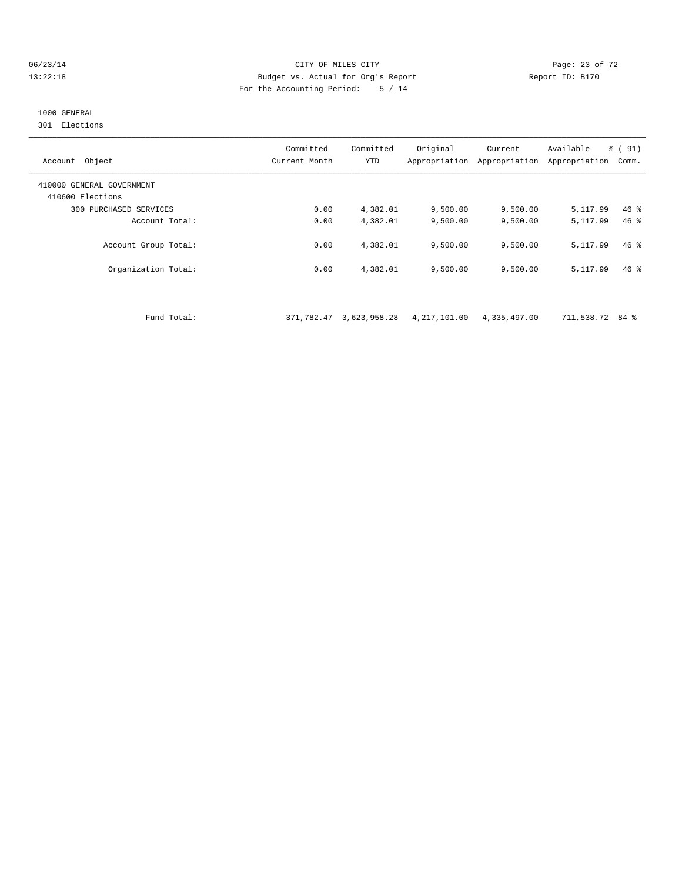CITY OF MILES CITY
Budget vs. Actual for Org's Report
For the Accounting Period: 5 / 14

06/23/14
13:22:18

Report ID: B170

1000 GENERAL
301 Elections

| Account Object | Committed Current Month | Committed YTD | Original Appropriation | Current Appropriation | Available Appropriation | % ( 91) Comm. |
|---|---|---|---|---|---|---|
| 410000 GENERAL GOVERNMENT | | | | | | |
| 410600 Elections | | | | | | |
| 300 PURCHASED SERVICES | 0.00 | 4,382.01 | 9,500.00 | 9,500.00 | 5,117.99 | 46 % |
| Account Total: | 0.00 | 4,382.01 | 9,500.00 | 9,500.00 | 5,117.99 | 46 % |
| Account Group Total: | 0.00 | 4,382.01 | 9,500.00 | 9,500.00 | 5,117.99 | 46 % |
| Organization Total: | 0.00 | 4,382.01 | 9,500.00 | 9,500.00 | 5,117.99 | 46 % |
| Fund Total: | 371,782.47 | 3,623,958.28 | 4,217,101.00 | 4,335,497.00 | 711,538.72 | 84 % |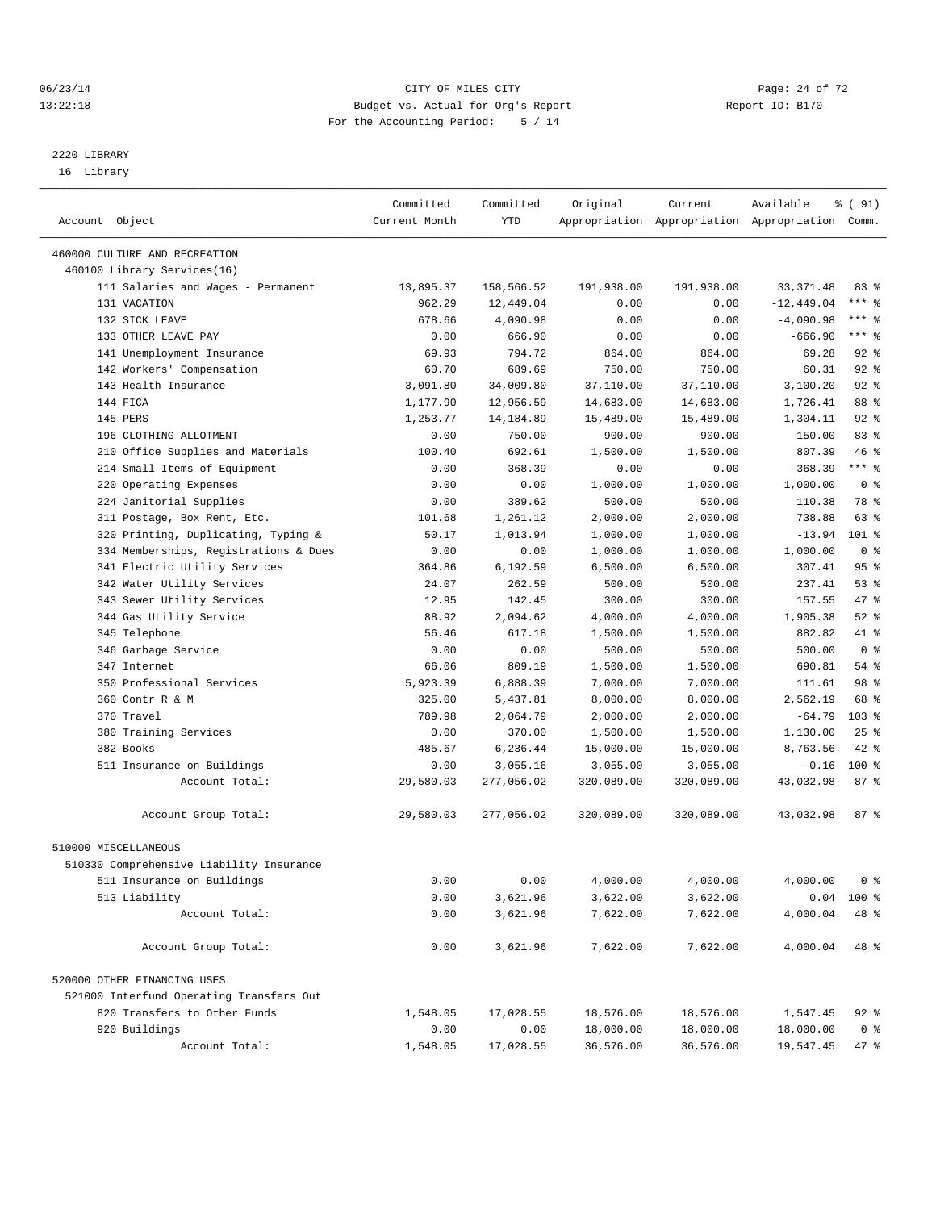CITY OF MILES CITY
Budget vs. Actual for Org's Report
For the Accounting Period: 5 / 14

Report ID: B170

2220 LIBRARY
16 Library

| Account Object | Committed Current Month | Committed YTD | Original Appropriation | Current Appropriation | Available Appropriation | % ( 91) Comm. |
|---|---|---|---|---|---|---|
| 460000 CULTURE AND RECREATION | | | | | | |
| 460100 Library Services(16) | | | | | | |
| 111 Salaries and Wages - Permanent | 13,895.37 | 158,566.52 | 191,938.00 | 191,938.00 | 33,371.48 | 83 % |
| 131 VACATION | 962.29 | 12,449.04 | 0.00 | 0.00 | -12,449.04 | *** % |
| 132 SICK LEAVE | 678.66 | 4,090.98 | 0.00 | 0.00 | -4,090.98 | *** % |
| 133 OTHER LEAVE PAY | 0.00 | 666.90 | 0.00 | 0.00 | -666.90 | *** % |
| 141 Unemployment Insurance | 69.93 | 794.72 | 864.00 | 864.00 | 69.28 | 92 % |
| 142 Workers' Compensation | 60.70 | 689.69 | 750.00 | 750.00 | 60.31 | 92 % |
| 143 Health Insurance | 3,091.80 | 34,009.80 | 37,110.00 | 37,110.00 | 3,100.20 | 92 % |
| 144 FICA | 1,177.90 | 12,956.59 | 14,683.00 | 14,683.00 | 1,726.41 | 88 % |
| 145 PERS | 1,253.77 | 14,184.89 | 15,489.00 | 15,489.00 | 1,304.11 | 92 % |
| 196 CLOTHING ALLOTMENT | 0.00 | 750.00 | 900.00 | 900.00 | 150.00 | 83 % |
| 210 Office Supplies and Materials | 100.40 | 692.61 | 1,500.00 | 1,500.00 | 807.39 | 46 % |
| 214 Small Items of Equipment | 0.00 | 368.39 | 0.00 | 0.00 | -368.39 | *** % |
| 220 Operating Expenses | 0.00 | 0.00 | 1,000.00 | 1,000.00 | 1,000.00 | 0 % |
| 224 Janitorial Supplies | 0.00 | 389.62 | 500.00 | 500.00 | 110.38 | 78 % |
| 311 Postage, Box Rent, Etc. | 101.68 | 1,261.12 | 2,000.00 | 2,000.00 | 738.88 | 63 % |
| 320 Printing, Duplicating, Typing & | 50.17 | 1,013.94 | 1,000.00 | 1,000.00 | -13.94 | 101 % |
| 334 Memberships, Registrations & Dues | 0.00 | 0.00 | 1,000.00 | 1,000.00 | 1,000.00 | 0 % |
| 341 Electric Utility Services | 364.86 | 6,192.59 | 6,500.00 | 6,500.00 | 307.41 | 95 % |
| 342 Water Utility Services | 24.07 | 262.59 | 500.00 | 500.00 | 237.41 | 53 % |
| 343 Sewer Utility Services | 12.95 | 142.45 | 300.00 | 300.00 | 157.55 | 47 % |
| 344 Gas Utility Service | 88.92 | 2,094.62 | 4,000.00 | 4,000.00 | 1,905.38 | 52 % |
| 345 Telephone | 56.46 | 617.18 | 1,500.00 | 1,500.00 | 882.82 | 41 % |
| 346 Garbage Service | 0.00 | 0.00 | 500.00 | 500.00 | 500.00 | 0 % |
| 347 Internet | 66.06 | 809.19 | 1,500.00 | 1,500.00 | 690.81 | 54 % |
| 350 Professional Services | 5,923.39 | 6,888.39 | 7,000.00 | 7,000.00 | 111.61 | 98 % |
| 360 Contr R & M | 325.00 | 5,437.81 | 8,000.00 | 8,000.00 | 2,562.19 | 68 % |
| 370 Travel | 789.98 | 2,064.79 | 2,000.00 | 2,000.00 | -64.79 | 103 % |
| 380 Training Services | 0.00 | 370.00 | 1,500.00 | 1,500.00 | 1,130.00 | 25 % |
| 382 Books | 485.67 | 6,236.44 | 15,000.00 | 15,000.00 | 8,763.56 | 42 % |
| 511 Insurance on Buildings | 0.00 | 3,055.16 | 3,055.00 | 3,055.00 | -0.16 | 100 % |
| Account Total: | 29,580.03 | 277,056.02 | 320,089.00 | 320,089.00 | 43,032.98 | 87 % |
| Account Group Total: | 29,580.03 | 277,056.02 | 320,089.00 | 320,089.00 | 43,032.98 | 87 % |
| 510000 MISCELLANEOUS | | | | | | |
| 510330 Comprehensive Liability Insurance | | | | | | |
| 511 Insurance on Buildings | 0.00 | 0.00 | 4,000.00 | 4,000.00 | 4,000.00 | 0 % |
| 513 Liability | 0.00 | 3,621.96 | 3,622.00 | 3,622.00 | 0.04 | 100 % |
| Account Total: | 0.00 | 3,621.96 | 7,622.00 | 7,622.00 | 4,000.04 | 48 % |
| Account Group Total: | 0.00 | 3,621.96 | 7,622.00 | 7,622.00 | 4,000.04 | 48 % |
| 520000 OTHER FINANCING USES | | | | | | |
| 521000 Interfund Operating Transfers Out | | | | | | |
| 820 Transfers to Other Funds | 1,548.05 | 17,028.55 | 18,576.00 | 18,576.00 | 1,547.45 | 92 % |
| 920 Buildings | 0.00 | 0.00 | 18,000.00 | 18,000.00 | 18,000.00 | 0 % |
| Account Total: | 1,548.05 | 17,028.55 | 36,576.00 | 36,576.00 | 19,547.45 | 47 % |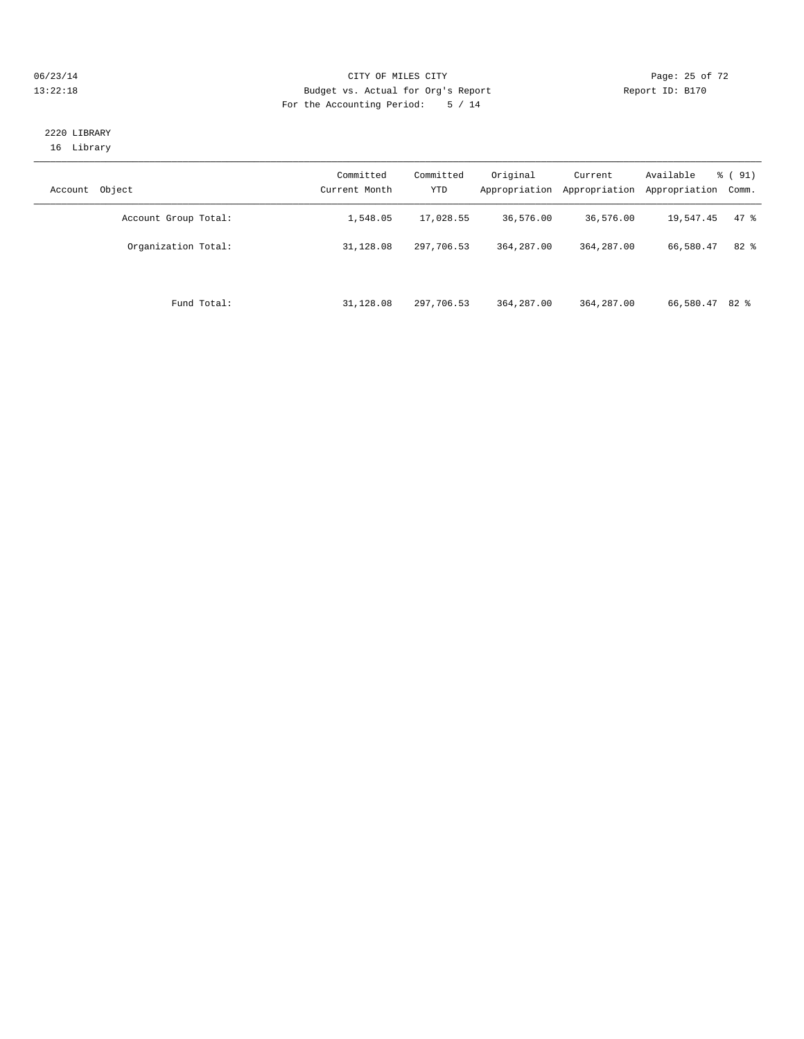06/23/14
13:22:18

CITY OF MILES CITY
Budget vs. Actual for Org's Report
For the Accounting Period: 5 / 14

Report ID: B170

2220 LIBRARY
16 Library

| Account Object | Committed Current Month | Committed YTD | Original Appropriation | Current Appropriation | Available Appropriation | % ( 91) Comm. |
|---|---|---|---|---|---|---|
| Account Group Total: | 1,548.05 | 17,028.55 | 36,576.00 | 36,576.00 | 19,547.45 | 47 % |
| Organization Total: | 31,128.08 | 297,706.53 | 364,287.00 | 364,287.00 | 66,580.47 | 82 % |
| Fund Total: | 31,128.08 | 297,706.53 | 364,287.00 | 364,287.00 | 66,580.47 | 82 % |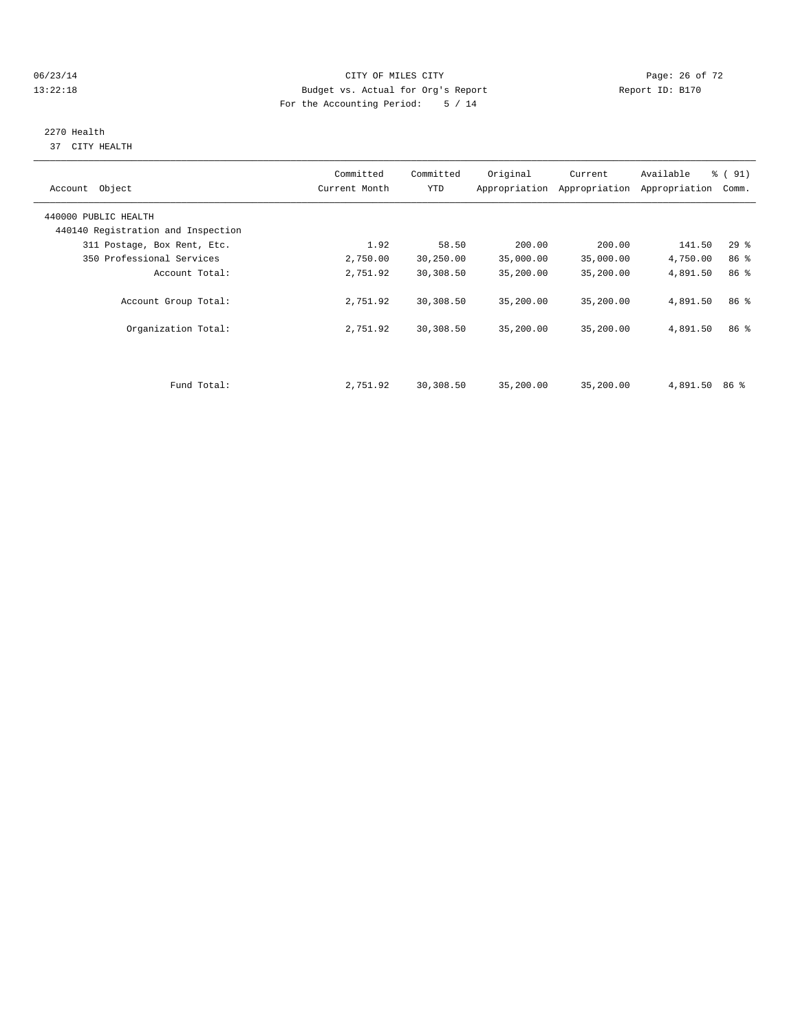CITY OF MILES CITY
Budget vs. Actual for Org's Report
For the Accounting Period: 5 / 14

06/23/14
13:22:18

Report ID: B170

2270 Health
37 CITY HEALTH

| Account Object | Committed Current Month | Committed YTD | Original Appropriation | Current Appropriation | Available Appropriation | % ( 91) Comm. |
|---|---|---|---|---|---|---|
| 440000 PUBLIC HEALTH | | | | | | |
| 440140 Registration and Inspection | | | | | | |
| 311 Postage, Box Rent, Etc. | 1.92 | 58.50 | 200.00 | 200.00 | 141.50 | 29 % |
| 350 Professional Services | 2,750.00 | 30,250.00 | 35,000.00 | 35,000.00 | 4,750.00 | 86 % |
| Account Total: | 2,751.92 | 30,308.50 | 35,200.00 | 35,200.00 | 4,891.50 | 86 % |
| Account Group Total: | 2,751.92 | 30,308.50 | 35,200.00 | 35,200.00 | 4,891.50 | 86 % |
| Organization Total: | 2,751.92 | 30,308.50 | 35,200.00 | 35,200.00 | 4,891.50 | 86 % |
| Fund Total: | 2,751.92 | 30,308.50 | 35,200.00 | 35,200.00 | 4,891.50 | 86 % |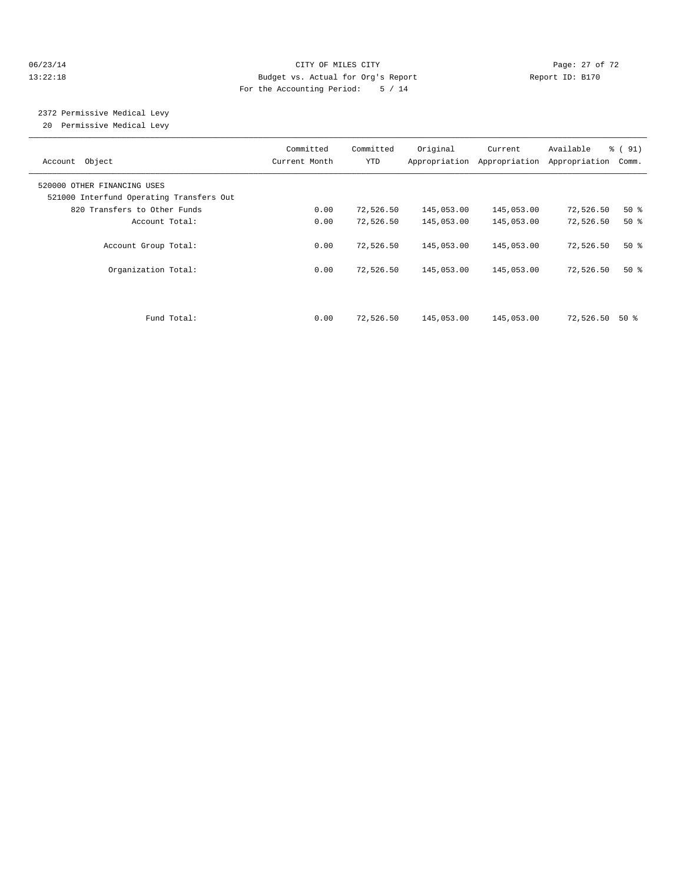CITY OF MILES CITY
Budget vs. Actual for Org's Report
For the Accounting Period: 5 / 14

2372 Permissive Medical Levy
20 Permissive Medical Levy

| Account Object | Committed Current Month | Committed YTD | Original Appropriation | Current Appropriation | Available Appropriation | % ( 91) Comm. |
|---|---|---|---|---|---|---|
| 520000 OTHER FINANCING USES | | | | | | |
| 521000 Interfund Operating Transfers Out | | | | | | |
| 820 Transfers to Other Funds | 0.00 | 72,526.50 | 145,053.00 | 145,053.00 | 72,526.50 | 50 % |
| Account Total: | 0.00 | 72,526.50 | 145,053.00 | 145,053.00 | 72,526.50 | 50 % |
| Account Group Total: | 0.00 | 72,526.50 | 145,053.00 | 145,053.00 | 72,526.50 | 50 % |
| Organization Total: | 0.00 | 72,526.50 | 145,053.00 | 145,053.00 | 72,526.50 | 50 % |
| Fund Total: | 0.00 | 72,526.50 | 145,053.00 | 145,053.00 | 72,526.50 | 50 % |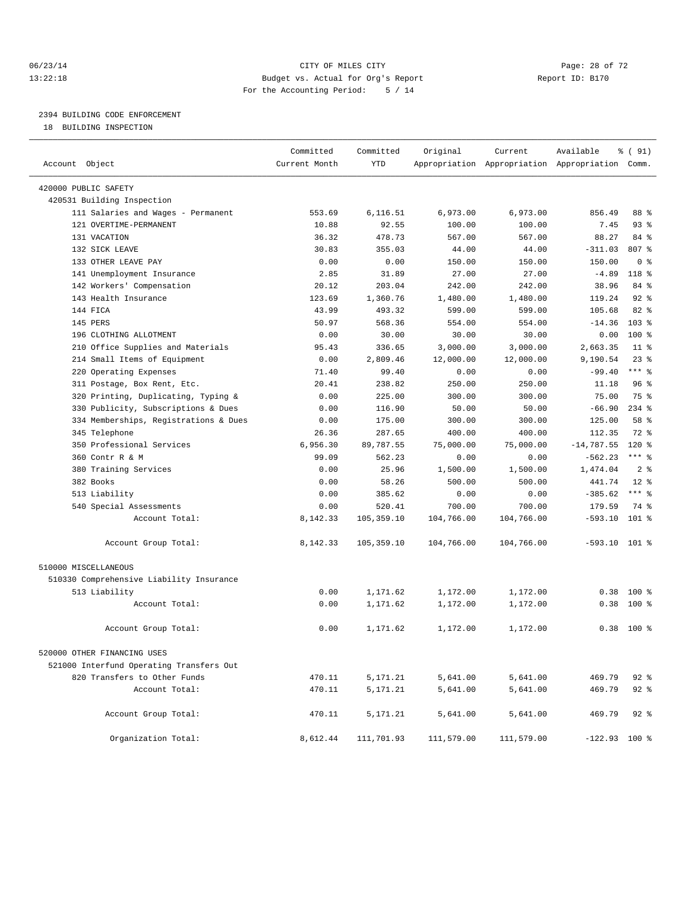CITY OF MILES CITY
Budget vs. Actual for Org's Report
For the Accounting Period: 5 / 14

06/23/14 13:22:18 Report ID: B170

## 2394 BUILDING CODE ENFORCEMENT
18 BUILDING INSPECTION

| Account Object | Committed Current Month | Committed YTD | Original Appropriation | Current Appropriation | Available Appropriation | % ( 91) Comm. |
|---|---|---|---|---|---|---|
| 420000 PUBLIC SAFETY | | | | | | |
| 420531 Building Inspection | | | | | | |
| 111 Salaries and Wages - Permanent | 553.69 | 6,116.51 | 6,973.00 | 6,973.00 | 856.49 | 88 % |
| 121 OVERTIME-PERMANENT | 10.88 | 92.55 | 100.00 | 100.00 | 7.45 | 93 % |
| 131 VACATION | 36.32 | 478.73 | 567.00 | 567.00 | 88.27 | 84 % |
| 132 SICK LEAVE | 30.83 | 355.03 | 44.00 | 44.00 | -311.03 | 807 % |
| 133 OTHER LEAVE PAY | 0.00 | 0.00 | 150.00 | 150.00 | 150.00 | 0 % |
| 141 Unemployment Insurance | 2.85 | 31.89 | 27.00 | 27.00 | -4.89 | 118 % |
| 142 Workers' Compensation | 20.12 | 203.04 | 242.00 | 242.00 | 38.96 | 84 % |
| 143 Health Insurance | 123.69 | 1,360.76 | 1,480.00 | 1,480.00 | 119.24 | 92 % |
| 144 FICA | 43.99 | 493.32 | 599.00 | 599.00 | 105.68 | 82 % |
| 145 PERS | 50.97 | 568.36 | 554.00 | 554.00 | -14.36 | 103 % |
| 196 CLOTHING ALLOTMENT | 0.00 | 30.00 | 30.00 | 30.00 | 0.00 | 100 % |
| 210 Office Supplies and Materials | 95.43 | 336.65 | 3,000.00 | 3,000.00 | 2,663.35 | 11 % |
| 214 Small Items of Equipment | 0.00 | 2,809.46 | 12,000.00 | 12,000.00 | 9,190.54 | 23 % |
| 220 Operating Expenses | 71.40 | 99.40 | 0.00 | 0.00 | -99.40 | *** % |
| 311 Postage, Box Rent, Etc. | 20.41 | 238.82 | 250.00 | 250.00 | 11.18 | 96 % |
| 320 Printing, Duplicating, Typing & | 0.00 | 225.00 | 300.00 | 300.00 | 75.00 | 75 % |
| 330 Publicity, Subscriptions & Dues | 0.00 | 116.90 | 50.00 | 50.00 | -66.90 | 234 % |
| 334 Memberships, Registrations & Dues | 0.00 | 175.00 | 300.00 | 300.00 | 125.00 | 58 % |
| 345 Telephone | 26.36 | 287.65 | 400.00 | 400.00 | 112.35 | 72 % |
| 350 Professional Services | 6,956.30 | 89,787.55 | 75,000.00 | 75,000.00 | -14,787.55 | 120 % |
| 360 Contr R & M | 99.09 | 562.23 | 0.00 | 0.00 | -562.23 | *** % |
| 380 Training Services | 0.00 | 25.96 | 1,500.00 | 1,500.00 | 1,474.04 | 2 % |
| 382 Books | 0.00 | 58.26 | 500.00 | 500.00 | 441.74 | 12 % |
| 513 Liability | 0.00 | 385.62 | 0.00 | 0.00 | -385.62 | *** % |
| 540 Special Assessments | 0.00 | 520.41 | 700.00 | 700.00 | 179.59 | 74 % |
| Account Total: | 8,142.33 | 105,359.10 | 104,766.00 | 104,766.00 | -593.10 | 101 % |
| Account Group Total: | 8,142.33 | 105,359.10 | 104,766.00 | 104,766.00 | -593.10 | 101 % |
| 510000 MISCELLANEOUS | | | | | | |
| 510330 Comprehensive Liability Insurance | | | | | | |
| 513 Liability | 0.00 | 1,171.62 | 1,172.00 | 1,172.00 | 0.38 | 100 % |
| Account Total: | 0.00 | 1,171.62 | 1,172.00 | 1,172.00 | 0.38 | 100 % |
| Account Group Total: | 0.00 | 1,171.62 | 1,172.00 | 1,172.00 | 0.38 | 100 % |
| 520000 OTHER FINANCING USES | | | | | | |
| 521000 Interfund Operating Transfers Out | | | | | | |
| 820 Transfers to Other Funds | 470.11 | 5,171.21 | 5,641.00 | 5,641.00 | 469.79 | 92 % |
| Account Total: | 470.11 | 5,171.21 | 5,641.00 | 5,641.00 | 469.79 | 92 % |
| Account Group Total: | 470.11 | 5,171.21 | 5,641.00 | 5,641.00 | 469.79 | 92 % |
| Organization Total: | 8,612.44 | 111,701.93 | 111,579.00 | 111,579.00 | -122.93 | 100 % |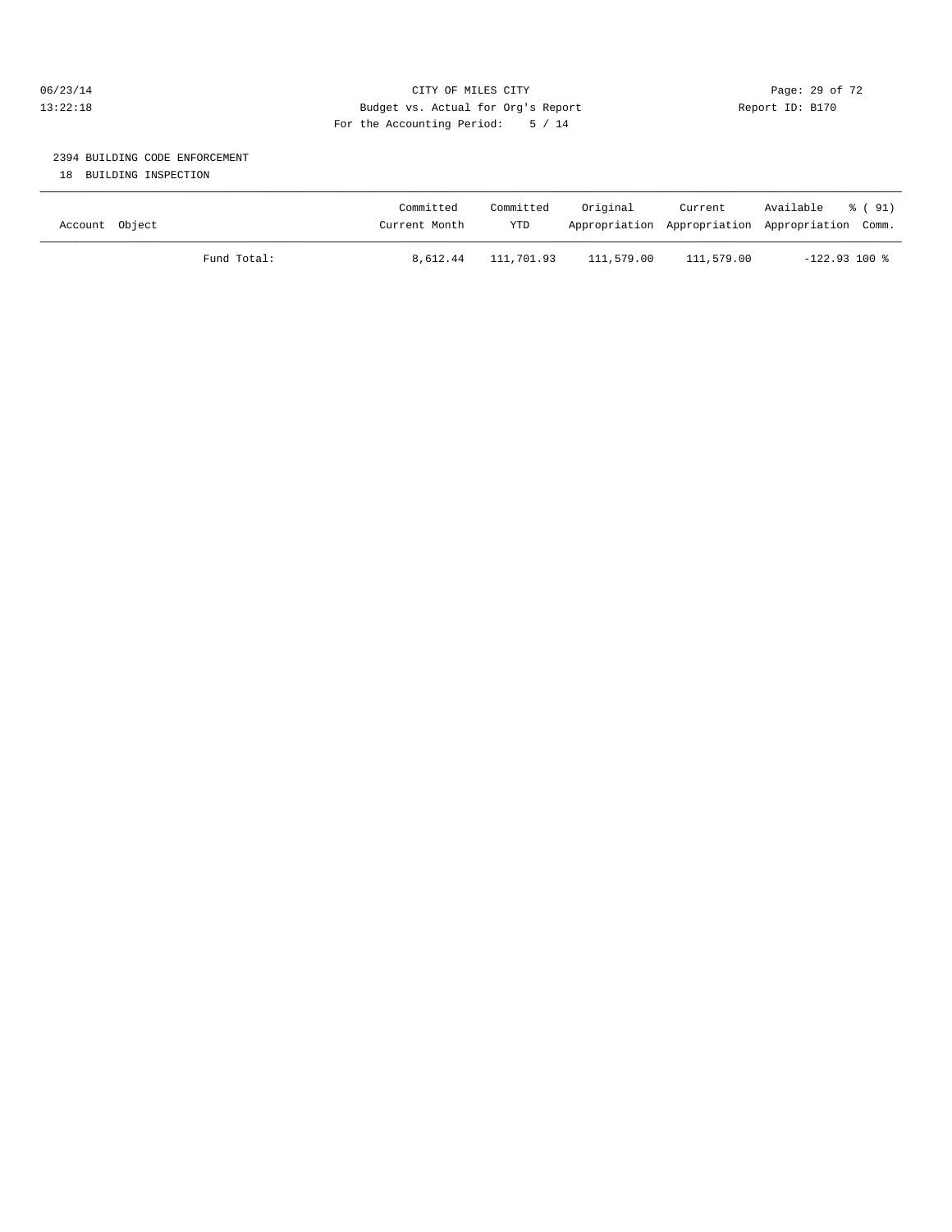CITY OF MILES CITY
Budget vs. Actual for Org's Report
For the Accounting Period: 5 / 14

06/23/14
13:22:18

Report ID: B170

## 2394 BUILDING CODE ENFORCEMENT

18 BUILDING INSPECTION

| Account Object | Committed Current Month | Committed YTD | Original Appropriation | Current Appropriation | Available Appropriation | % ( 91) Comm. |
|---|---|---|---|---|---|---|
| Fund Total: | 8,612.44 | 111,701.93 | 111,579.00 | 111,579.00 | -122.93 | 100 % |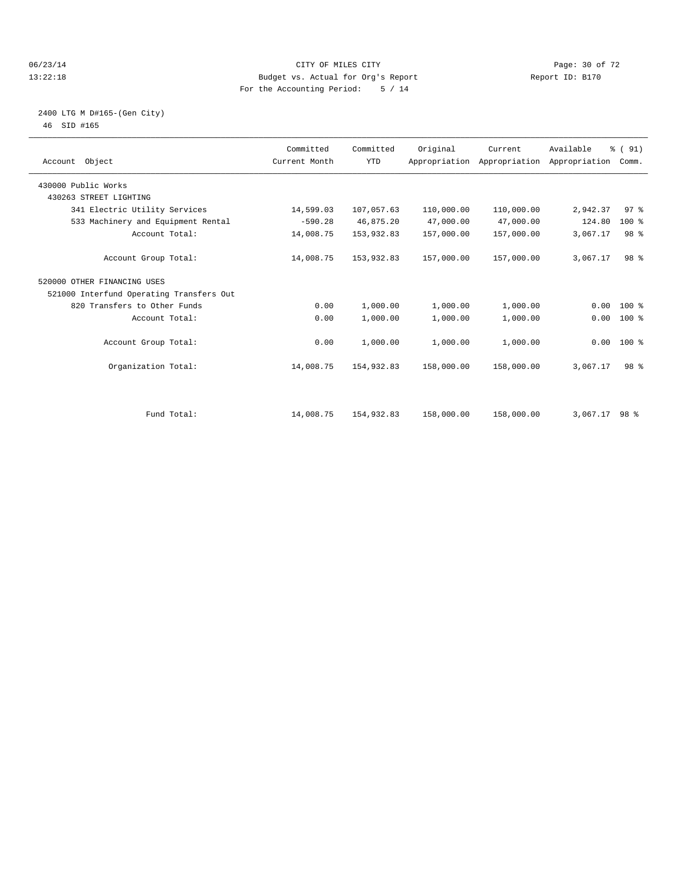CITY OF MILES CITY
Budget vs. Actual for Org's Report
For the Accounting Period: 5 / 14

06/23/14
13:22:18

Report ID: B170

2400 LTG M D#165-(Gen City)
46 SID #165

| Account Object | Committed Current Month | Committed YTD | Original Appropriation | Current Appropriation | Available Appropriation | % ( 91) Comm. |
|---|---|---|---|---|---|---|
| 430000 Public Works | | | | | | |
| 430263 STREET LIGHTING | | | | | | |
| 341 Electric Utility Services | 14,599.03 | 107,057.63 | 110,000.00 | 110,000.00 | 2,942.37 | 97 % |
| 533 Machinery and Equipment Rental | -590.28 | 46,875.20 | 47,000.00 | 47,000.00 | 124.80 | 100 % |
| Account Total: | 14,008.75 | 153,932.83 | 157,000.00 | 157,000.00 | 3,067.17 | 98 % |
| Account Group Total: | 14,008.75 | 153,932.83 | 157,000.00 | 157,000.00 | 3,067.17 | 98 % |
| 520000 OTHER FINANCING USES | | | | | | |
| 521000 Interfund Operating Transfers Out | | | | | | |
| 820 Transfers to Other Funds | 0.00 | 1,000.00 | 1,000.00 | 1,000.00 | 0.00 | 100 % |
| Account Total: | 0.00 | 1,000.00 | 1,000.00 | 1,000.00 | 0.00 | 100 % |
| Account Group Total: | 0.00 | 1,000.00 | 1,000.00 | 1,000.00 | 0.00 | 100 % |
| Organization Total: | 14,008.75 | 154,932.83 | 158,000.00 | 158,000.00 | 3,067.17 | 98 % |
| Fund Total: | 14,008.75 | 154,932.83 | 158,000.00 | 158,000.00 | 3,067.17 | 98 % |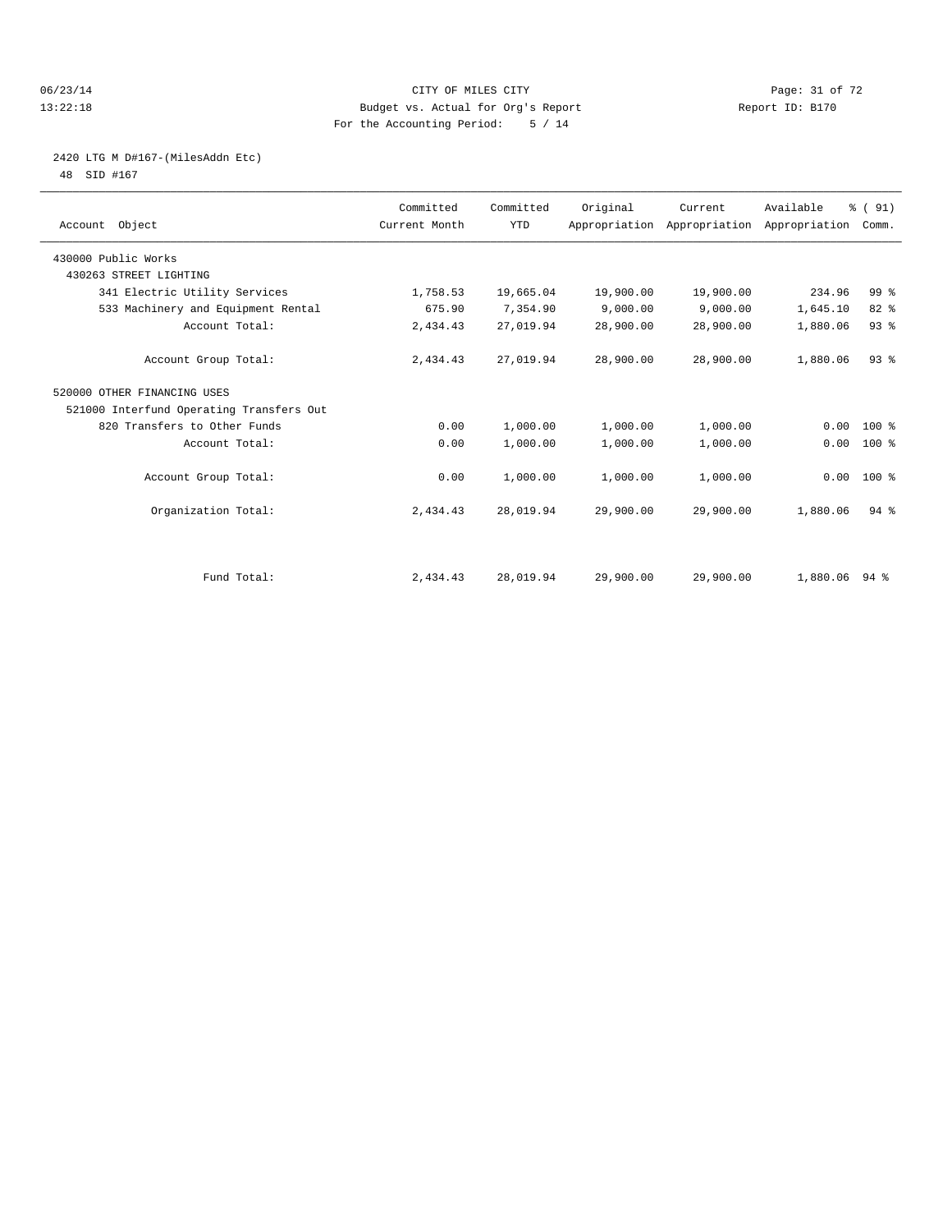CITY OF MILES CITY
Budget vs. Actual for Org's Report
For the Accounting Period: 5 / 14

06/23/14
13:22:18

Report ID: B170

## 2420 LTG M D#167-(MilesAddn Etc)

48 SID #167

| Account Object | Committed Current Month | Committed YTD | Original Appropriation | Current Appropriation | Available Appropriation | % ( 91) Comm. |
|---|---|---|---|---|---|---|
| 430000 Public Works | | | | | | |
| 430263 STREET LIGHTING | | | | | | |
| 341 Electric Utility Services | 1,758.53 | 19,665.04 | 19,900.00 | 19,900.00 | 234.96 | 99 % |
| 533 Machinery and Equipment Rental | 675.90 | 7,354.90 | 9,000.00 | 9,000.00 | 1,645.10 | 82 % |
| Account Total: | 2,434.43 | 27,019.94 | 28,900.00 | 28,900.00 | 1,880.06 | 93 % |
| Account Group Total: | 2,434.43 | 27,019.94 | 28,900.00 | 28,900.00 | 1,880.06 | 93 % |
| 520000 OTHER FINANCING USES | | | | | | |
| 521000 Interfund Operating Transfers Out | | | | | | |
| 820 Transfers to Other Funds | 0.00 | 1,000.00 | 1,000.00 | 1,000.00 | 0.00 | 100 % |
| Account Total: | 0.00 | 1,000.00 | 1,000.00 | 1,000.00 | 0.00 | 100 % |
| Account Group Total: | 0.00 | 1,000.00 | 1,000.00 | 1,000.00 | 0.00 | 100 % |
| Organization Total: | 2,434.43 | 28,019.94 | 29,900.00 | 29,900.00 | 1,880.06 | 94 % |
| Fund Total: | 2,434.43 | 28,019.94 | 29,900.00 | 29,900.00 | 1,880.06 | 94 % |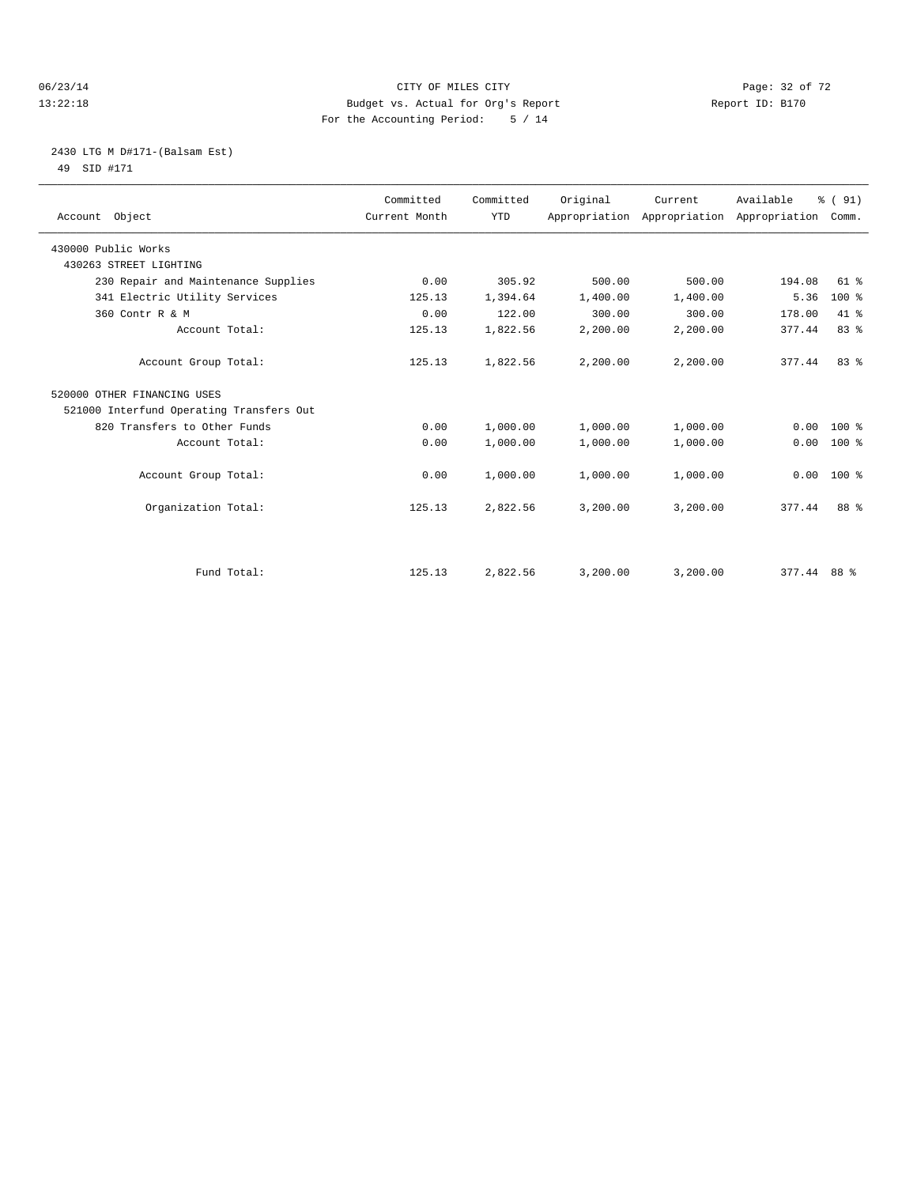CITY OF MILES CITY
Budget vs. Actual for Org's Report
For the Accounting Period: 5 / 14

06/23/14
13:22:18

Report ID: B170

2430 LTG M D#171-(Balsam Est)
49 SID #171

| Account Object | Committed Current Month | Committed YTD | Original Appropriation | Current Appropriation | Available Appropriation | % ( 91) Comm. |
|---|---|---|---|---|---|---|
| 430000 Public Works | | | | | | |
| 430263 STREET LIGHTING | | | | | | |
| 230 Repair and Maintenance Supplies | 0.00 | 305.92 | 500.00 | 500.00 | 194.08 | 61 % |
| 341 Electric Utility Services | 125.13 | 1,394.64 | 1,400.00 | 1,400.00 | 5.36 | 100 % |
| 360 Contr R & M | 0.00 | 122.00 | 300.00 | 300.00 | 178.00 | 41 % |
| Account Total: | 125.13 | 1,822.56 | 2,200.00 | 2,200.00 | 377.44 | 83 % |
| Account Group Total: | 125.13 | 1,822.56 | 2,200.00 | 2,200.00 | 377.44 | 83 % |
| 520000 OTHER FINANCING USES | | | | | | |
| 521000 Interfund Operating Transfers Out | | | | | | |
| 820 Transfers to Other Funds | 0.00 | 1,000.00 | 1,000.00 | 1,000.00 | 0.00 | 100 % |
| Account Total: | 0.00 | 1,000.00 | 1,000.00 | 1,000.00 | 0.00 | 100 % |
| Account Group Total: | 0.00 | 1,000.00 | 1,000.00 | 1,000.00 | 0.00 | 100 % |
| Organization Total: | 125.13 | 2,822.56 | 3,200.00 | 3,200.00 | 377.44 | 88 % |
| Fund Total: | 125.13 | 2,822.56 | 3,200.00 | 3,200.00 | 377.44 | 88 % |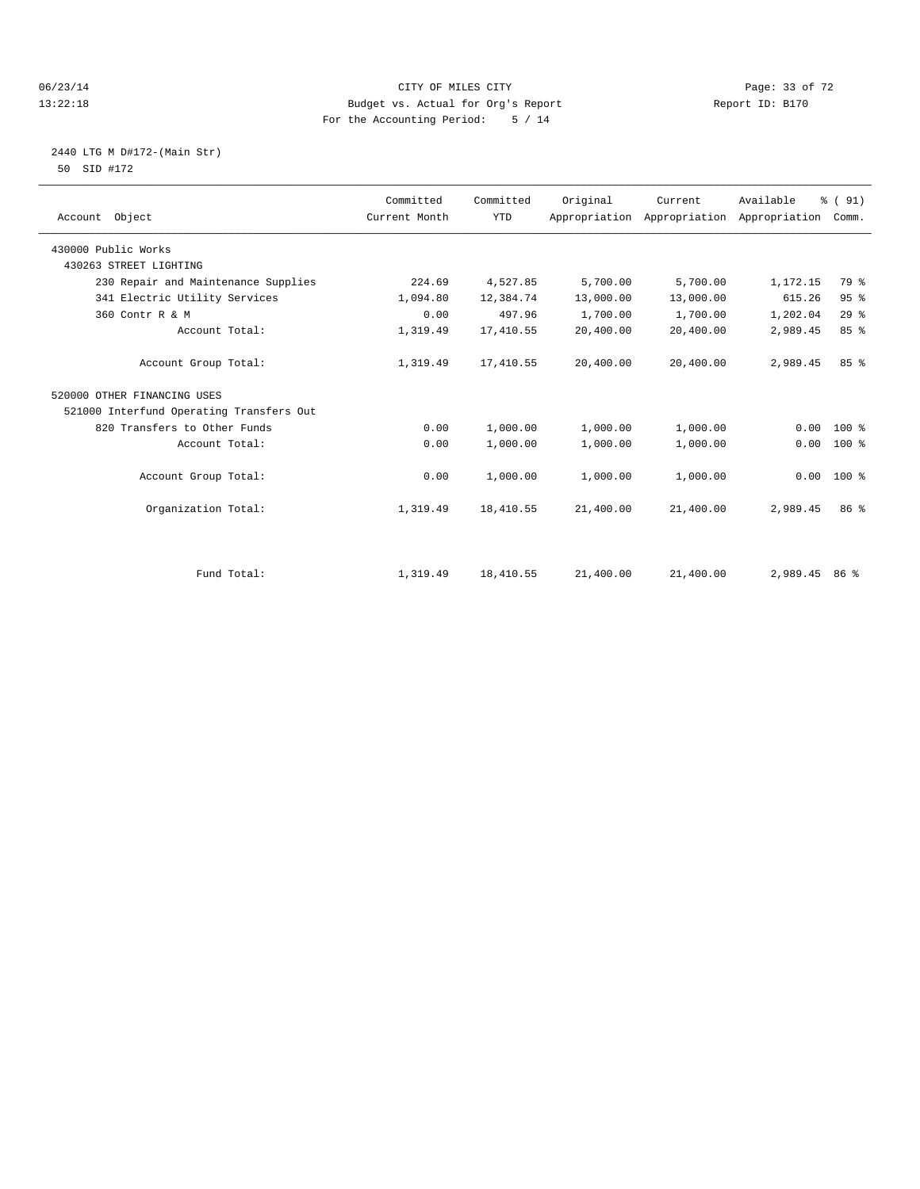CITY OF MILES CITY
Budget vs. Actual for Org's Report
For the Accounting Period: 5 / 14

06/23/14
13:22:18

Report ID: B170

2440 LTG M D#172-(Main Str)
50 SID #172

| Account Object | Committed Current Month | Committed YTD | Original Appropriation | Current Appropriation | Available Appropriation | % ( 91) Comm. |
|---|---|---|---|---|---|---|
| 430000 Public Works | | | | | | |
| 430263 STREET LIGHTING | | | | | | |
| 230 Repair and Maintenance Supplies | 224.69 | 4,527.85 | 5,700.00 | 5,700.00 | 1,172.15 | 79 % |
| 341 Electric Utility Services | 1,094.80 | 12,384.74 | 13,000.00 | 13,000.00 | 615.26 | 95 % |
| 360 Contr R & M | 0.00 | 497.96 | 1,700.00 | 1,700.00 | 1,202.04 | 29 % |
| Account Total: | 1,319.49 | 17,410.55 | 20,400.00 | 20,400.00 | 2,989.45 | 85 % |
| Account Group Total: | 1,319.49 | 17,410.55 | 20,400.00 | 20,400.00 | 2,989.45 | 85 % |
| 520000 OTHER FINANCING USES | | | | | | |
| 521000 Interfund Operating Transfers Out | | | | | | |
| 820 Transfers to Other Funds | 0.00 | 1,000.00 | 1,000.00 | 1,000.00 | 0.00 | 100 % |
| Account Total: | 0.00 | 1,000.00 | 1,000.00 | 1,000.00 | 0.00 | 100 % |
| Account Group Total: | 0.00 | 1,000.00 | 1,000.00 | 1,000.00 | 0.00 | 100 % |
| Organization Total: | 1,319.49 | 18,410.55 | 21,400.00 | 21,400.00 | 2,989.45 | 86 % |
| Fund Total: | 1,319.49 | 18,410.55 | 21,400.00 | 21,400.00 | 2,989.45 | 86 % |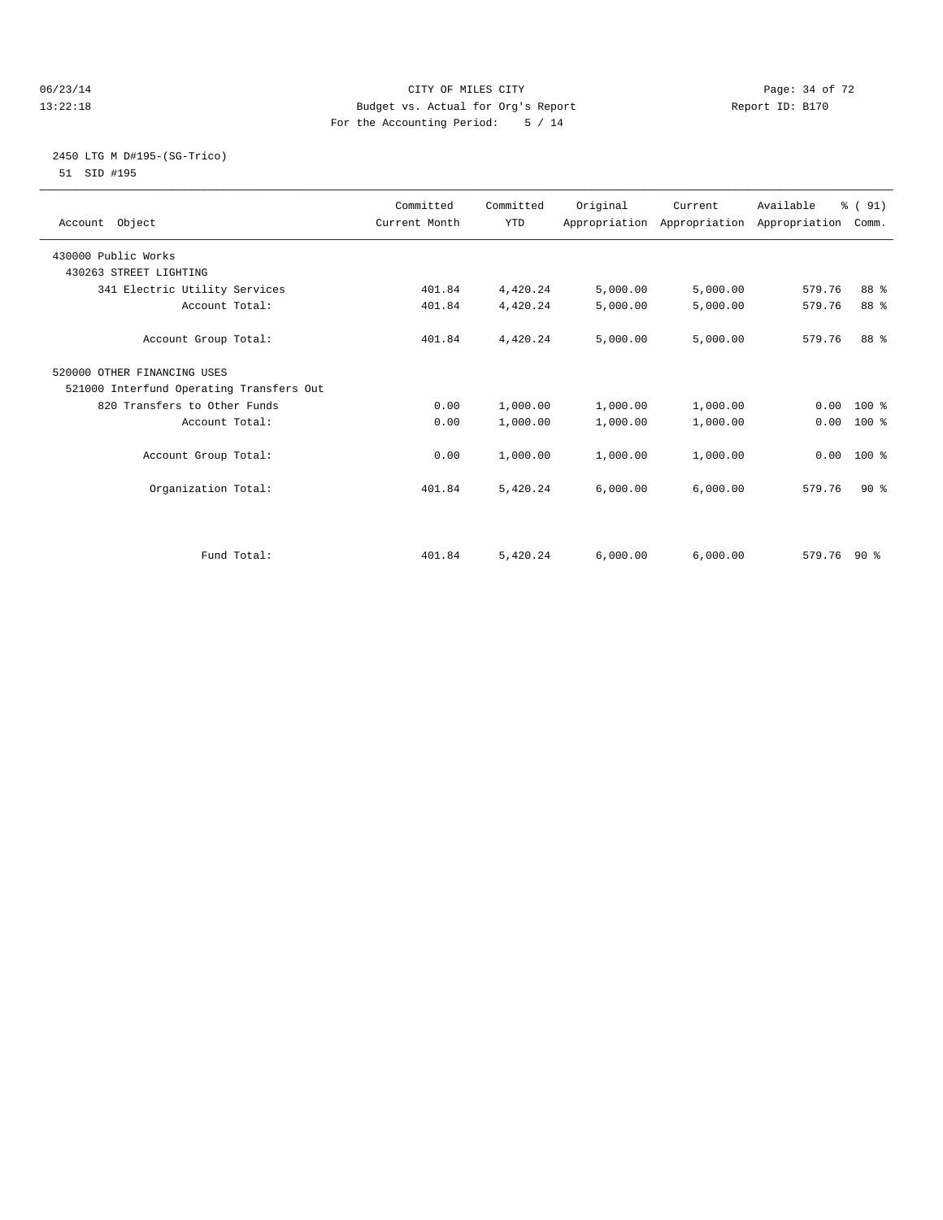CITY OF MILES CITY
Budget vs. Actual for Org's Report
For the Accounting Period: 5 / 14

06/23/14
13:22:18

Report ID: B170

## 2450 LTG M D#195-(SG-Trico)

51 SID #195

| Account Object | Committed Current Month | Committed YTD | Original Appropriation | Current Appropriation | Available Appropriation | % ( 91) Comm. |
|---|---|---|---|---|---|---|
| 430000 Public Works | | | | | | |
| 430263 STREET LIGHTING | | | | | | |
| 341 Electric Utility Services | 401.84 | 4,420.24 | 5,000.00 | 5,000.00 | 579.76 | 88 % |
| Account Total: | 401.84 | 4,420.24 | 5,000.00 | 5,000.00 | 579.76 | 88 % |
| Account Group Total: | 401.84 | 4,420.24 | 5,000.00 | 5,000.00 | 579.76 | 88 % |
| 520000 OTHER FINANCING USES | | | | | | |
| 521000 Interfund Operating Transfers Out | | | | | | |
| 820 Transfers to Other Funds | 0.00 | 1,000.00 | 1,000.00 | 1,000.00 | 0.00 | 100 % |
| Account Total: | 0.00 | 1,000.00 | 1,000.00 | 1,000.00 | 0.00 | 100 % |
| Account Group Total: | 0.00 | 1,000.00 | 1,000.00 | 1,000.00 | 0.00 | 100 % |
| Organization Total: | 401.84 | 5,420.24 | 6,000.00 | 6,000.00 | 579.76 | 90 % |
| Fund Total: | 401.84 | 5,420.24 | 6,000.00 | 6,000.00 | 579.76 | 90 % |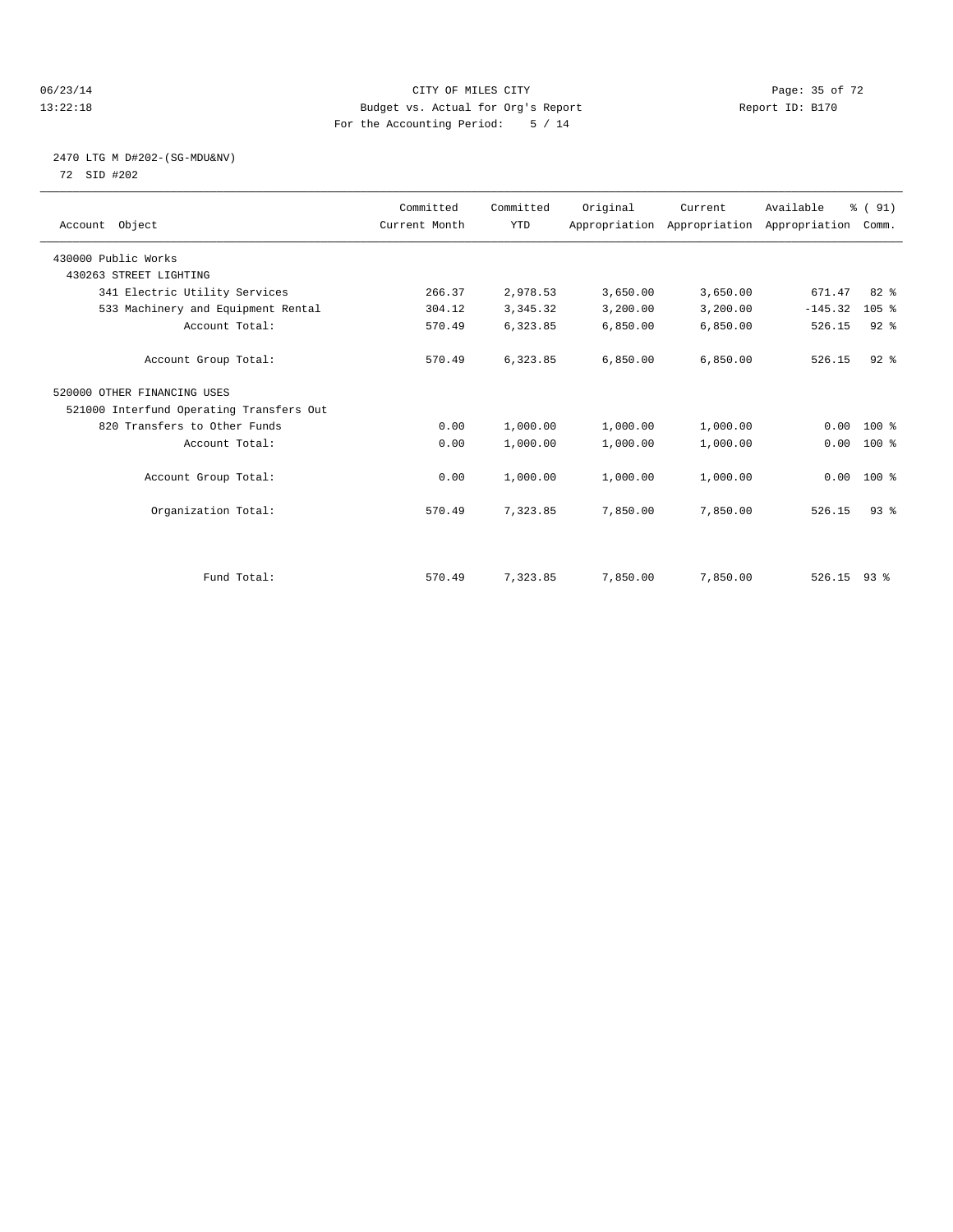CITY OF MILES CITY
Budget vs. Actual for Org's Report
For the Accounting Period: 5 / 14

06/23/14
13:22:18

Report ID: B170

## 2470 LTG M D#202-(SG-MDU&NV)

72 SID #202

| Account Object | Committed Current Month | Committed YTD | Original Appropriation | Current Appropriation | Available Appropriation | % ( 91) Comm. |
|---|---|---|---|---|---|---|
| 430000 Public Works | | | | | | |
| 430263 STREET LIGHTING | | | | | | |
| 341 Electric Utility Services | 266.37 | 2,978.53 | 3,650.00 | 3,650.00 | 671.47 | 82 % |
| 533 Machinery and Equipment Rental | 304.12 | 3,345.32 | 3,200.00 | 3,200.00 | -145.32 | 105 % |
| Account Total: | 570.49 | 6,323.85 | 6,850.00 | 6,850.00 | 526.15 | 92 % |
| Account Group Total: | 570.49 | 6,323.85 | 6,850.00 | 6,850.00 | 526.15 | 92 % |
| 520000 OTHER FINANCING USES | | | | | | |
| 521000 Interfund Operating Transfers Out | | | | | | |
| 820 Transfers to Other Funds | 0.00 | 1,000.00 | 1,000.00 | 1,000.00 | 0.00 | 100 % |
| Account Total: | 0.00 | 1,000.00 | 1,000.00 | 1,000.00 | 0.00 | 100 % |
| Account Group Total: | 0.00 | 1,000.00 | 1,000.00 | 1,000.00 | 0.00 | 100 % |
| Organization Total: | 570.49 | 7,323.85 | 7,850.00 | 7,850.00 | 526.15 | 93 % |
| Fund Total: | 570.49 | 7,323.85 | 7,850.00 | 7,850.00 | 526.15 | 93 % |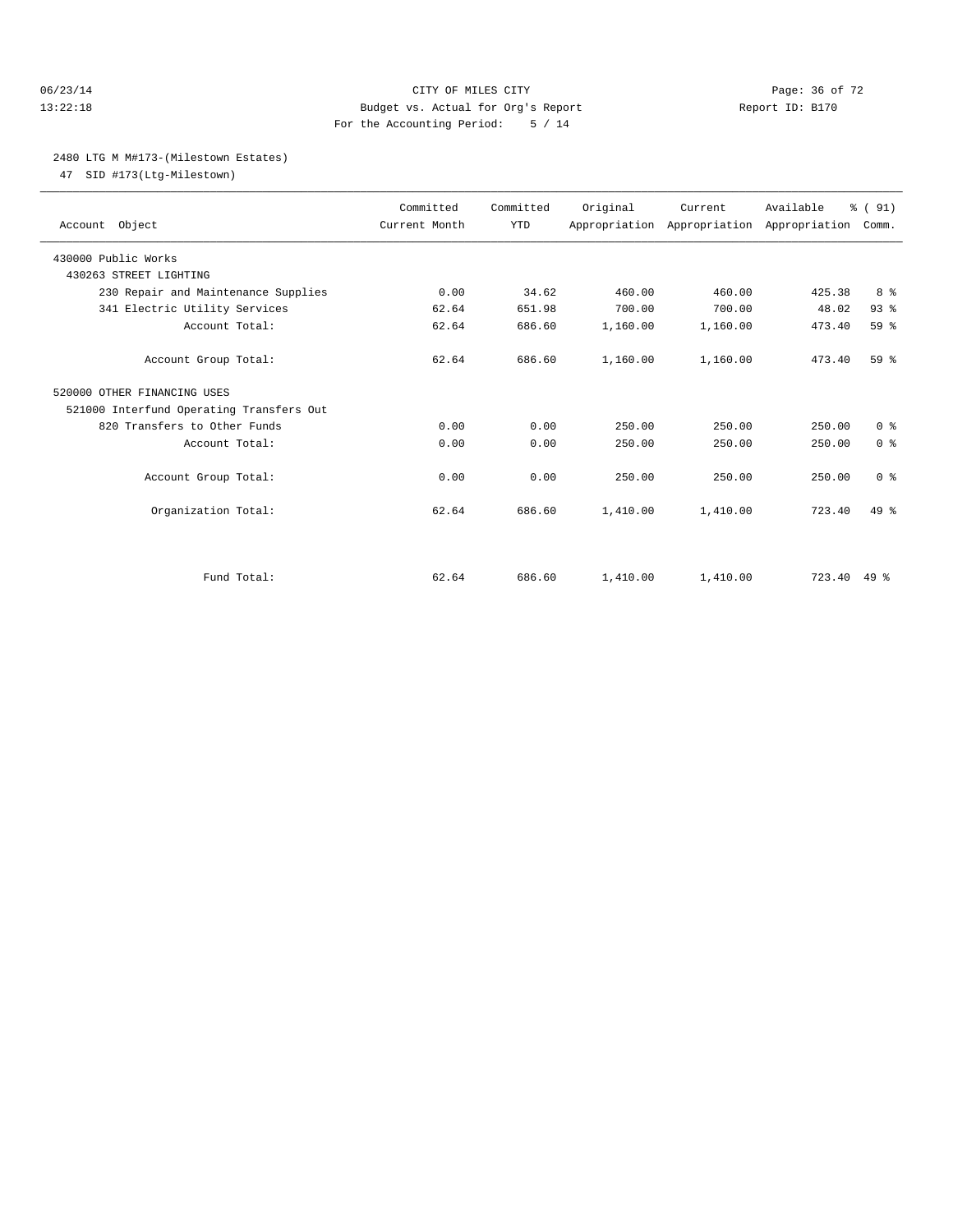CITY OF MILES CITY

Budget vs. Actual for Org's Report

For the Accounting Period: 5 / 14

06/23/14 13:22:18 Report ID: B170

2480 LTG M M#173-(Milestown Estates)

47 SID #173(Ltg-Milestown)

| Account Object | Committed Current Month | Committed YTD | Original Appropriation | Current Appropriation | Available Appropriation | % ( 91) Comm. |
|---|---|---|---|---|---|---|
| 430000 Public Works | | | | | | |
| 430263 STREET LIGHTING | | | | | | |
| 230 Repair and Maintenance Supplies | 0.00 | 34.62 | 460.00 | 460.00 | 425.38 | 8 % |
| 341 Electric Utility Services | 62.64 | 651.98 | 700.00 | 700.00 | 48.02 | 93 % |
| Account Total: | 62.64 | 686.60 | 1,160.00 | 1,160.00 | 473.40 | 59 % |
| Account Group Total: | 62.64 | 686.60 | 1,160.00 | 1,160.00 | 473.40 | 59 % |
| 520000 OTHER FINANCING USES | | | | | | |
| 521000 Interfund Operating Transfers Out | | | | | | |
| 820 Transfers to Other Funds | 0.00 | 0.00 | 250.00 | 250.00 | 250.00 | 0 % |
| Account Total: | 0.00 | 0.00 | 250.00 | 250.00 | 250.00 | 0 % |
| Account Group Total: | 0.00 | 0.00 | 250.00 | 250.00 | 250.00 | 0 % |
| Organization Total: | 62.64 | 686.60 | 1,410.00 | 1,410.00 | 723.40 | 49 % |
| Fund Total: | 62.64 | 686.60 | 1,410.00 | 1,410.00 | 723.40 | 49 % |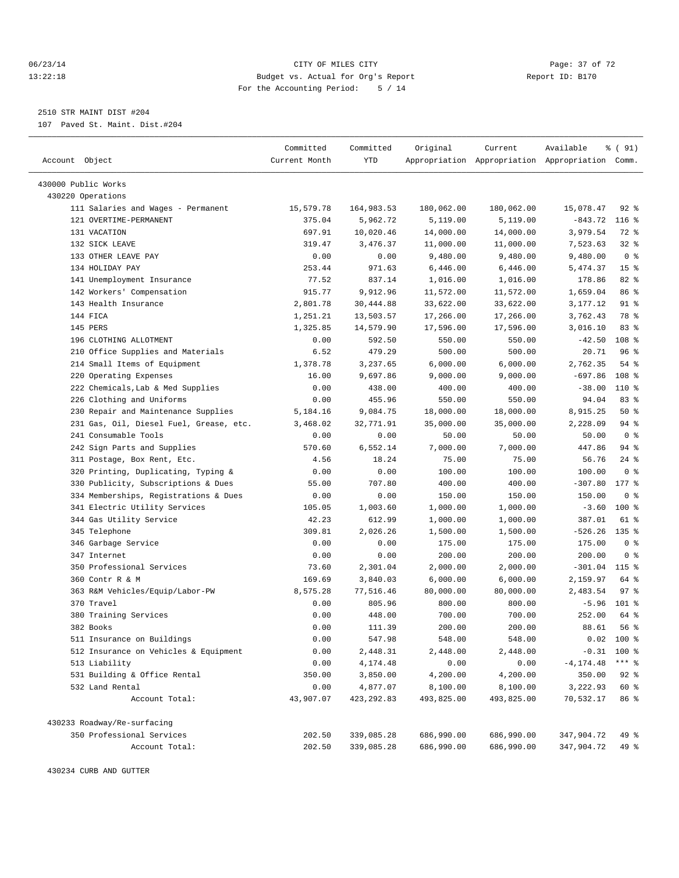CITY OF MILES CITY
Budget vs. Actual for Org's Report
For the Accounting Period: 5 / 14

06/23/14
13:22:18

Report ID: B170

2510 STR MAINT DIST #204
107 Paved St. Maint. Dist.#204

| Account Object | Committed Current Month | Committed YTD | Original Appropriation | Current Appropriation | Available Appropriation | % ( 91) Comm. |
|---|---|---|---|---|---|---|
| 430000 Public Works | | | | | | |
| 430220 Operations | | | | | | |
| 111 Salaries and Wages - Permanent | 15,579.78 | 164,983.53 | 180,062.00 | 180,062.00 | 15,078.47 | 92 % |
| 121 OVERTIME-PERMANENT | 375.04 | 5,962.72 | 5,119.00 | 5,119.00 | -843.72 | 116 % |
| 131 VACATION | 697.91 | 10,020.46 | 14,000.00 | 14,000.00 | 3,979.54 | 72 % |
| 132 SICK LEAVE | 319.47 | 3,476.37 | 11,000.00 | 11,000.00 | 7,523.63 | 32 % |
| 133 OTHER LEAVE PAY | 0.00 | 0.00 | 9,480.00 | 9,480.00 | 9,480.00 | 0 % |
| 134 HOLIDAY PAY | 253.44 | 971.63 | 6,446.00 | 6,446.00 | 5,474.37 | 15 % |
| 141 Unemployment Insurance | 77.52 | 837.14 | 1,016.00 | 1,016.00 | 178.86 | 82 % |
| 142 Workers' Compensation | 915.77 | 9,912.96 | 11,572.00 | 11,572.00 | 1,659.04 | 86 % |
| 143 Health Insurance | 2,801.78 | 30,444.88 | 33,622.00 | 33,622.00 | 3,177.12 | 91 % |
| 144 FICA | 1,251.21 | 13,503.57 | 17,266.00 | 17,266.00 | 3,762.43 | 78 % |
| 145 PERS | 1,325.85 | 14,579.90 | 17,596.00 | 17,596.00 | 3,016.10 | 83 % |
| 196 CLOTHING ALLOTMENT | 0.00 | 592.50 | 550.00 | 550.00 | -42.50 | 108 % |
| 210 Office Supplies and Materials | 6.52 | 479.29 | 500.00 | 500.00 | 20.71 | 96 % |
| 214 Small Items of Equipment | 1,378.78 | 3,237.65 | 6,000.00 | 6,000.00 | 2,762.35 | 54 % |
| 220 Operating Expenses | 16.00 | 9,697.86 | 9,000.00 | 9,000.00 | -697.86 | 108 % |
| 222 Chemicals,Lab & Med Supplies | 0.00 | 438.00 | 400.00 | 400.00 | -38.00 | 110 % |
| 226 Clothing and Uniforms | 0.00 | 455.96 | 550.00 | 550.00 | 94.04 | 83 % |
| 230 Repair and Maintenance Supplies | 5,184.16 | 9,084.75 | 18,000.00 | 18,000.00 | 8,915.25 | 50 % |
| 231 Gas, Oil, Diesel Fuel, Grease, etc. | 3,468.02 | 32,771.91 | 35,000.00 | 35,000.00 | 2,228.09 | 94 % |
| 241 Consumable Tools | 0.00 | 0.00 | 50.00 | 50.00 | 50.00 | 0 % |
| 242 Sign Parts and Supplies | 570.60 | 6,552.14 | 7,000.00 | 7,000.00 | 447.86 | 94 % |
| 311 Postage, Box Rent, Etc. | 4.56 | 18.24 | 75.00 | 75.00 | 56.76 | 24 % |
| 320 Printing, Duplicating, Typing & | 0.00 | 0.00 | 100.00 | 100.00 | 100.00 | 0 % |
| 330 Publicity, Subscriptions & Dues | 55.00 | 707.80 | 400.00 | 400.00 | -307.80 | 177 % |
| 334 Memberships, Registrations & Dues | 0.00 | 0.00 | 150.00 | 150.00 | 150.00 | 0 % |
| 341 Electric Utility Services | 105.05 | 1,003.60 | 1,000.00 | 1,000.00 | -3.60 | 100 % |
| 344 Gas Utility Service | 42.23 | 612.99 | 1,000.00 | 1,000.00 | 387.01 | 61 % |
| 345 Telephone | 309.81 | 2,026.26 | 1,500.00 | 1,500.00 | -526.26 | 135 % |
| 346 Garbage Service | 0.00 | 0.00 | 175.00 | 175.00 | 175.00 | 0 % |
| 347 Internet | 0.00 | 0.00 | 200.00 | 200.00 | 200.00 | 0 % |
| 350 Professional Services | 73.60 | 2,301.04 | 2,000.00 | 2,000.00 | -301.04 | 115 % |
| 360 Contr R & M | 169.69 | 3,840.03 | 6,000.00 | 6,000.00 | 2,159.97 | 64 % |
| 363 R&M Vehicles/Equip/Labor-PW | 8,575.28 | 77,516.46 | 80,000.00 | 80,000.00 | 2,483.54 | 97 % |
| 370 Travel | 0.00 | 805.96 | 800.00 | 800.00 | -5.96 | 101 % |
| 380 Training Services | 0.00 | 448.00 | 700.00 | 700.00 | 252.00 | 64 % |
| 382 Books | 0.00 | 111.39 | 200.00 | 200.00 | 88.61 | 56 % |
| 511 Insurance on Buildings | 0.00 | 547.98 | 548.00 | 548.00 | 0.02 | 100 % |
| 512 Insurance on Vehicles & Equipment | 0.00 | 2,448.31 | 2,448.00 | 2,448.00 | -0.31 | 100 % |
| 513 Liability | 0.00 | 4,174.48 | 0.00 | 0.00 | -4,174.48 | *** % |
| 531 Building & Office Rental | 350.00 | 3,850.00 | 4,200.00 | 4,200.00 | 350.00 | 92 % |
| 532 Land Rental | 0.00 | 4,877.07 | 8,100.00 | 8,100.00 | 3,222.93 | 60 % |
| Account Total: | 43,907.07 | 423,292.83 | 493,825.00 | 493,825.00 | 70,532.17 | 86 % |
| 430233 Roadway/Re-surfacing | | | | | | |
| 350 Professional Services | 202.50 | 339,085.28 | 686,990.00 | 686,990.00 | 347,904.72 | 49 % |
| Account Total: | 202.50 | 339,085.28 | 686,990.00 | 686,990.00 | 347,904.72 | 49 % |
| 430234 CURB AND GUTTER | | | | | | |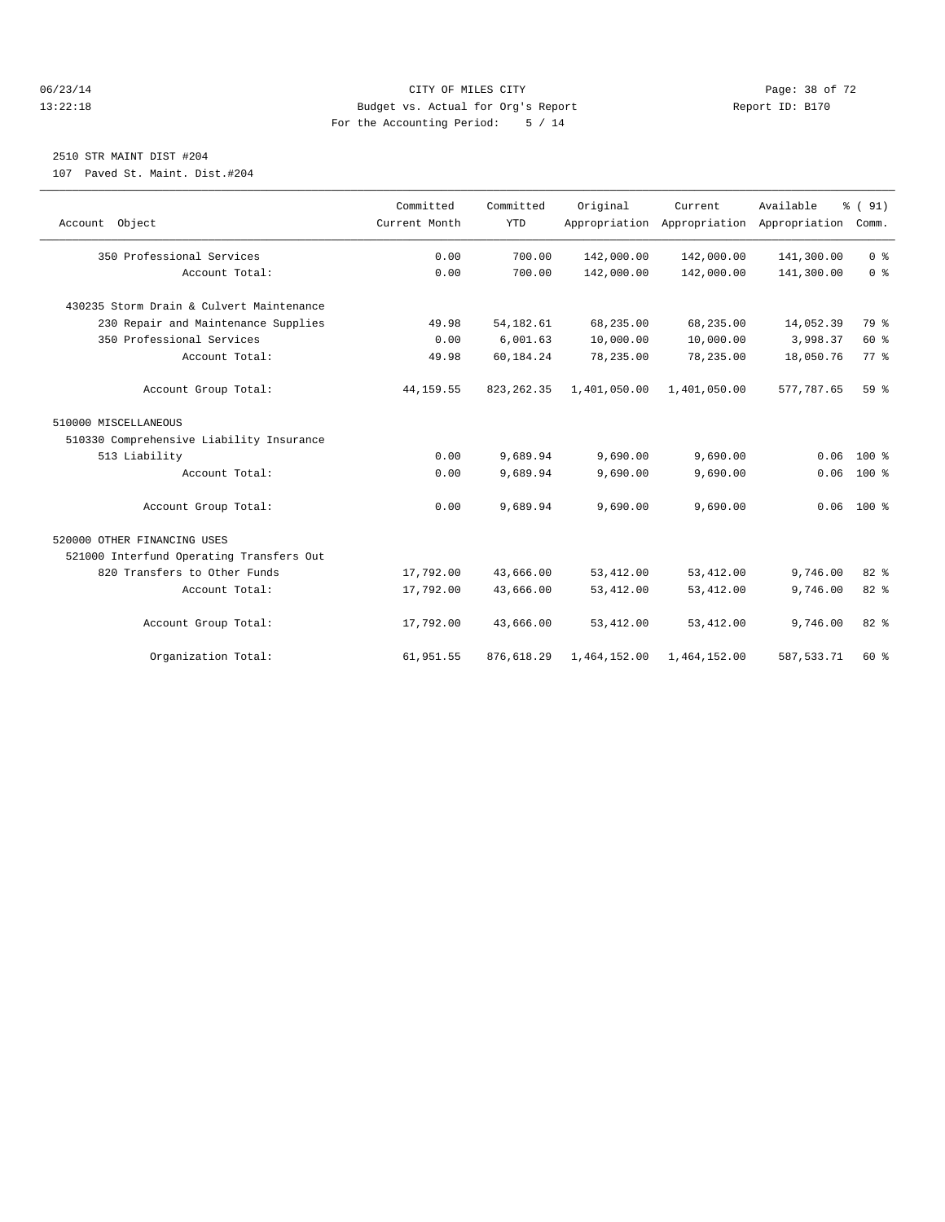CITY OF MILES CITY
Budget vs. Actual for Org's Report
For the Accounting Period: 5 / 14

06/23/14
13:22:18

Report ID: B170

## 2510 STR MAINT DIST #204

107 Paved St. Maint. Dist.#204

| Account Object | Committed Current Month | Committed YTD | Original Appropriation | Current Appropriation | Available Appropriation | % ( 91) Comm. |
|---|---|---|---|---|---|---|
| 350 Professional Services | 0.00 | 700.00 | 142,000.00 | 142,000.00 | 141,300.00 | 0 % |
| Account Total: | 0.00 | 700.00 | 142,000.00 | 142,000.00 | 141,300.00 | 0 % |
| 430235 Storm Drain & Culvert Maintenance | | | | | | |
| 230 Repair and Maintenance Supplies | 49.98 | 54,182.61 | 68,235.00 | 68,235.00 | 14,052.39 | 79 % |
| 350 Professional Services | 0.00 | 6,001.63 | 10,000.00 | 10,000.00 | 3,998.37 | 60 % |
| Account Total: | 49.98 | 60,184.24 | 78,235.00 | 78,235.00 | 18,050.76 | 77 % |
| Account Group Total: | 44,159.55 | 823,262.35 | 1,401,050.00 | 1,401,050.00 | 577,787.65 | 59 % |
| 510000 MISCELLANEOUS | | | | | | |
| 510330 Comprehensive Liability Insurance | | | | | | |
| 513 Liability | 0.00 | 9,689.94 | 9,690.00 | 9,690.00 | 0.06 | 100 % |
| Account Total: | 0.00 | 9,689.94 | 9,690.00 | 9,690.00 | 0.06 | 100 % |
| Account Group Total: | 0.00 | 9,689.94 | 9,690.00 | 9,690.00 | 0.06 | 100 % |
| 520000 OTHER FINANCING USES | | | | | | |
| 521000 Interfund Operating Transfers Out | | | | | | |
| 820 Transfers to Other Funds | 17,792.00 | 43,666.00 | 53,412.00 | 53,412.00 | 9,746.00 | 82 % |
| Account Total: | 17,792.00 | 43,666.00 | 53,412.00 | 53,412.00 | 9,746.00 | 82 % |
| Account Group Total: | 17,792.00 | 43,666.00 | 53,412.00 | 53,412.00 | 9,746.00 | 82 % |
| Organization Total: | 61,951.55 | 876,618.29 | 1,464,152.00 | 1,464,152.00 | 587,533.71 | 60 % |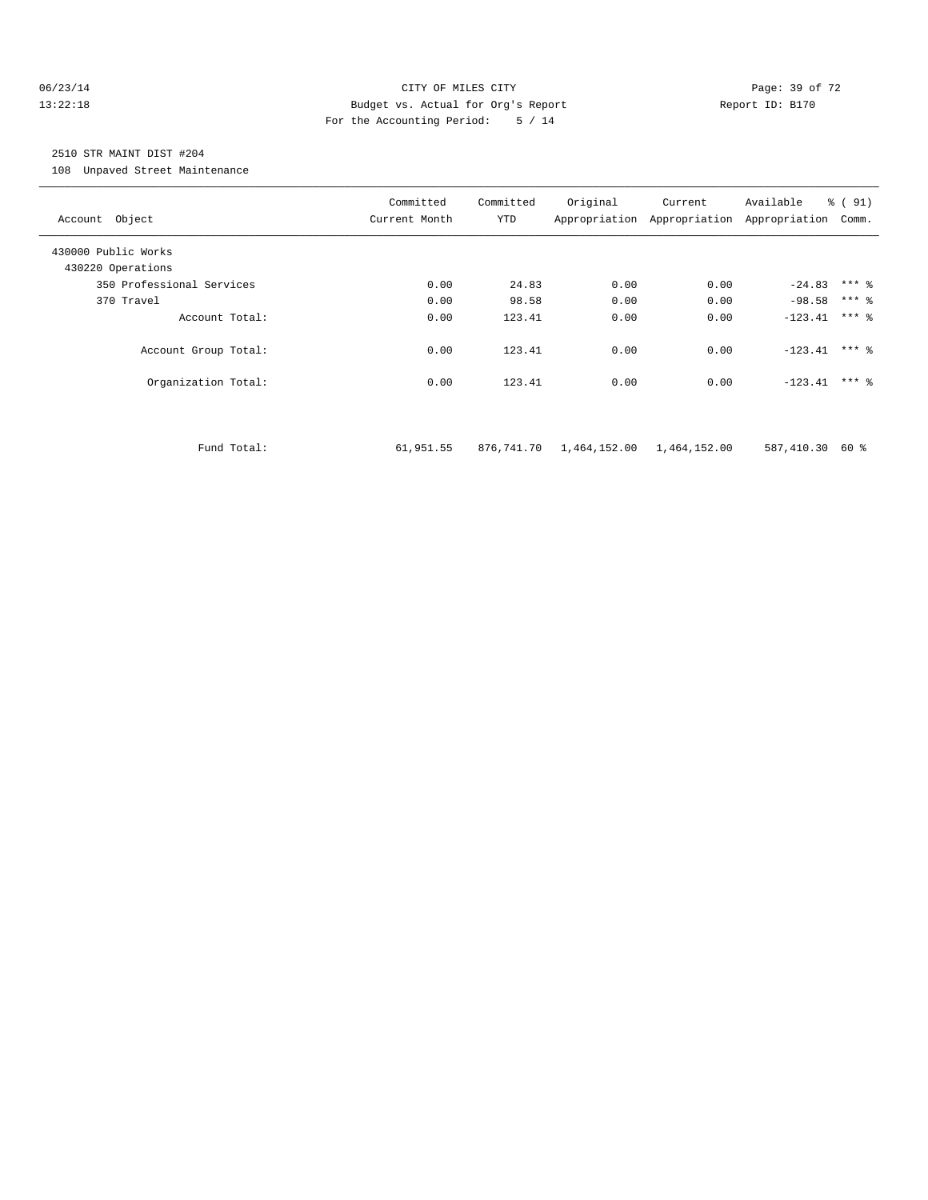CITY OF MILES CITY
Budget vs. Actual for Org's Report
For the Accounting Period: 5 / 14

06/23/14
13:22:18

Report ID: B170

## 2510 STR MAINT DIST #204

108 Unpaved Street Maintenance

| Account Object | Committed Current Month | Committed YTD | Original Appropriation | Current Appropriation | Available Appropriation | % ( 91) Comm. |
|---|---|---|---|---|---|---|
| 430000 Public Works | | | | | | |
| 430220 Operations | | | | | | |
| 350 Professional Services | 0.00 | 24.83 | 0.00 | 0.00 | -24.83 | *** % |
| 370 Travel | 0.00 | 98.58 | 0.00 | 0.00 | -98.58 | *** % |
| Account Total: | 0.00 | 123.41 | 0.00 | 0.00 | -123.41 | *** % |
| Account Group Total: | 0.00 | 123.41 | 0.00 | 0.00 | -123.41 | *** % |
| Organization Total: | 0.00 | 123.41 | 0.00 | 0.00 | -123.41 | *** % |
| Fund Total: | 61,951.55 | 876,741.70 | 1,464,152.00 | 1,464,152.00 | 587,410.30 | 60 % |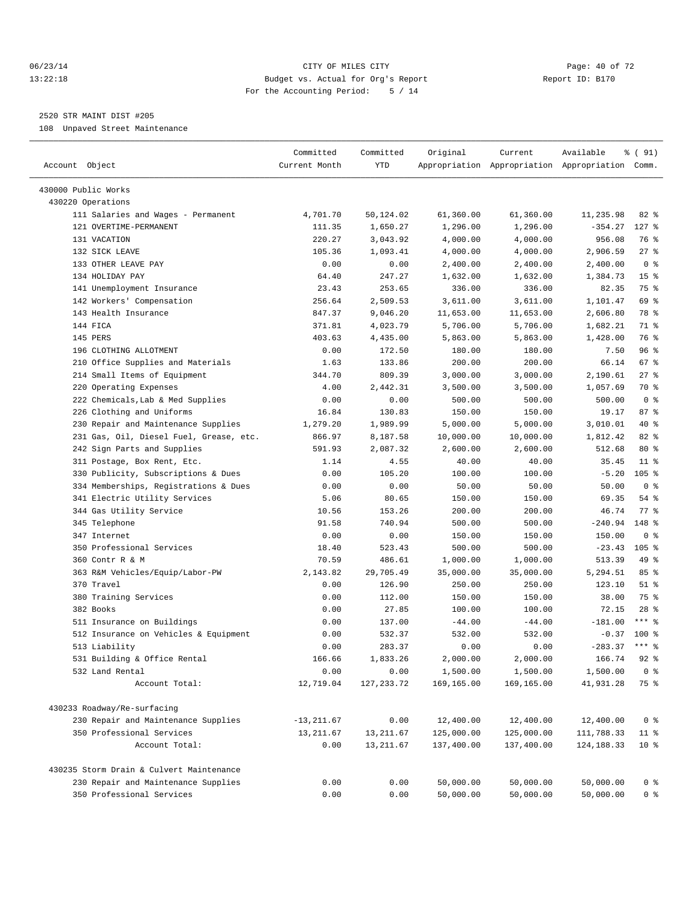CITY OF MILES CITY
Budget vs. Actual for Org's Report
For the Accounting Period: 5 / 14

06/23/14
13:22:18

Report ID: B170

2520 STR MAINT DIST #205
108 Unpaved Street Maintenance

| Account Object | Committed Current Month | Committed YTD | Original Appropriation | Current Appropriation | Available Appropriation | % ( 91) Comm. |
|---|---|---|---|---|---|---|
| 430000 Public Works | | | | | | |
| 430220 Operations | | | | | | |
| 111 Salaries and Wages - Permanent | 4,701.70 | 50,124.02 | 61,360.00 | 61,360.00 | 11,235.98 | 82 % |
| 121 OVERTIME-PERMANENT | 111.35 | 1,650.27 | 1,296.00 | 1,296.00 | -354.27 | 127 % |
| 131 VACATION | 220.27 | 3,043.92 | 4,000.00 | 4,000.00 | 956.08 | 76 % |
| 132 SICK LEAVE | 105.36 | 1,093.41 | 4,000.00 | 4,000.00 | 2,906.59 | 27 % |
| 133 OTHER LEAVE PAY | 0.00 | 0.00 | 2,400.00 | 2,400.00 | 2,400.00 | 0 % |
| 134 HOLIDAY PAY | 64.40 | 247.27 | 1,632.00 | 1,632.00 | 1,384.73 | 15 % |
| 141 Unemployment Insurance | 23.43 | 253.65 | 336.00 | 336.00 | 82.35 | 75 % |
| 142 Workers' Compensation | 256.64 | 2,509.53 | 3,611.00 | 3,611.00 | 1,101.47 | 69 % |
| 143 Health Insurance | 847.37 | 9,046.20 | 11,653.00 | 11,653.00 | 2,606.80 | 78 % |
| 144 FICA | 371.81 | 4,023.79 | 5,706.00 | 5,706.00 | 1,682.21 | 71 % |
| 145 PERS | 403.63 | 4,435.00 | 5,863.00 | 5,863.00 | 1,428.00 | 76 % |
| 196 CLOTHING ALLOTMENT | 0.00 | 172.50 | 180.00 | 180.00 | 7.50 | 96 % |
| 210 Office Supplies and Materials | 1.63 | 133.86 | 200.00 | 200.00 | 66.14 | 67 % |
| 214 Small Items of Equipment | 344.70 | 809.39 | 3,000.00 | 3,000.00 | 2,190.61 | 27 % |
| 220 Operating Expenses | 4.00 | 2,442.31 | 3,500.00 | 3,500.00 | 1,057.69 | 70 % |
| 222 Chemicals,Lab & Med Supplies | 0.00 | 0.00 | 500.00 | 500.00 | 500.00 | 0 % |
| 226 Clothing and Uniforms | 16.84 | 130.83 | 150.00 | 150.00 | 19.17 | 87 % |
| 230 Repair and Maintenance Supplies | 1,279.20 | 1,989.99 | 5,000.00 | 5,000.00 | 3,010.01 | 40 % |
| 231 Gas, Oil, Diesel Fuel, Grease, etc. | 866.97 | 8,187.58 | 10,000.00 | 10,000.00 | 1,812.42 | 82 % |
| 242 Sign Parts and Supplies | 591.93 | 2,087.32 | 2,600.00 | 2,600.00 | 512.68 | 80 % |
| 311 Postage, Box Rent, Etc. | 1.14 | 4.55 | 40.00 | 40.00 | 35.45 | 11 % |
| 330 Publicity, Subscriptions & Dues | 0.00 | 105.20 | 100.00 | 100.00 | -5.20 | 105 % |
| 334 Memberships, Registrations & Dues | 0.00 | 0.00 | 50.00 | 50.00 | 50.00 | 0 % |
| 341 Electric Utility Services | 5.06 | 80.65 | 150.00 | 150.00 | 69.35 | 54 % |
| 344 Gas Utility Service | 10.56 | 153.26 | 200.00 | 200.00 | 46.74 | 77 % |
| 345 Telephone | 91.58 | 740.94 | 500.00 | 500.00 | -240.94 | 148 % |
| 347 Internet | 0.00 | 0.00 | 150.00 | 150.00 | 150.00 | 0 % |
| 350 Professional Services | 18.40 | 523.43 | 500.00 | 500.00 | -23.43 | 105 % |
| 360 Contr R & M | 70.59 | 486.61 | 1,000.00 | 1,000.00 | 513.39 | 49 % |
| 363 R&M Vehicles/Equip/Labor-PW | 2,143.82 | 29,705.49 | 35,000.00 | 35,000.00 | 5,294.51 | 85 % |
| 370 Travel | 0.00 | 126.90 | 250.00 | 250.00 | 123.10 | 51 % |
| 380 Training Services | 0.00 | 112.00 | 150.00 | 150.00 | 38.00 | 75 % |
| 382 Books | 0.00 | 27.85 | 100.00 | 100.00 | 72.15 | 28 % |
| 511 Insurance on Buildings | 0.00 | 137.00 | -44.00 | -44.00 | -181.00 | *** % |
| 512 Insurance on Vehicles & Equipment | 0.00 | 532.37 | 532.00 | 532.00 | -0.37 | 100 % |
| 513 Liability | 0.00 | 283.37 | 0.00 | 0.00 | -283.37 | *** % |
| 531 Building & Office Rental | 166.66 | 1,833.26 | 2,000.00 | 2,000.00 | 166.74 | 92 % |
| 532 Land Rental | 0.00 | 0.00 | 1,500.00 | 1,500.00 | 1,500.00 | 0 % |
| Account Total: | 12,719.04 | 127,233.72 | 169,165.00 | 169,165.00 | 41,931.28 | 75 % |
| 430233 Roadway/Re-surfacing | | | | | | |
| 230 Repair and Maintenance Supplies | -13,211.67 | 0.00 | 12,400.00 | 12,400.00 | 12,400.00 | 0 % |
| 350 Professional Services | 13,211.67 | 13,211.67 | 125,000.00 | 125,000.00 | 111,788.33 | 11 % |
| Account Total: | 0.00 | 13,211.67 | 137,400.00 | 137,400.00 | 124,188.33 | 10 % |
| 430235 Storm Drain & Culvert Maintenance | | | | | | |
| 230 Repair and Maintenance Supplies | 0.00 | 0.00 | 50,000.00 | 50,000.00 | 50,000.00 | 0 % |
| 350 Professional Services | 0.00 | 0.00 | 50,000.00 | 50,000.00 | 50,000.00 | 0 % |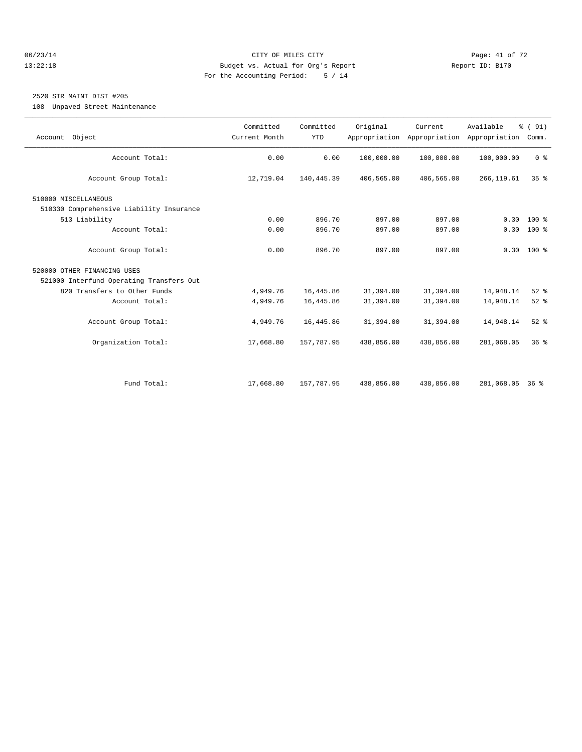CITY OF MILES CITY
Budget vs. Actual for Org's Report
For the Accounting Period: 5 / 14

06/23/14
13:22:18

Report ID: B170

## 2520 STR MAINT DIST #205

108 Unpaved Street Maintenance

| Account Object | Committed Current Month | Committed YTD | Original Appropriation | Current Appropriation | Available Appropriation | % ( 91) Comm. |
|---|---|---|---|---|---|---|
| Account Total: | 0.00 | 0.00 | 100,000.00 | 100,000.00 | 100,000.00 | 0 % |
| Account Group Total: | 12,719.04 | 140,445.39 | 406,565.00 | 406,565.00 | 266,119.61 | 35 % |
| 510000 MISCELLANEOUS | | | | | | |
| 510330 Comprehensive Liability Insurance | | | | | | |
| 513 Liability | 0.00 | 896.70 | 897.00 | 897.00 | 0.30 | 100 % |
| Account Total: | 0.00 | 896.70 | 897.00 | 897.00 | 0.30 | 100 % |
| Account Group Total: | 0.00 | 896.70 | 897.00 | 897.00 | 0.30 | 100 % |
| 520000 OTHER FINANCING USES | | | | | | |
| 521000 Interfund Operating Transfers Out | | | | | | |
| 820 Transfers to Other Funds | 4,949.76 | 16,445.86 | 31,394.00 | 31,394.00 | 14,948.14 | 52 % |
| Account Total: | 4,949.76 | 16,445.86 | 31,394.00 | 31,394.00 | 14,948.14 | 52 % |
| Account Group Total: | 4,949.76 | 16,445.86 | 31,394.00 | 31,394.00 | 14,948.14 | 52 % |
| Organization Total: | 17,668.80 | 157,787.95 | 438,856.00 | 438,856.00 | 281,068.05 | 36 % |
| Fund Total: | 17,668.80 | 157,787.95 | 438,856.00 | 438,856.00 | 281,068.05 | 36 % |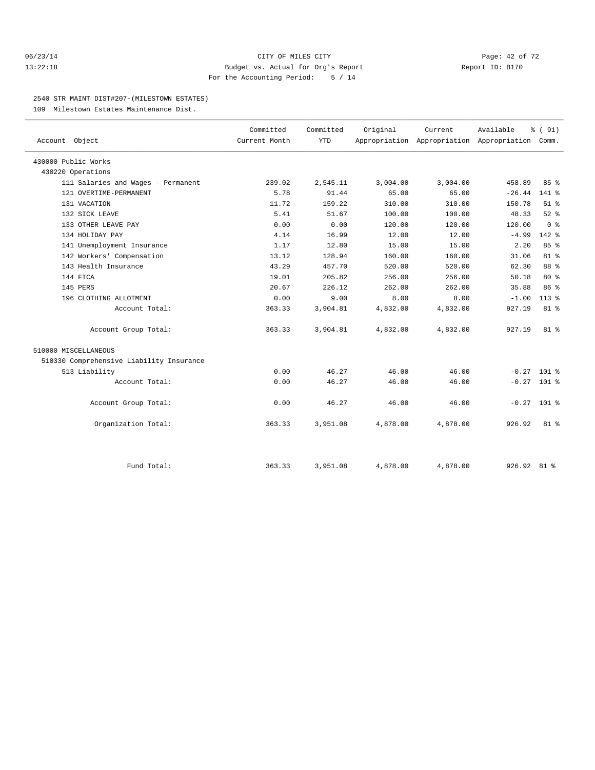CITY OF MILES CITY
Budget vs. Actual for Org's Report
For the Accounting Period: 5 / 14

06/23/14
13:22:18

Report ID: B170

## 2540 STR MAINT DIST#207-(MILESTOWN ESTATES)

109 Milestown Estates Maintenance Dist.

| Account Object | Committed Current Month | Committed YTD | Original Appropriation | Current Appropriation | Available Appropriation | % ( 91) Comm. |
|---|---|---|---|---|---|---|
| 430000 Public Works | | | | | | |
| 430220 Operations | | | | | | |
| 111 Salaries and Wages - Permanent | 239.02 | 2,545.11 | 3,004.00 | 3,004.00 | 458.89 | 85 % |
| 121 OVERTIME-PERMANENT | 5.78 | 91.44 | 65.00 | 65.00 | -26.44 | 141 % |
| 131 VACATION | 11.72 | 159.22 | 310.00 | 310.00 | 150.78 | 51 % |
| 132 SICK LEAVE | 5.41 | 51.67 | 100.00 | 100.00 | 48.33 | 52 % |
| 133 OTHER LEAVE PAY | 0.00 | 0.00 | 120.00 | 120.00 | 120.00 | 0 % |
| 134 HOLIDAY PAY | 4.14 | 16.99 | 12.00 | 12.00 | -4.99 | 142 % |
| 141 Unemployment Insurance | 1.17 | 12.80 | 15.00 | 15.00 | 2.20 | 85 % |
| 142 Workers' Compensation | 13.12 | 128.94 | 160.00 | 160.00 | 31.06 | 81 % |
| 143 Health Insurance | 43.29 | 457.70 | 520.00 | 520.00 | 62.30 | 88 % |
| 144 FICA | 19.01 | 205.82 | 256.00 | 256.00 | 50.18 | 80 % |
| 145 PERS | 20.67 | 226.12 | 262.00 | 262.00 | 35.88 | 86 % |
| 196 CLOTHING ALLOTMENT | 0.00 | 9.00 | 8.00 | 8.00 | -1.00 | 113 % |
| Account Total: | 363.33 | 3,904.81 | 4,832.00 | 4,832.00 | 927.19 | 81 % |
| Account Group Total: | 363.33 | 3,904.81 | 4,832.00 | 4,832.00 | 927.19 | 81 % |
| 510000 MISCELLANEOUS | | | | | | |
| 510330 Comprehensive Liability Insurance | | | | | | |
| 513 Liability | 0.00 | 46.27 | 46.00 | 46.00 | -0.27 | 101 % |
| Account Total: | 0.00 | 46.27 | 46.00 | 46.00 | -0.27 | 101 % |
| Account Group Total: | 0.00 | 46.27 | 46.00 | 46.00 | -0.27 | 101 % |
| Organization Total: | 363.33 | 3,951.08 | 4,878.00 | 4,878.00 | 926.92 | 81 % |
| Fund Total: | 363.33 | 3,951.08 | 4,878.00 | 4,878.00 | 926.92 | 81 % |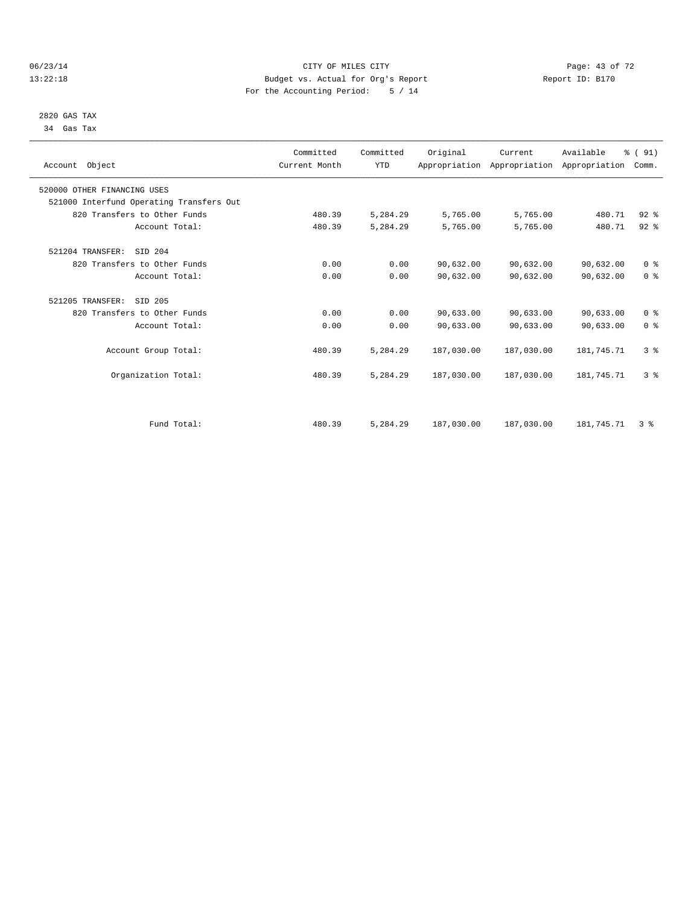CITY OF MILES CITY
Budget vs. Actual for Org's Report
For the Accounting Period: 5 / 14

06/23/14
13:22:18

Report ID: B170

2820 GAS TAX
34 Gas Tax

| Account Object | Committed Current Month | Committed YTD | Original Appropriation | Current Appropriation | Available Appropriation | % ( 91) Comm. |
|---|---|---|---|---|---|---|
| 520000 OTHER FINANCING USES | | | | | | |
| 521000 Interfund Operating Transfers Out | | | | | | |
| 820 Transfers to Other Funds | 480.39 | 5,284.29 | 5,765.00 | 5,765.00 | 480.71 | 92 % |
| Account Total: | 480.39 | 5,284.29 | 5,765.00 | 5,765.00 | 480.71 | 92 % |
| 521204 TRANSFER: SID 204 | | | | | | |
| 820 Transfers to Other Funds | 0.00 | 0.00 | 90,632.00 | 90,632.00 | 90,632.00 | 0 % |
| Account Total: | 0.00 | 0.00 | 90,632.00 | 90,632.00 | 90,632.00 | 0 % |
| 521205 TRANSFER: SID 205 | | | | | | |
| 820 Transfers to Other Funds | 0.00 | 0.00 | 90,633.00 | 90,633.00 | 90,633.00 | 0 % |
| Account Total: | 0.00 | 0.00 | 90,633.00 | 90,633.00 | 90,633.00 | 0 % |
| Account Group Total: | 480.39 | 5,284.29 | 187,030.00 | 187,030.00 | 181,745.71 | 3 % |
| Organization Total: | 480.39 | 5,284.29 | 187,030.00 | 187,030.00 | 181,745.71 | 3 % |
| Fund Total: | 480.39 | 5,284.29 | 187,030.00 | 187,030.00 | 181,745.71 | 3 % |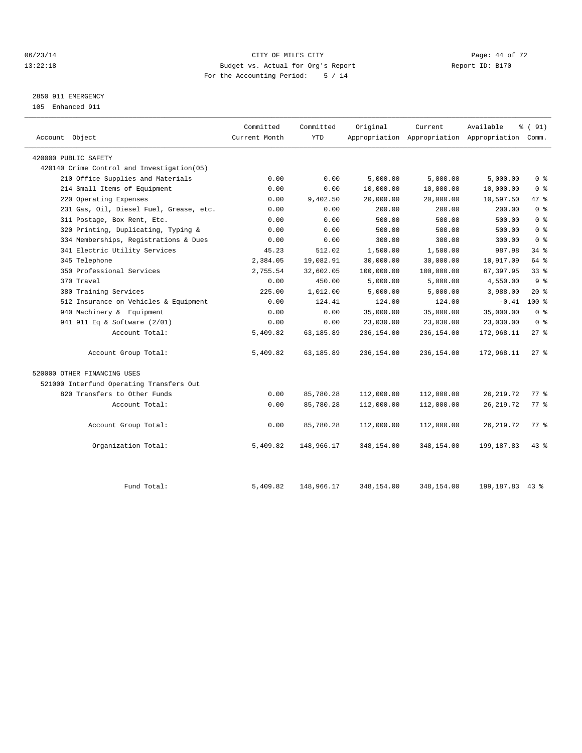CITY OF MILES CITY
Budget vs. Actual for Org's Report
For the Accounting Period: 5 / 14

06/23/14
13:22:18

Report ID: B170

## 2850 911 EMERGENCY

105 Enhanced 911

| Account Object | Committed Current Month | Committed YTD | Original Appropriation | Current Appropriation | Available Appropriation | % ( 91) Comm. |
|---|---|---|---|---|---|---|
| 420000 PUBLIC SAFETY | | | | | | |
| 420140 Crime Control and Investigation(05) | | | | | | |
| 210 Office Supplies and Materials | 0.00 | 0.00 | 5,000.00 | 5,000.00 | 5,000.00 | 0 % |
| 214 Small Items of Equipment | 0.00 | 0.00 | 10,000.00 | 10,000.00 | 10,000.00 | 0 % |
| 220 Operating Expenses | 0.00 | 9,402.50 | 20,000.00 | 20,000.00 | 10,597.50 | 47 % |
| 231 Gas, Oil, Diesel Fuel, Grease, etc. | 0.00 | 0.00 | 200.00 | 200.00 | 200.00 | 0 % |
| 311 Postage, Box Rent, Etc. | 0.00 | 0.00 | 500.00 | 500.00 | 500.00 | 0 % |
| 320 Printing, Duplicating, Typing & | 0.00 | 0.00 | 500.00 | 500.00 | 500.00 | 0 % |
| 334 Memberships, Registrations & Dues | 0.00 | 0.00 | 300.00 | 300.00 | 300.00 | 0 % |
| 341 Electric Utility Services | 45.23 | 512.02 | 1,500.00 | 1,500.00 | 987.98 | 34 % |
| 345 Telephone | 2,384.05 | 19,082.91 | 30,000.00 | 30,000.00 | 10,917.09 | 64 % |
| 350 Professional Services | 2,755.54 | 32,602.05 | 100,000.00 | 100,000.00 | 67,397.95 | 33 % |
| 370 Travel | 0.00 | 450.00 | 5,000.00 | 5,000.00 | 4,550.00 | 9 % |
| 380 Training Services | 225.00 | 1,012.00 | 5,000.00 | 5,000.00 | 3,988.00 | 20 % |
| 512 Insurance on Vehicles & Equipment | 0.00 | 124.41 | 124.00 | 124.00 | -0.41 | 100 % |
| 940 Machinery & Equipment | 0.00 | 0.00 | 35,000.00 | 35,000.00 | 35,000.00 | 0 % |
| 941 911 Eq & Software (2/01) | 0.00 | 0.00 | 23,030.00 | 23,030.00 | 23,030.00 | 0 % |
| Account Total: | 5,409.82 | 63,185.89 | 236,154.00 | 236,154.00 | 172,968.11 | 27 % |
| Account Group Total: | 5,409.82 | 63,185.89 | 236,154.00 | 236,154.00 | 172,968.11 | 27 % |
| 520000 OTHER FINANCING USES | | | | | | |
| 521000 Interfund Operating Transfers Out | | | | | | |
| 820 Transfers to Other Funds | 0.00 | 85,780.28 | 112,000.00 | 112,000.00 | 26,219.72 | 77 % |
| Account Total: | 0.00 | 85,780.28 | 112,000.00 | 112,000.00 | 26,219.72 | 77 % |
| Account Group Total: | 0.00 | 85,780.28 | 112,000.00 | 112,000.00 | 26,219.72 | 77 % |
| Organization Total: | 5,409.82 | 148,966.17 | 348,154.00 | 348,154.00 | 199,187.83 | 43 % |
| Fund Total: | 5,409.82 | 148,966.17 | 348,154.00 | 348,154.00 | 199,187.83 | 43 % |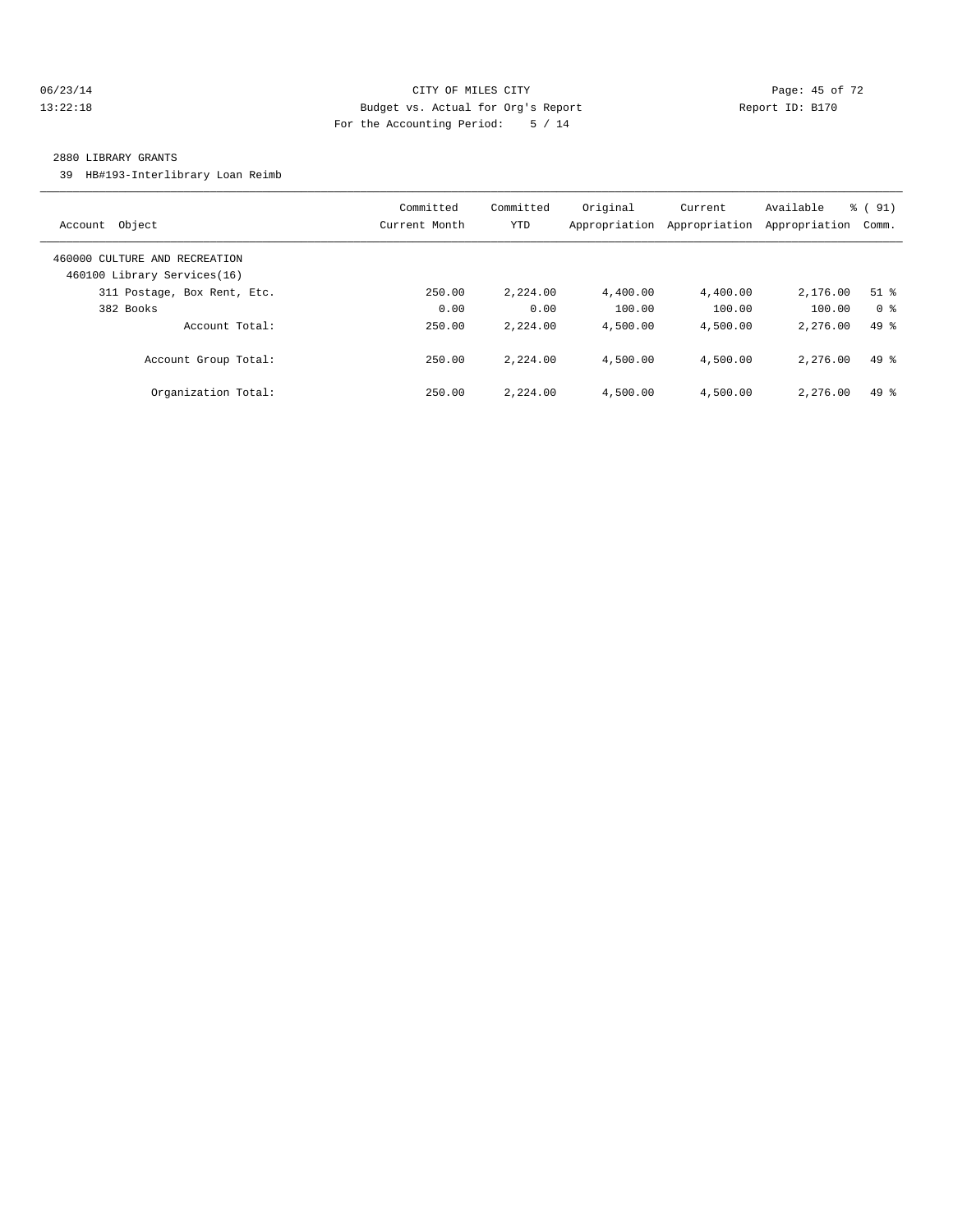CITY OF MILES CITY
Budget vs. Actual for Org's Report
For the Accounting Period: 5 / 14

06/23/14 13:22:18 — Report ID: B170

## 2880 LIBRARY GRANTS

39 HB#193-Interlibrary Loan Reimb

| Account Object | Committed Current Month | Committed YTD | Original Appropriation | Current Appropriation | Available Appropriation | % ( 91) Comm. |
|---|---|---|---|---|---|---|
| 460000 CULTURE AND RECREATION | | | | | | |
| 460100 Library Services(16) | | | | | | |
| 311 Postage, Box Rent, Etc. | 250.00 | 2,224.00 | 4,400.00 | 4,400.00 | 2,176.00 | 51 % |
| 382 Books | 0.00 | 0.00 | 100.00 | 100.00 | 100.00 | 0 % |
| Account Total: | 250.00 | 2,224.00 | 4,500.00 | 4,500.00 | 2,276.00 | 49 % |
| Account Group Total: | 250.00 | 2,224.00 | 4,500.00 | 4,500.00 | 2,276.00 | 49 % |
| Organization Total: | 250.00 | 2,224.00 | 4,500.00 | 4,500.00 | 2,276.00 | 49 % |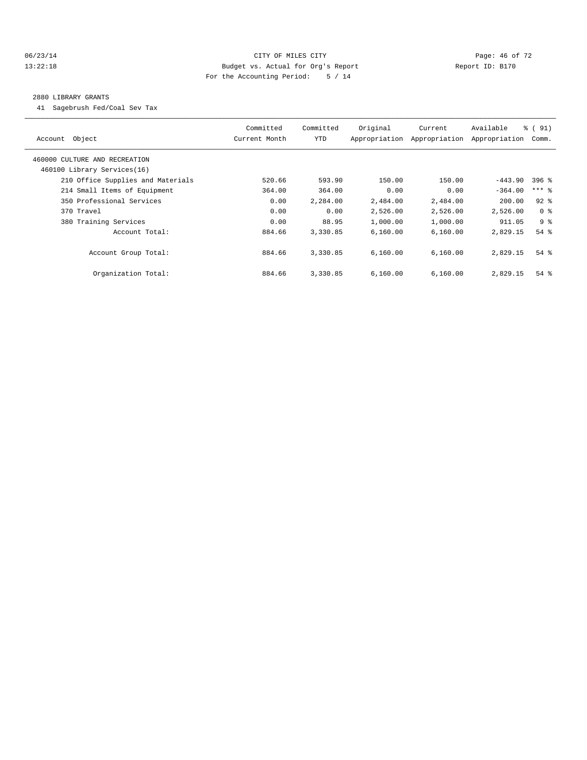## 2880 LIBRARY GRANTS

41 Sagebrush Fed/Coal Sev Tax

| Account Object | Committed Current Month | Committed YTD | Original Appropriation | Current Appropriation | Available Appropriation | % ( 91) Comm. |
|---|---|---|---|---|---|---|
| 460000 CULTURE AND RECREATION | | | | | | |
| 460100 Library Services(16) | | | | | | |
| 210 Office Supplies and Materials | 520.66 | 593.90 | 150.00 | 150.00 | -443.90 | 396 % |
| 214 Small Items of Equipment | 364.00 | 364.00 | 0.00 | 0.00 | -364.00 | *** % |
| 350 Professional Services | 0.00 | 2,284.00 | 2,484.00 | 2,484.00 | 200.00 | 92 % |
| 370 Travel | 0.00 | 0.00 | 2,526.00 | 2,526.00 | 2,526.00 | 0 % |
| 380 Training Services | 0.00 | 88.95 | 1,000.00 | 1,000.00 | 911.05 | 9 % |
| Account Total: | 884.66 | 3,330.85 | 6,160.00 | 6,160.00 | 2,829.15 | 54 % |
| Account Group Total: | 884.66 | 3,330.85 | 6,160.00 | 6,160.00 | 2,829.15 | 54 % |
| Organization Total: | 884.66 | 3,330.85 | 6,160.00 | 6,160.00 | 2,829.15 | 54 % |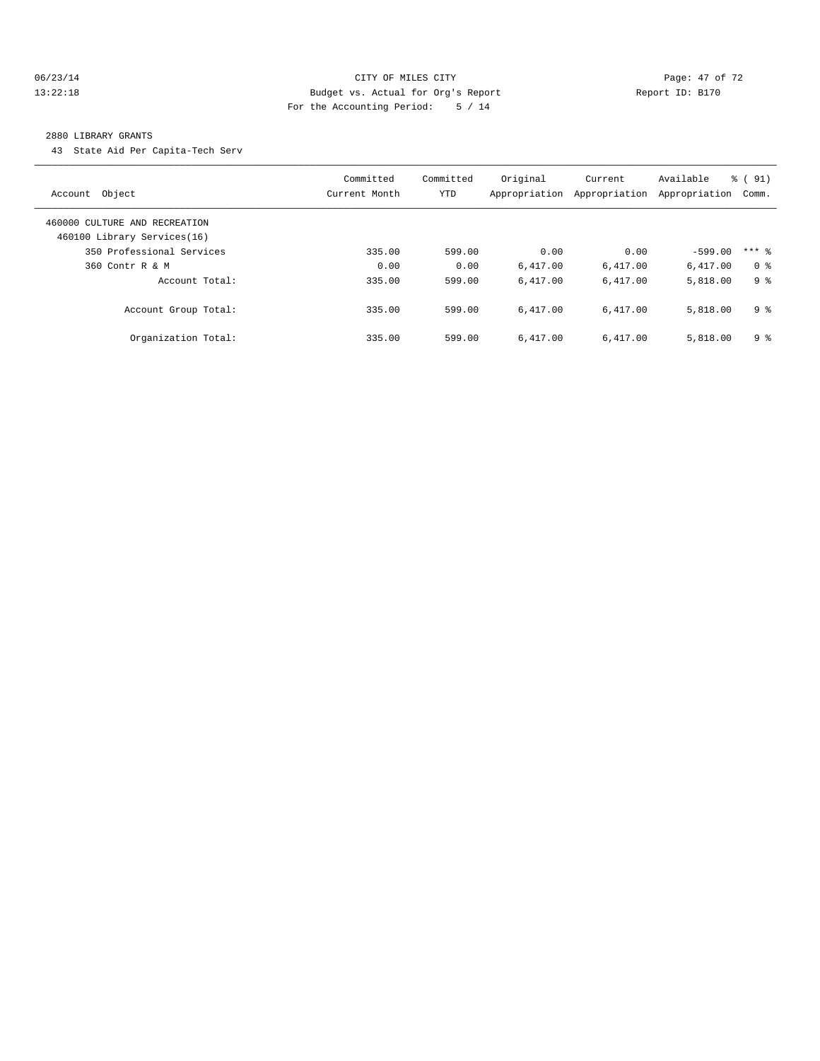CITY OF MILES CITY
Budget vs. Actual for Org's Report
For the Accounting Period: 5 / 14

06/23/14
13:22:18

Report ID: B170

## 2880 LIBRARY GRANTS

43 State Aid Per Capita-Tech Serv

| Account Object | Committed Current Month | Committed YTD | Original Appropriation | Current Appropriation | Available Appropriation | % ( 91) Comm. |
|---|---|---|---|---|---|---|
| 460000 CULTURE AND RECREATION | | | | | | |
| 460100 Library Services(16) | | | | | | |
| 350 Professional Services | 335.00 | 599.00 | 0.00 | 0.00 | -599.00 | *** % |
| 360 Contr R & M | 0.00 | 0.00 | 6,417.00 | 6,417.00 | 6,417.00 | 0 % |
| Account Total: | 335.00 | 599.00 | 6,417.00 | 6,417.00 | 5,818.00 | 9 % |
| Account Group Total: | 335.00 | 599.00 | 6,417.00 | 6,417.00 | 5,818.00 | 9 % |
| Organization Total: | 335.00 | 599.00 | 6,417.00 | 6,417.00 | 5,818.00 | 9 % |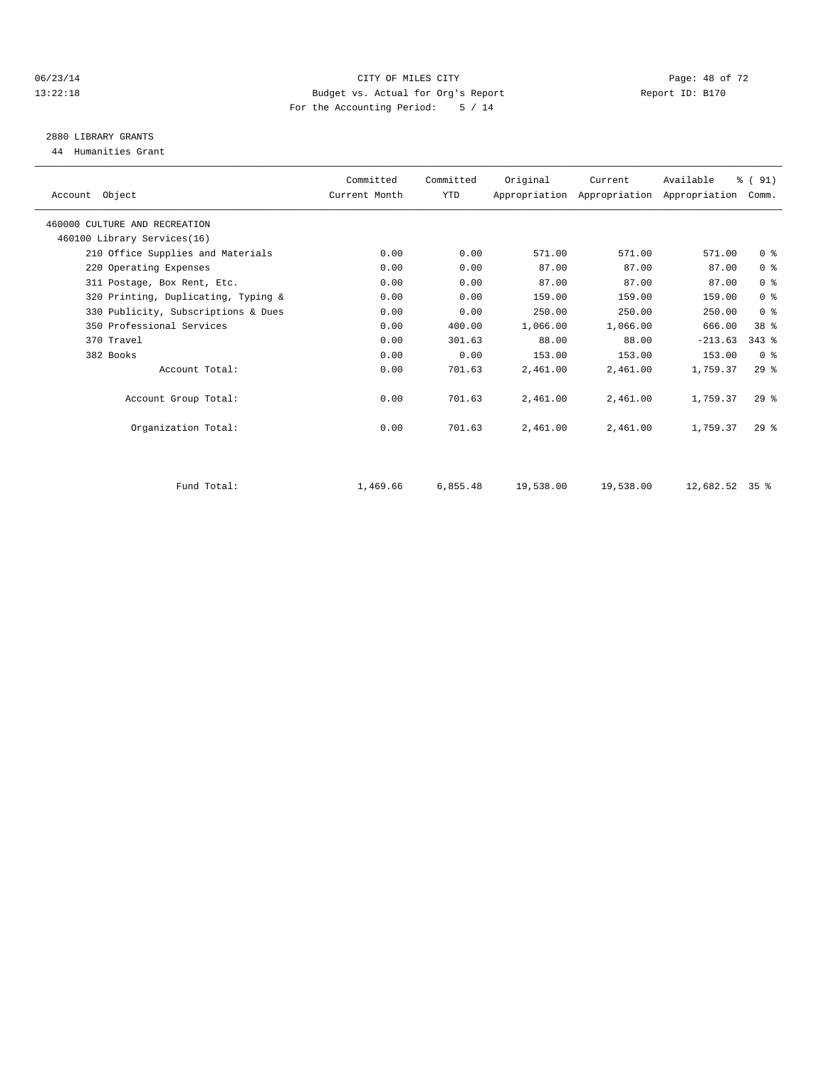CITY OF MILES CITY
Budget vs. Actual for Org's Report
For the Accounting Period: 5 / 14

06/23/14
13:22:18

Report ID: B170

## 2880 LIBRARY GRANTS

44 Humanities Grant

| Account Object | Committed Current Month | Committed YTD | Original Appropriation | Current Appropriation | Available Appropriation | % ( 91) Comm. |
|---|---|---|---|---|---|---|
| 460000 CULTURE AND RECREATION | | | | | | |
| 460100 Library Services(16) | | | | | | |
| 210 Office Supplies and Materials | 0.00 | 0.00 | 571.00 | 571.00 | 571.00 | 0 % |
| 220 Operating Expenses | 0.00 | 0.00 | 87.00 | 87.00 | 87.00 | 0 % |
| 311 Postage, Box Rent, Etc. | 0.00 | 0.00 | 87.00 | 87.00 | 87.00 | 0 % |
| 320 Printing, Duplicating, Typing & | 0.00 | 0.00 | 159.00 | 159.00 | 159.00 | 0 % |
| 330 Publicity, Subscriptions & Dues | 0.00 | 0.00 | 250.00 | 250.00 | 250.00 | 0 % |
| 350 Professional Services | 0.00 | 400.00 | 1,066.00 | 1,066.00 | 666.00 | 38 % |
| 370 Travel | 0.00 | 301.63 | 88.00 | 88.00 | -213.63 | 343 % |
| 382 Books | 0.00 | 0.00 | 153.00 | 153.00 | 153.00 | 0 % |
| Account Total: | 0.00 | 701.63 | 2,461.00 | 2,461.00 | 1,759.37 | 29 % |
| Account Group Total: | 0.00 | 701.63 | 2,461.00 | 2,461.00 | 1,759.37 | 29 % |
| Organization Total: | 0.00 | 701.63 | 2,461.00 | 2,461.00 | 1,759.37 | 29 % |
| Fund Total: | 1,469.66 | 6,855.48 | 19,538.00 | 19,538.00 | 12,682.52 | 35 % |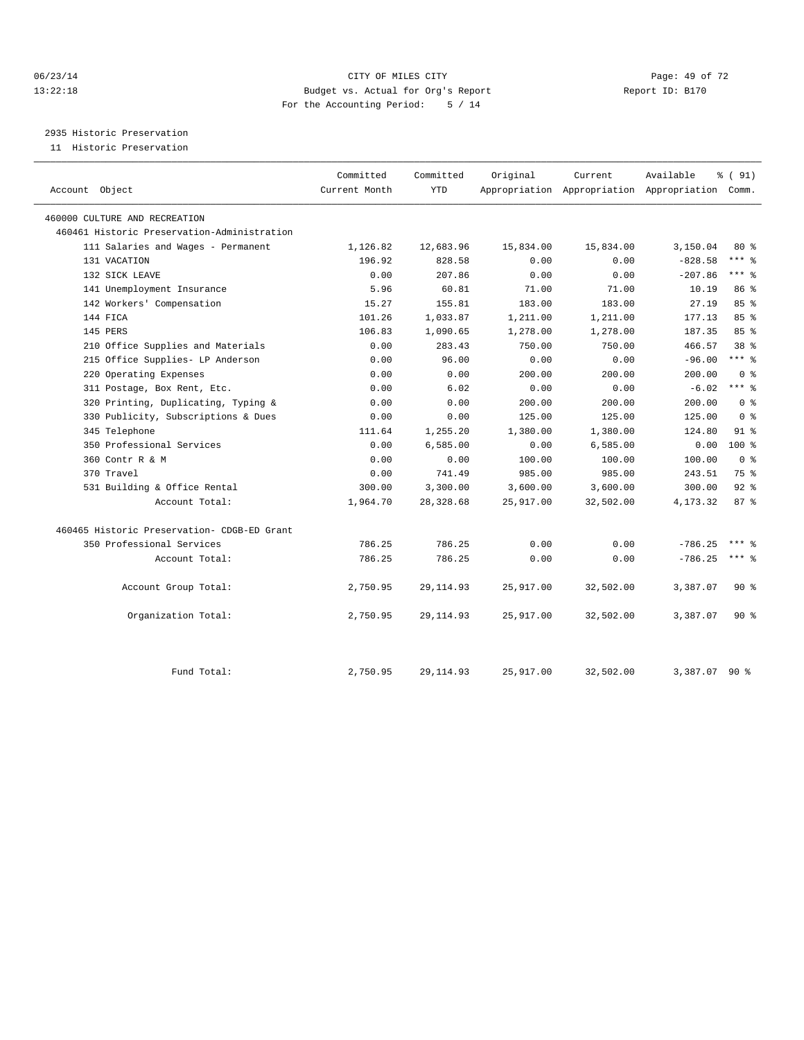CITY OF MILES CITY
Budget vs. Actual for Org's Report
For the Accounting Period: 5 / 14

06/23/14
13:22:18

Report ID: B170

## 2935 Historic Preservation

11 Historic Preservation

| Account Object | Committed Current Month | Committed YTD | Original Appropriation | Current Appropriation | Available Appropriation | % ( 91) Comm. |
|---|---|---|---|---|---|---|
| 460000 CULTURE AND RECREATION | | | | | | |
| 460461 Historic Preservation-Administration | | | | | | |
| 111 Salaries and Wages - Permanent | 1,126.82 | 12,683.96 | 15,834.00 | 15,834.00 | 3,150.04 | 80 % |
| 131 VACATION | 196.92 | 828.58 | 0.00 | 0.00 | -828.58 | *** % |
| 132 SICK LEAVE | 0.00 | 207.86 | 0.00 | 0.00 | -207.86 | *** % |
| 141 Unemployment Insurance | 5.96 | 60.81 | 71.00 | 71.00 | 10.19 | 86 % |
| 142 Workers' Compensation | 15.27 | 155.81 | 183.00 | 183.00 | 27.19 | 85 % |
| 144 FICA | 101.26 | 1,033.87 | 1,211.00 | 1,211.00 | 177.13 | 85 % |
| 145 PERS | 106.83 | 1,090.65 | 1,278.00 | 1,278.00 | 187.35 | 85 % |
| 210 Office Supplies and Materials | 0.00 | 283.43 | 750.00 | 750.00 | 466.57 | 38 % |
| 215 Office Supplies- LP Anderson | 0.00 | 96.00 | 0.00 | 0.00 | -96.00 | *** % |
| 220 Operating Expenses | 0.00 | 0.00 | 200.00 | 200.00 | 200.00 | 0 % |
| 311 Postage, Box Rent, Etc. | 0.00 | 6.02 | 0.00 | 0.00 | -6.02 | *** % |
| 320 Printing, Duplicating, Typing & | 0.00 | 0.00 | 200.00 | 200.00 | 200.00 | 0 % |
| 330 Publicity, Subscriptions & Dues | 0.00 | 0.00 | 125.00 | 125.00 | 125.00 | 0 % |
| 345 Telephone | 111.64 | 1,255.20 | 1,380.00 | 1,380.00 | 124.80 | 91 % |
| 350 Professional Services | 0.00 | 6,585.00 | 0.00 | 6,585.00 | 0.00 | 100 % |
| 360 Contr R & M | 0.00 | 0.00 | 100.00 | 100.00 | 100.00 | 0 % |
| 370 Travel | 0.00 | 741.49 | 985.00 | 985.00 | 243.51 | 75 % |
| 531 Building & Office Rental | 300.00 | 3,300.00 | 3,600.00 | 3,600.00 | 300.00 | 92 % |
| Account Total: | 1,964.70 | 28,328.68 | 25,917.00 | 32,502.00 | 4,173.32 | 87 % |
| 460465 Historic Preservation- CDGB-ED Grant | | | | | | |
| 350 Professional Services | 786.25 | 786.25 | 0.00 | 0.00 | -786.25 | *** % |
| Account Total: | 786.25 | 786.25 | 0.00 | 0.00 | -786.25 | *** % |
| Account Group Total: | 2,750.95 | 29,114.93 | 25,917.00 | 32,502.00 | 3,387.07 | 90 % |
| Organization Total: | 2,750.95 | 29,114.93 | 25,917.00 | 32,502.00 | 3,387.07 | 90 % |
| Fund Total: | 2,750.95 | 29,114.93 | 25,917.00 | 32,502.00 | 3,387.07 | 90 % |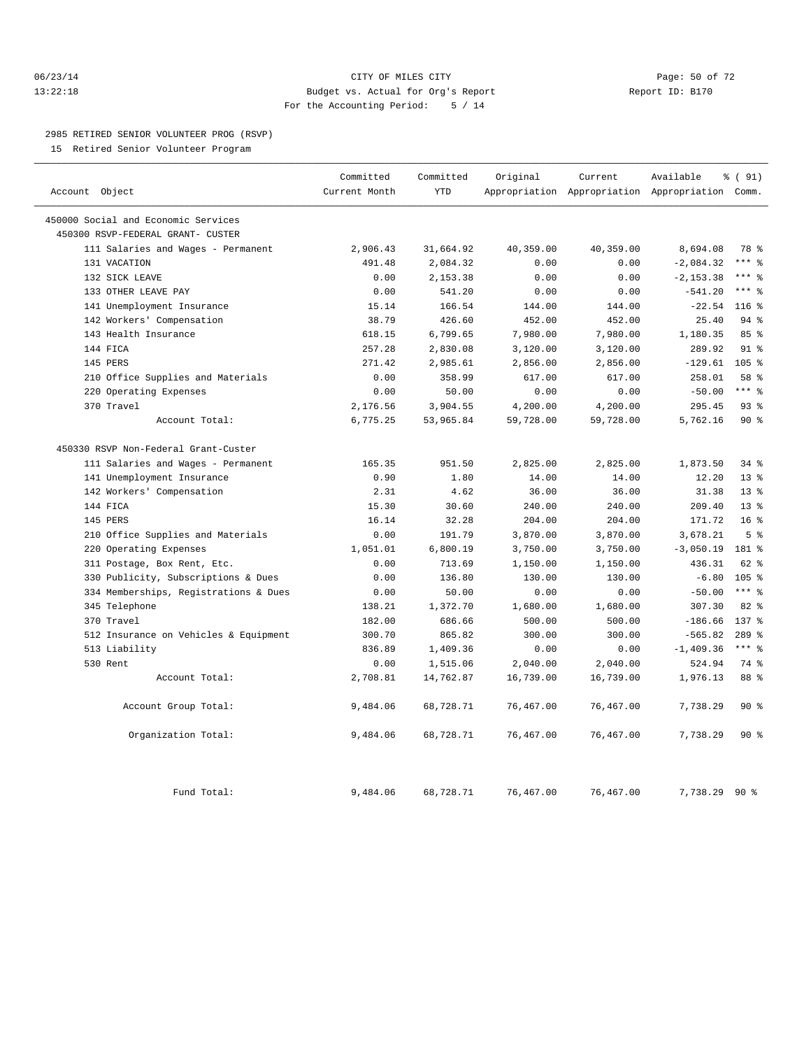CITY OF MILES CITY

Budget vs. Actual for Org's Report

For the Accounting Period: 5 / 14

Report ID: B170

06/23/14 13:22:18

## 2985 RETIRED SENIOR VOLUNTEER PROG (RSVP)

15 Retired Senior Volunteer Program

| Account Object | Committed Current Month | Committed YTD | Original Appropriation | Current Appropriation | Available Appropriation | % ( 91) Comm. |
|---|---|---|---|---|---|---|
| 450000 Social and Economic Services | | | | | | |
| 450300 RSVP-FEDERAL GRANT- CUSTER | | | | | | |
| 111 Salaries and Wages - Permanent | 2,906.43 | 31,664.92 | 40,359.00 | 40,359.00 | 8,694.08 | 78 % |
| 131 VACATION | 491.48 | 2,084.32 | 0.00 | 0.00 | -2,084.32 | *** % |
| 132 SICK LEAVE | 0.00 | 2,153.38 | 0.00 | 0.00 | -2,153.38 | *** % |
| 133 OTHER LEAVE PAY | 0.00 | 541.20 | 0.00 | 0.00 | -541.20 | *** % |
| 141 Unemployment Insurance | 15.14 | 166.54 | 144.00 | 144.00 | -22.54 | 116 % |
| 142 Workers' Compensation | 38.79 | 426.60 | 452.00 | 452.00 | 25.40 | 94 % |
| 143 Health Insurance | 618.15 | 6,799.65 | 7,980.00 | 7,980.00 | 1,180.35 | 85 % |
| 144 FICA | 257.28 | 2,830.08 | 3,120.00 | 3,120.00 | 289.92 | 91 % |
| 145 PERS | 271.42 | 2,985.61 | 2,856.00 | 2,856.00 | -129.61 | 105 % |
| 210 Office Supplies and Materials | 0.00 | 358.99 | 617.00 | 617.00 | 258.01 | 58 % |
| 220 Operating Expenses | 0.00 | 50.00 | 0.00 | 0.00 | -50.00 | *** % |
| 370 Travel | 2,176.56 | 3,904.55 | 4,200.00 | 4,200.00 | 295.45 | 93 % |
| Account Total: | 6,775.25 | 53,965.84 | 59,728.00 | 59,728.00 | 5,762.16 | 90 % |
| 450330 RSVP Non-Federal Grant-Custer | | | | | | |
| 111 Salaries and Wages - Permanent | 165.35 | 951.50 | 2,825.00 | 2,825.00 | 1,873.50 | 34 % |
| 141 Unemployment Insurance | 0.90 | 1.80 | 14.00 | 14.00 | 12.20 | 13 % |
| 142 Workers' Compensation | 2.31 | 4.62 | 36.00 | 36.00 | 31.38 | 13 % |
| 144 FICA | 15.30 | 30.60 | 240.00 | 240.00 | 209.40 | 13 % |
| 145 PERS | 16.14 | 32.28 | 204.00 | 204.00 | 171.72 | 16 % |
| 210 Office Supplies and Materials | 0.00 | 191.79 | 3,870.00 | 3,870.00 | 3,678.21 | 5 % |
| 220 Operating Expenses | 1,051.01 | 6,800.19 | 3,750.00 | 3,750.00 | -3,050.19 | 181 % |
| 311 Postage, Box Rent, Etc. | 0.00 | 713.69 | 1,150.00 | 1,150.00 | 436.31 | 62 % |
| 330 Publicity, Subscriptions & Dues | 0.00 | 136.80 | 130.00 | 130.00 | -6.80 | 105 % |
| 334 Memberships, Registrations & Dues | 0.00 | 50.00 | 0.00 | 0.00 | -50.00 | *** % |
| 345 Telephone | 138.21 | 1,372.70 | 1,680.00 | 1,680.00 | 307.30 | 82 % |
| 370 Travel | 182.00 | 686.66 | 500.00 | 500.00 | -186.66 | 137 % |
| 512 Insurance on Vehicles & Equipment | 300.70 | 865.82 | 300.00 | 300.00 | -565.82 | 289 % |
| 513 Liability | 836.89 | 1,409.36 | 0.00 | 0.00 | -1,409.36 | *** % |
| 530 Rent | 0.00 | 1,515.06 | 2,040.00 | 2,040.00 | 524.94 | 74 % |
| Account Total: | 2,708.81 | 14,762.87 | 16,739.00 | 16,739.00 | 1,976.13 | 88 % |
| Account Group Total: | 9,484.06 | 68,728.71 | 76,467.00 | 76,467.00 | 7,738.29 | 90 % |
| Organization Total: | 9,484.06 | 68,728.71 | 76,467.00 | 76,467.00 | 7,738.29 | 90 % |
| Fund Total: | 9,484.06 | 68,728.71 | 76,467.00 | 76,467.00 | 7,738.29 | 90 % |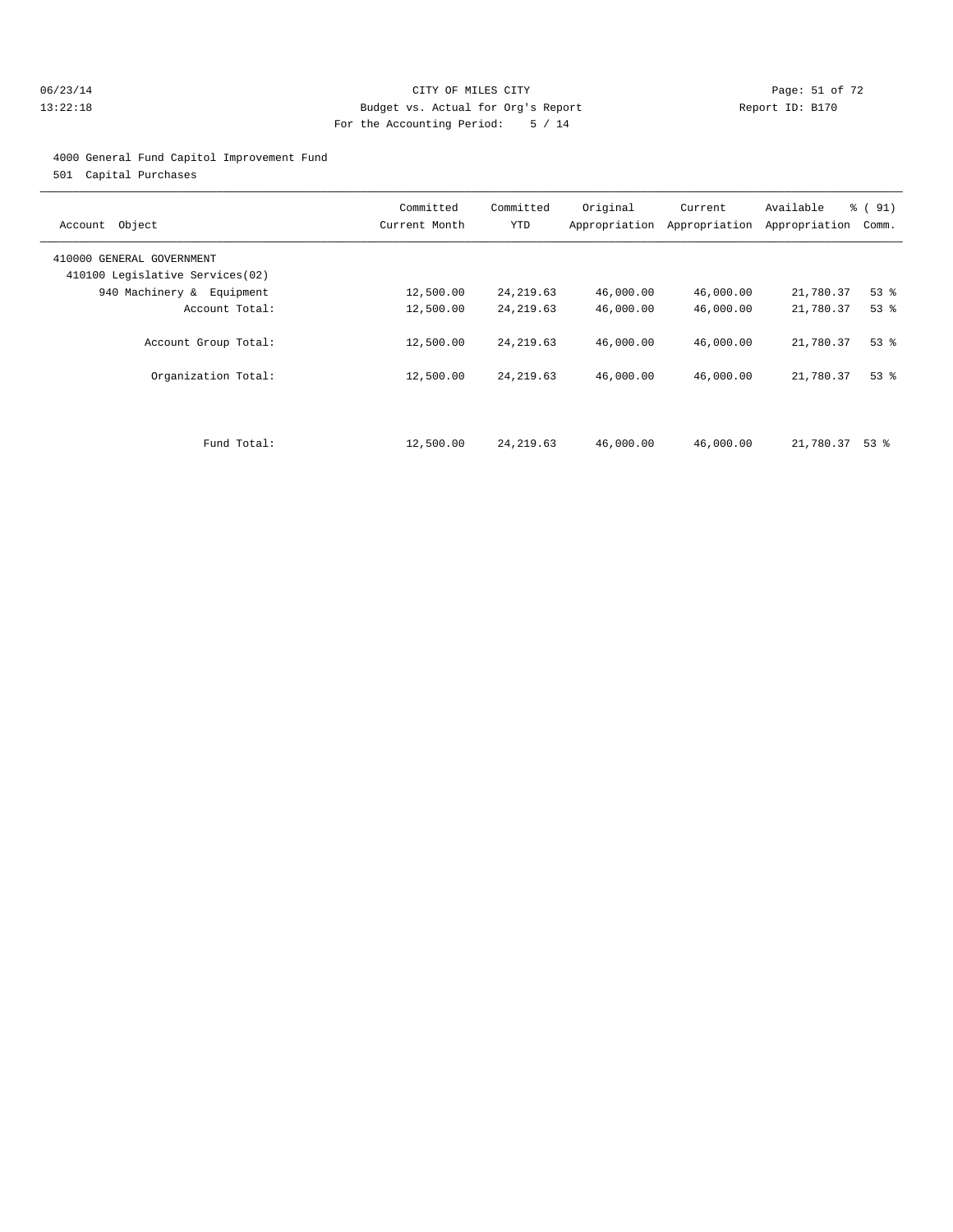06/23/14 CITY OF MILES CITY
13:22:18 Budget vs. Actual for Org's Report Report ID: B170
For the Accounting Period: 5 / 14

4000 General Fund Capitol Improvement Fund
501 Capital Purchases

| Account Object | Committed Current Month | Committed YTD | Original Appropriation | Current Appropriation | Available Appropriation | % ( 91) Comm. |
|---|---|---|---|---|---|---|
| 410000 GENERAL GOVERNMENT | | | | | | |
| 410100 Legislative Services(02) | | | | | | |
| 940 Machinery & Equipment | 12,500.00 | 24,219.63 | 46,000.00 | 46,000.00 | 21,780.37 | 53 % |
| Account Total: | 12,500.00 | 24,219.63 | 46,000.00 | 46,000.00 | 21,780.37 | 53 % |
| Account Group Total: | 12,500.00 | 24,219.63 | 46,000.00 | 46,000.00 | 21,780.37 | 53 % |
| Organization Total: | 12,500.00 | 24,219.63 | 46,000.00 | 46,000.00 | 21,780.37 | 53 % |
| Fund Total: | 12,500.00 | 24,219.63 | 46,000.00 | 46,000.00 | 21,780.37 | 53 % |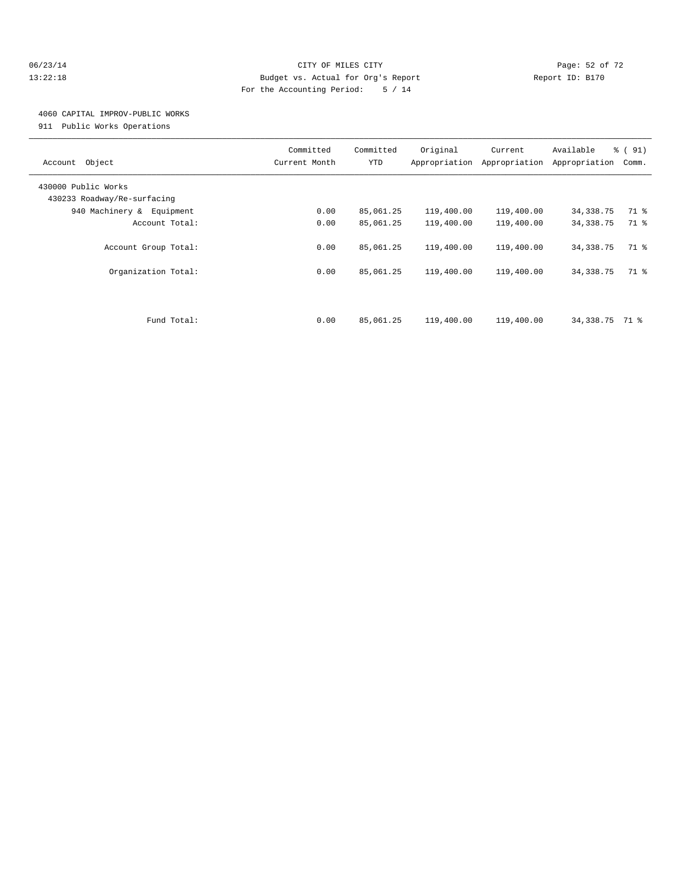CITY OF MILES CITY
Budget vs. Actual for Org's Report
For the Accounting Period: 5 / 14

06/23/14
13:22:18

Report ID: B170

4060 CAPITAL IMPROV-PUBLIC WORKS
911 Public Works Operations

| Account Object | Committed Current Month | Committed YTD | Original Appropriation | Current Appropriation | Available Appropriation | % ( 91) Comm. |
|---|---|---|---|---|---|---|
| 430000 Public Works | | | | | | |
| 430233 Roadway/Re-surfacing | | | | | | |
| 940 Machinery & Equipment | 0.00 | 85,061.25 | 119,400.00 | 119,400.00 | 34,338.75 | 71 % |
| Account Total: | 0.00 | 85,061.25 | 119,400.00 | 119,400.00 | 34,338.75 | 71 % |
| Account Group Total: | 0.00 | 85,061.25 | 119,400.00 | 119,400.00 | 34,338.75 | 71 % |
| Organization Total: | 0.00 | 85,061.25 | 119,400.00 | 119,400.00 | 34,338.75 | 71 % |
| Fund Total: | 0.00 | 85,061.25 | 119,400.00 | 119,400.00 | 34,338.75 | 71 % |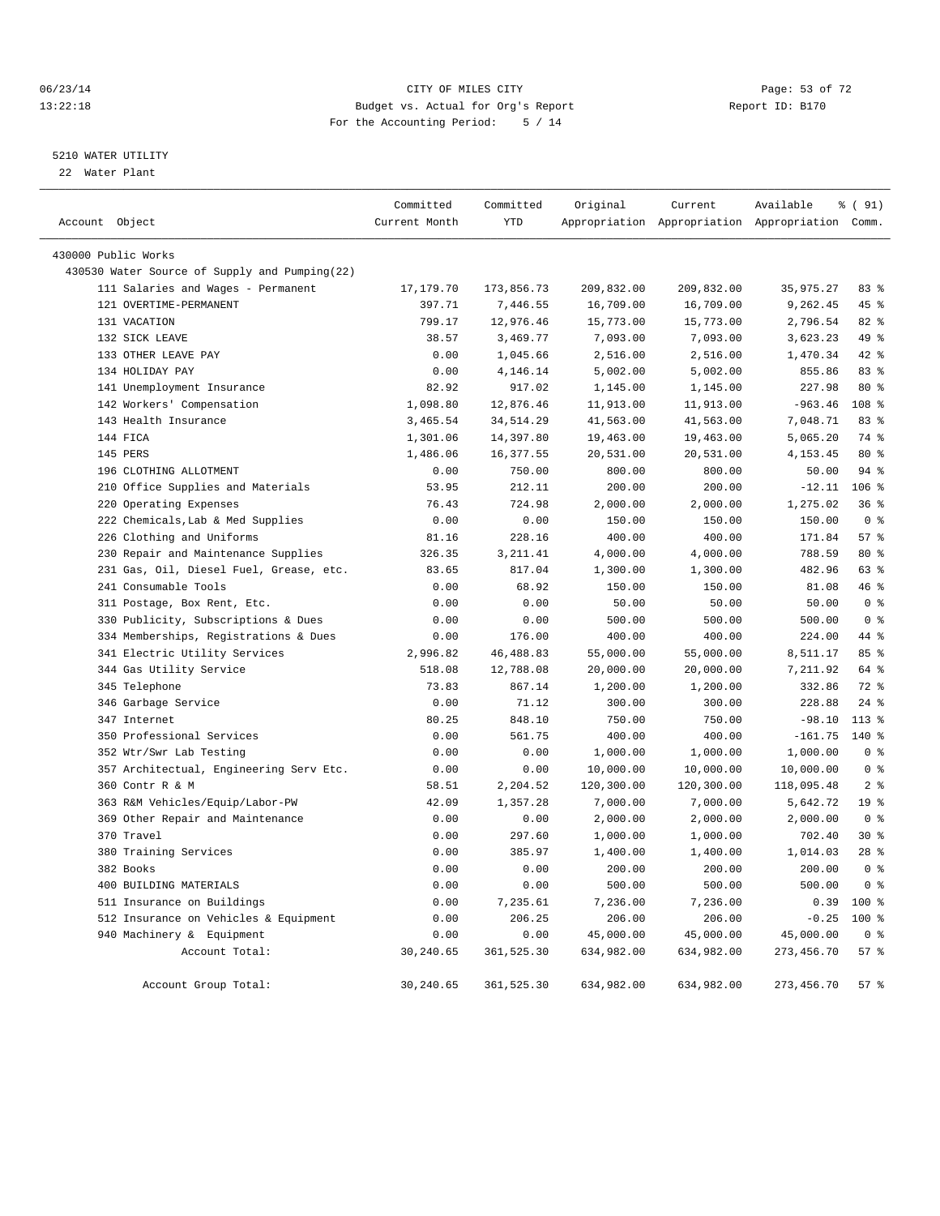CITY OF MILES CITY
Budget vs. Actual for Org's Report
For the Accounting Period: 5 / 14

5210 WATER UTILITY
22 Water Plant

| Account Object | Committed Current Month | Committed YTD | Original Appropriation | Current Appropriation | Available Appropriation | % ( 91) Comm. |
|---|---|---|---|---|---|---|
| 430000 Public Works | | | | | | |
| 430530 Water Source of Supply and Pumping(22) | | | | | | |
| 111 Salaries and Wages - Permanent | 17,179.70 | 173,856.73 | 209,832.00 | 209,832.00 | 35,975.27 | 83 % |
| 121 OVERTIME-PERMANENT | 397.71 | 7,446.55 | 16,709.00 | 16,709.00 | 9,262.45 | 45 % |
| 131 VACATION | 799.17 | 12,976.46 | 15,773.00 | 15,773.00 | 2,796.54 | 82 % |
| 132 SICK LEAVE | 38.57 | 3,469.77 | 7,093.00 | 7,093.00 | 3,623.23 | 49 % |
| 133 OTHER LEAVE PAY | 0.00 | 1,045.66 | 2,516.00 | 2,516.00 | 1,470.34 | 42 % |
| 134 HOLIDAY PAY | 0.00 | 4,146.14 | 5,002.00 | 5,002.00 | 855.86 | 83 % |
| 141 Unemployment Insurance | 82.92 | 917.02 | 1,145.00 | 1,145.00 | 227.98 | 80 % |
| 142 Workers' Compensation | 1,098.80 | 12,876.46 | 11,913.00 | 11,913.00 | -963.46 | 108 % |
| 143 Health Insurance | 3,465.54 | 34,514.29 | 41,563.00 | 41,563.00 | 7,048.71 | 83 % |
| 144 FICA | 1,301.06 | 14,397.80 | 19,463.00 | 19,463.00 | 5,065.20 | 74 % |
| 145 PERS | 1,486.06 | 16,377.55 | 20,531.00 | 20,531.00 | 4,153.45 | 80 % |
| 196 CLOTHING ALLOTMENT | 0.00 | 750.00 | 800.00 | 800.00 | 50.00 | 94 % |
| 210 Office Supplies and Materials | 53.95 | 212.11 | 200.00 | 200.00 | -12.11 | 106 % |
| 220 Operating Expenses | 76.43 | 724.98 | 2,000.00 | 2,000.00 | 1,275.02 | 36 % |
| 222 Chemicals,Lab & Med Supplies | 0.00 | 0.00 | 150.00 | 150.00 | 150.00 | 0 % |
| 226 Clothing and Uniforms | 81.16 | 228.16 | 400.00 | 400.00 | 171.84 | 57 % |
| 230 Repair and Maintenance Supplies | 326.35 | 3,211.41 | 4,000.00 | 4,000.00 | 788.59 | 80 % |
| 231 Gas, Oil, Diesel Fuel, Grease, etc. | 83.65 | 817.04 | 1,300.00 | 1,300.00 | 482.96 | 63 % |
| 241 Consumable Tools | 0.00 | 68.92 | 150.00 | 150.00 | 81.08 | 46 % |
| 311 Postage, Box Rent, Etc. | 0.00 | 0.00 | 50.00 | 50.00 | 50.00 | 0 % |
| 330 Publicity, Subscriptions & Dues | 0.00 | 0.00 | 500.00 | 500.00 | 500.00 | 0 % |
| 334 Memberships, Registrations & Dues | 0.00 | 176.00 | 400.00 | 400.00 | 224.00 | 44 % |
| 341 Electric Utility Services | 2,996.82 | 46,488.83 | 55,000.00 | 55,000.00 | 8,511.17 | 85 % |
| 344 Gas Utility Service | 518.08 | 12,788.08 | 20,000.00 | 20,000.00 | 7,211.92 | 64 % |
| 345 Telephone | 73.83 | 867.14 | 1,200.00 | 1,200.00 | 332.86 | 72 % |
| 346 Garbage Service | 0.00 | 71.12 | 300.00 | 300.00 | 228.88 | 24 % |
| 347 Internet | 80.25 | 848.10 | 750.00 | 750.00 | -98.10 | 113 % |
| 350 Professional Services | 0.00 | 561.75 | 400.00 | 400.00 | -161.75 | 140 % |
| 352 Wtr/Swr Lab Testing | 0.00 | 0.00 | 1,000.00 | 1,000.00 | 1,000.00 | 0 % |
| 357 Architectual, Engineering Serv Etc. | 0.00 | 0.00 | 10,000.00 | 10,000.00 | 10,000.00 | 0 % |
| 360 Contr R & M | 58.51 | 2,204.52 | 120,300.00 | 120,300.00 | 118,095.48 | 2 % |
| 363 R&M Vehicles/Equip/Labor-PW | 42.09 | 1,357.28 | 7,000.00 | 7,000.00 | 5,642.72 | 19 % |
| 369 Other Repair and Maintenance | 0.00 | 0.00 | 2,000.00 | 2,000.00 | 2,000.00 | 0 % |
| 370 Travel | 0.00 | 297.60 | 1,000.00 | 1,000.00 | 702.40 | 30 % |
| 380 Training Services | 0.00 | 385.97 | 1,400.00 | 1,400.00 | 1,014.03 | 28 % |
| 382 Books | 0.00 | 0.00 | 200.00 | 200.00 | 200.00 | 0 % |
| 400 BUILDING MATERIALS | 0.00 | 0.00 | 500.00 | 500.00 | 500.00 | 0 % |
| 511 Insurance on Buildings | 0.00 | 7,235.61 | 7,236.00 | 7,236.00 | 0.39 | 100 % |
| 512 Insurance on Vehicles & Equipment | 0.00 | 206.25 | 206.00 | 206.00 | -0.25 | 100 % |
| 940 Machinery & Equipment | 0.00 | 0.00 | 45,000.00 | 45,000.00 | 45,000.00 | 0 % |
| Account Total: | 30,240.65 | 361,525.30 | 634,982.00 | 634,982.00 | 273,456.70 | 57 % |
| Account Group Total: | 30,240.65 | 361,525.30 | 634,982.00 | 634,982.00 | 273,456.70 | 57 % |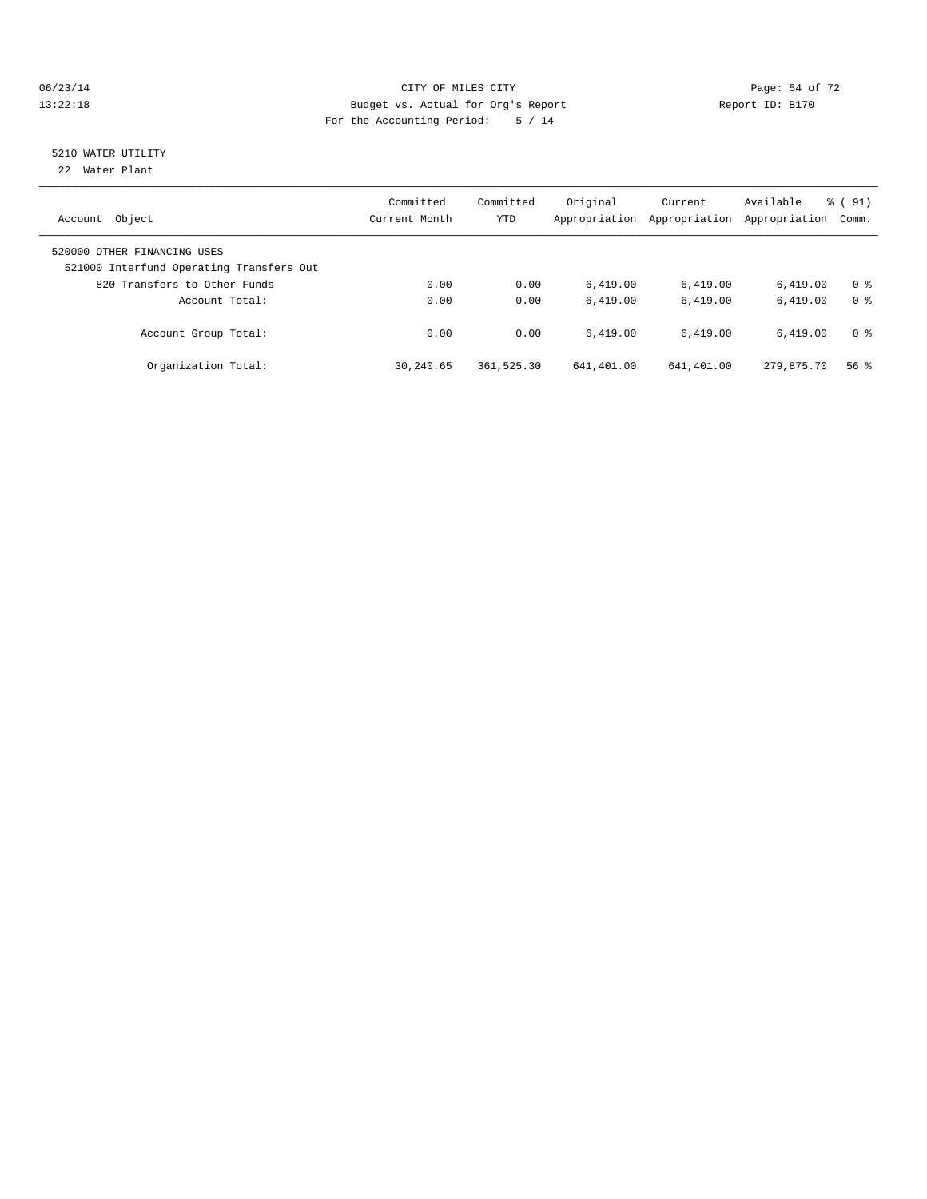CITY OF MILES CITY
Budget vs. Actual for Org's Report
For the Accounting Period: 5 / 14

06/23/14
13:22:18

Report ID: B170

## 5210 WATER UTILITY

22 Water Plant

| Account Object | Committed Current Month | Committed YTD | Original Appropriation | Current Appropriation | Available Appropriation | % ( 91) Comm. |
|---|---|---|---|---|---|---|
| 520000 OTHER FINANCING USES | | | | | | |
| 521000 Interfund Operating Transfers Out | | | | | | |
| 820 Transfers to Other Funds | 0.00 | 0.00 | 6,419.00 | 6,419.00 | 6,419.00 | 0 % |
| Account Total: | 0.00 | 0.00 | 6,419.00 | 6,419.00 | 6,419.00 | 0 % |
| Account Group Total: | 0.00 | 0.00 | 6,419.00 | 6,419.00 | 6,419.00 | 0 % |
| Organization Total: | 30,240.65 | 361,525.30 | 641,401.00 | 641,401.00 | 279,875.70 | 56 % |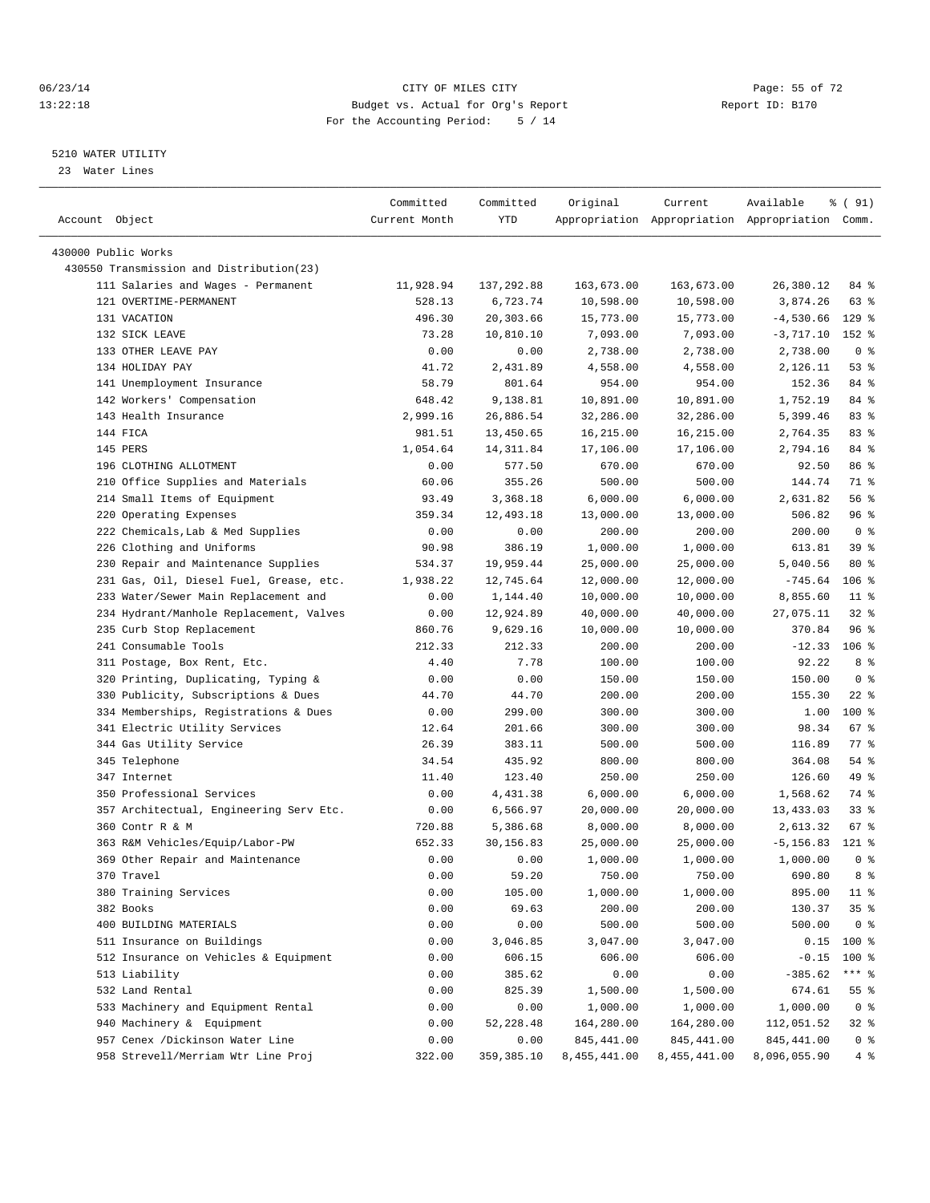CITY OF MILES CITY
Budget vs. Actual for Org's Report
For the Accounting Period: 5 / 14

06/23/14
13:22:18

Report ID: B170

5210 WATER UTILITY
23 Water Lines

| Account Object | Committed Current Month | Committed YTD | Original Appropriation | Current Appropriation | Available Appropriation | % ( 91) Comm. |
|---|---|---|---|---|---|---|
| 430000 Public Works | | | | | | |
| 430550 Transmission and Distribution(23) | | | | | | |
| 111 Salaries and Wages - Permanent | 11,928.94 | 137,292.88 | 163,673.00 | 163,673.00 | 26,380.12 | 84 % |
| 121 OVERTIME-PERMANENT | 528.13 | 6,723.74 | 10,598.00 | 10,598.00 | 3,874.26 | 63 % |
| 131 VACATION | 496.30 | 20,303.66 | 15,773.00 | 15,773.00 | -4,530.66 | 129 % |
| 132 SICK LEAVE | 73.28 | 10,810.10 | 7,093.00 | 7,093.00 | -3,717.10 | 152 % |
| 133 OTHER LEAVE PAY | 0.00 | 0.00 | 2,738.00 | 2,738.00 | 2,738.00 | 0 % |
| 134 HOLIDAY PAY | 41.72 | 2,431.89 | 4,558.00 | 4,558.00 | 2,126.11 | 53 % |
| 141 Unemployment Insurance | 58.79 | 801.64 | 954.00 | 954.00 | 152.36 | 84 % |
| 142 Workers' Compensation | 648.42 | 9,138.81 | 10,891.00 | 10,891.00 | 1,752.19 | 84 % |
| 143 Health Insurance | 2,999.16 | 26,886.54 | 32,286.00 | 32,286.00 | 5,399.46 | 83 % |
| 144 FICA | 981.51 | 13,450.65 | 16,215.00 | 16,215.00 | 2,764.35 | 83 % |
| 145 PERS | 1,054.64 | 14,311.84 | 17,106.00 | 17,106.00 | 2,794.16 | 84 % |
| 196 CLOTHING ALLOTMENT | 0.00 | 577.50 | 670.00 | 670.00 | 92.50 | 86 % |
| 210 Office Supplies and Materials | 60.06 | 355.26 | 500.00 | 500.00 | 144.74 | 71 % |
| 214 Small Items of Equipment | 93.49 | 3,368.18 | 6,000.00 | 6,000.00 | 2,631.82 | 56 % |
| 220 Operating Expenses | 359.34 | 12,493.18 | 13,000.00 | 13,000.00 | 506.82 | 96 % |
| 222 Chemicals,Lab & Med Supplies | 0.00 | 0.00 | 200.00 | 200.00 | 200.00 | 0 % |
| 226 Clothing and Uniforms | 90.98 | 386.19 | 1,000.00 | 1,000.00 | 613.81 | 39 % |
| 230 Repair and Maintenance Supplies | 534.37 | 19,959.44 | 25,000.00 | 25,000.00 | 5,040.56 | 80 % |
| 231 Gas, Oil, Diesel Fuel, Grease, etc. | 1,938.22 | 12,745.64 | 12,000.00 | 12,000.00 | -745.64 | 106 % |
| 233 Water/Sewer Main Replacement and | 0.00 | 1,144.40 | 10,000.00 | 10,000.00 | 8,855.60 | 11 % |
| 234 Hydrant/Manhole Replacement, Valves | 0.00 | 12,924.89 | 40,000.00 | 40,000.00 | 27,075.11 | 32 % |
| 235 Curb Stop Replacement | 860.76 | 9,629.16 | 10,000.00 | 10,000.00 | 370.84 | 96 % |
| 241 Consumable Tools | 212.33 | 212.33 | 200.00 | 200.00 | -12.33 | 106 % |
| 311 Postage, Box Rent, Etc. | 4.40 | 7.78 | 100.00 | 100.00 | 92.22 | 8 % |
| 320 Printing, Duplicating, Typing & | 0.00 | 0.00 | 150.00 | 150.00 | 150.00 | 0 % |
| 330 Publicity, Subscriptions & Dues | 44.70 | 44.70 | 200.00 | 200.00 | 155.30 | 22 % |
| 334 Memberships, Registrations & Dues | 0.00 | 299.00 | 300.00 | 300.00 | 1.00 | 100 % |
| 341 Electric Utility Services | 12.64 | 201.66 | 300.00 | 300.00 | 98.34 | 67 % |
| 344 Gas Utility Service | 26.39 | 383.11 | 500.00 | 500.00 | 116.89 | 77 % |
| 345 Telephone | 34.54 | 435.92 | 800.00 | 800.00 | 364.08 | 54 % |
| 347 Internet | 11.40 | 123.40 | 250.00 | 250.00 | 126.60 | 49 % |
| 350 Professional Services | 0.00 | 4,431.38 | 6,000.00 | 6,000.00 | 1,568.62 | 74 % |
| 357 Architectual, Engineering Serv Etc. | 0.00 | 6,566.97 | 20,000.00 | 20,000.00 | 13,433.03 | 33 % |
| 360 Contr R & M | 720.88 | 5,386.68 | 8,000.00 | 8,000.00 | 2,613.32 | 67 % |
| 363 R&M Vehicles/Equip/Labor-PW | 652.33 | 30,156.83 | 25,000.00 | 25,000.00 | -5,156.83 | 121 % |
| 369 Other Repair and Maintenance | 0.00 | 0.00 | 1,000.00 | 1,000.00 | 1,000.00 | 0 % |
| 370 Travel | 0.00 | 59.20 | 750.00 | 750.00 | 690.80 | 8 % |
| 380 Training Services | 0.00 | 105.00 | 1,000.00 | 1,000.00 | 895.00 | 11 % |
| 382 Books | 0.00 | 69.63 | 200.00 | 200.00 | 130.37 | 35 % |
| 400 BUILDING MATERIALS | 0.00 | 0.00 | 500.00 | 500.00 | 500.00 | 0 % |
| 511 Insurance on Buildings | 0.00 | 3,046.85 | 3,047.00 | 3,047.00 | 0.15 | 100 % |
| 512 Insurance on Vehicles & Equipment | 0.00 | 606.15 | 606.00 | 606.00 | -0.15 | 100 % |
| 513 Liability | 0.00 | 385.62 | 0.00 | 0.00 | -385.62 | *** % |
| 532 Land Rental | 0.00 | 825.39 | 1,500.00 | 1,500.00 | 674.61 | 55 % |
| 533 Machinery and Equipment Rental | 0.00 | 0.00 | 1,000.00 | 1,000.00 | 1,000.00 | 0 % |
| 940 Machinery & Equipment | 0.00 | 52,228.48 | 164,280.00 | 164,280.00 | 112,051.52 | 32 % |
| 957 Cenex /Dickinson Water Line | 0.00 | 0.00 | 845,441.00 | 845,441.00 | 845,441.00 | 0 % |
| 958 Strevell/Merriam Wtr Line Proj | 322.00 | 359,385.10 | 8,455,441.00 | 8,455,441.00 | 8,096,055.90 | 4 % |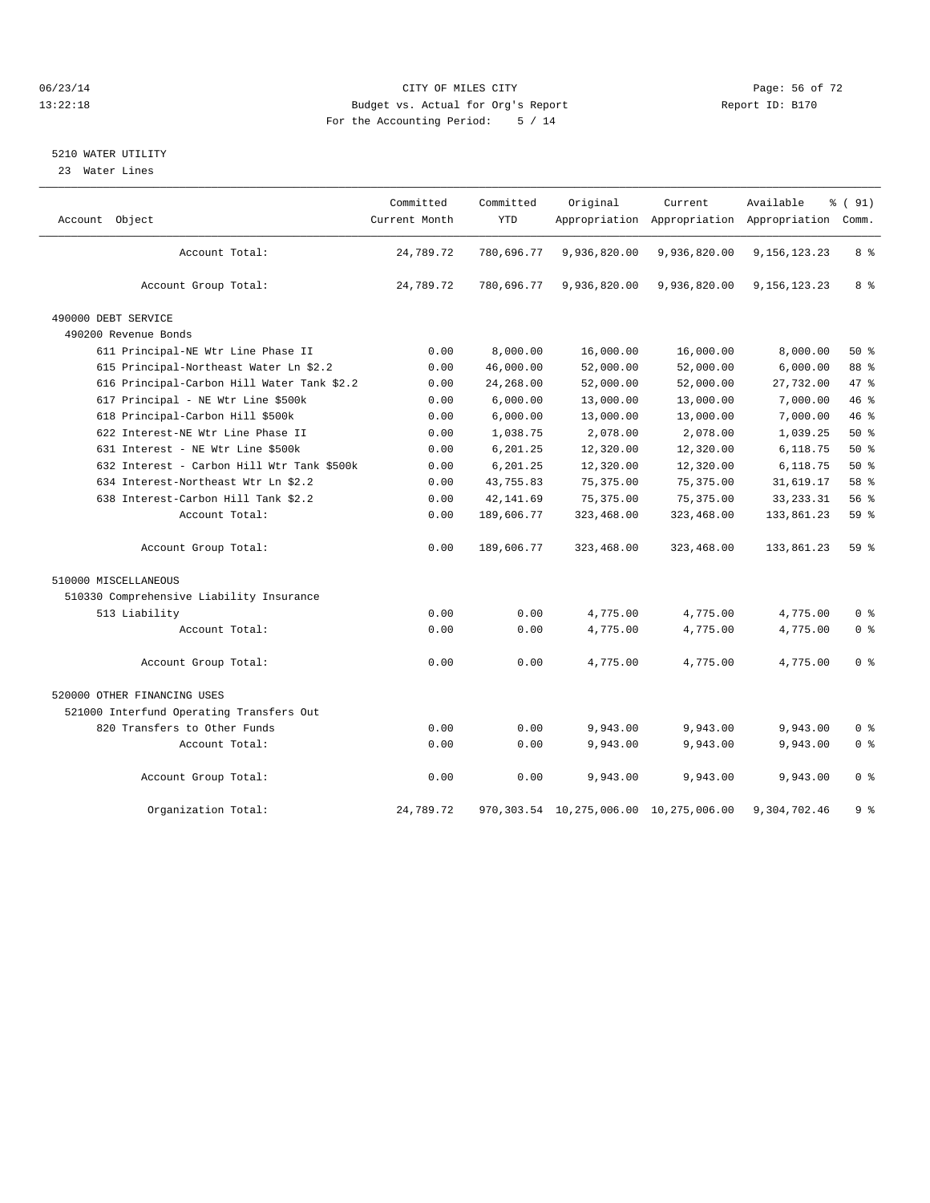CITY OF MILES CITY
Budget vs. Actual for Org's Report
For the Accounting Period: 5 / 14

Report ID: B170

06/23/14
13:22:18

## 5210 WATER UTILITY

23 Water Lines

| Account Object | Committed Current Month | Committed YTD | Original Appropriation | Current Appropriation | Available Appropriation | % ( 91) Comm. |
|---|---|---|---|---|---|---|
| Account Total: | 24,789.72 | 780,696.77 | 9,936,820.00 | 9,936,820.00 | 9,156,123.23 | 8 % |
| Account Group Total: | 24,789.72 | 780,696.77 | 9,936,820.00 | 9,936,820.00 | 9,156,123.23 | 8 % |
| 490000 DEBT SERVICE | | | | | | |
| 490200 Revenue Bonds | | | | | | |
| 611 Principal-NE Wtr Line Phase II | 0.00 | 8,000.00 | 16,000.00 | 16,000.00 | 8,000.00 | 50 % |
| 615 Principal-Northeast Water Ln $2.2 | 0.00 | 46,000.00 | 52,000.00 | 52,000.00 | 6,000.00 | 88 % |
| 616 Principal-Carbon Hill Water Tank $2.2 | 0.00 | 24,268.00 | 52,000.00 | 52,000.00 | 27,732.00 | 47 % |
| 617 Principal - NE Wtr Line $500k | 0.00 | 6,000.00 | 13,000.00 | 13,000.00 | 7,000.00 | 46 % |
| 618 Principal-Carbon Hill $500k | 0.00 | 6,000.00 | 13,000.00 | 13,000.00 | 7,000.00 | 46 % |
| 622 Interest-NE Wtr Line Phase II | 0.00 | 1,038.75 | 2,078.00 | 2,078.00 | 1,039.25 | 50 % |
| 631 Interest - NE Wtr Line $500k | 0.00 | 6,201.25 | 12,320.00 | 12,320.00 | 6,118.75 | 50 % |
| 632 Interest - Carbon Hill Wtr Tank $500k | 0.00 | 6,201.25 | 12,320.00 | 12,320.00 | 6,118.75 | 50 % |
| 634 Interest-Northeast Wtr Ln $2.2 | 0.00 | 43,755.83 | 75,375.00 | 75,375.00 | 31,619.17 | 58 % |
| 638 Interest-Carbon Hill Tank $2.2 | 0.00 | 42,141.69 | 75,375.00 | 75,375.00 | 33,233.31 | 56 % |
| Account Total: | 0.00 | 189,606.77 | 323,468.00 | 323,468.00 | 133,861.23 | 59 % |
| Account Group Total: | 0.00 | 189,606.77 | 323,468.00 | 323,468.00 | 133,861.23 | 59 % |
| 510000 MISCELLANEOUS | | | | | | |
| 510330 Comprehensive Liability Insurance | | | | | | |
| 513 Liability | 0.00 | 0.00 | 4,775.00 | 4,775.00 | 4,775.00 | 0 % |
| Account Total: | 0.00 | 0.00 | 4,775.00 | 4,775.00 | 4,775.00 | 0 % |
| Account Group Total: | 0.00 | 0.00 | 4,775.00 | 4,775.00 | 4,775.00 | 0 % |
| 520000 OTHER FINANCING USES | | | | | | |
| 521000 Interfund Operating Transfers Out | | | | | | |
| 820 Transfers to Other Funds | 0.00 | 0.00 | 9,943.00 | 9,943.00 | 9,943.00 | 0 % |
| Account Total: | 0.00 | 0.00 | 9,943.00 | 9,943.00 | 9,943.00 | 0 % |
| Account Group Total: | 0.00 | 0.00 | 9,943.00 | 9,943.00 | 9,943.00 | 0 % |
| Organization Total: | 24,789.72 | 970,303.54 | 10,275,006.00 | 10,275,006.00 | 9,304,702.46 | 9 % |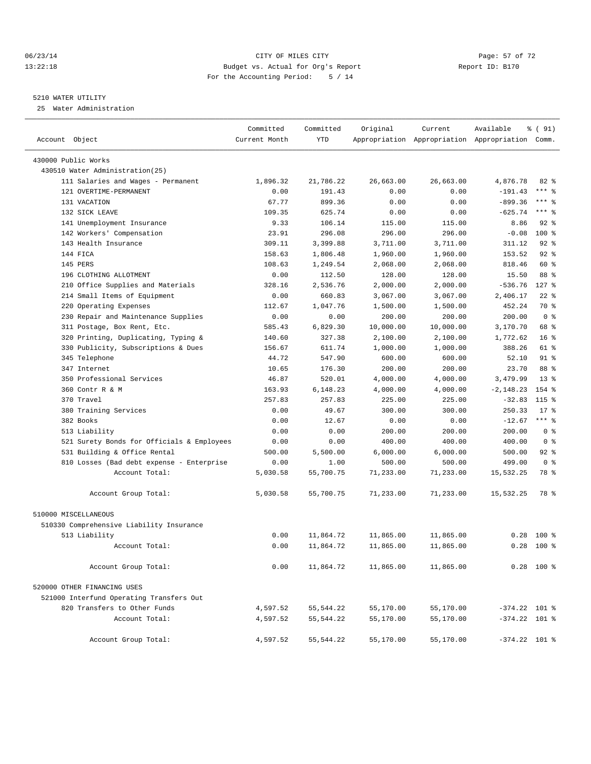CITY OF MILES CITY
Budget vs. Actual for Org's Report
For the Accounting Period: 5 / 14

06/23/14
13:22:18

Report ID: B170

## 5210 WATER UTILITY

25 Water Administration

| Account Object | Committed Current Month | Committed YTD | Original Appropriation | Current Appropriation | Available Appropriation | % ( 91) Comm. |
|---|---|---|---|---|---|---|
| 430000 Public Works | | | | | | |
| 430510 Water Administration(25) | | | | | | |
| 111 Salaries and Wages - Permanent | 1,896.32 | 21,786.22 | 26,663.00 | 26,663.00 | 4,876.78 | 82 % |
| 121 OVERTIME-PERMANENT | 0.00 | 191.43 | 0.00 | 0.00 | -191.43 | *** % |
| 131 VACATION | 67.77 | 899.36 | 0.00 | 0.00 | -899.36 | *** % |
| 132 SICK LEAVE | 109.35 | 625.74 | 0.00 | 0.00 | -625.74 | *** % |
| 141 Unemployment Insurance | 9.33 | 106.14 | 115.00 | 115.00 | 8.86 | 92 % |
| 142 Workers' Compensation | 23.91 | 296.08 | 296.00 | 296.00 | -0.08 | 100 % |
| 143 Health Insurance | 309.11 | 3,399.88 | 3,711.00 | 3,711.00 | 311.12 | 92 % |
| 144 FICA | 158.63 | 1,806.48 | 1,960.00 | 1,960.00 | 153.52 | 92 % |
| 145 PERS | 108.63 | 1,249.54 | 2,068.00 | 2,068.00 | 818.46 | 60 % |
| 196 CLOTHING ALLOTMENT | 0.00 | 112.50 | 128.00 | 128.00 | 15.50 | 88 % |
| 210 Office Supplies and Materials | 328.16 | 2,536.76 | 2,000.00 | 2,000.00 | -536.76 | 127 % |
| 214 Small Items of Equipment | 0.00 | 660.83 | 3,067.00 | 3,067.00 | 2,406.17 | 22 % |
| 220 Operating Expenses | 112.67 | 1,047.76 | 1,500.00 | 1,500.00 | 452.24 | 70 % |
| 230 Repair and Maintenance Supplies | 0.00 | 0.00 | 200.00 | 200.00 | 200.00 | 0 % |
| 311 Postage, Box Rent, Etc. | 585.43 | 6,829.30 | 10,000.00 | 10,000.00 | 3,170.70 | 68 % |
| 320 Printing, Duplicating, Typing & | 140.60 | 327.38 | 2,100.00 | 2,100.00 | 1,772.62 | 16 % |
| 330 Publicity, Subscriptions & Dues | 156.67 | 611.74 | 1,000.00 | 1,000.00 | 388.26 | 61 % |
| 345 Telephone | 44.72 | 547.90 | 600.00 | 600.00 | 52.10 | 91 % |
| 347 Internet | 10.65 | 176.30 | 200.00 | 200.00 | 23.70 | 88 % |
| 350 Professional Services | 46.87 | 520.01 | 4,000.00 | 4,000.00 | 3,479.99 | 13 % |
| 360 Contr R & M | 163.93 | 6,148.23 | 4,000.00 | 4,000.00 | -2,148.23 | 154 % |
| 370 Travel | 257.83 | 257.83 | 225.00 | 225.00 | -32.83 | 115 % |
| 380 Training Services | 0.00 | 49.67 | 300.00 | 300.00 | 250.33 | 17 % |
| 382 Books | 0.00 | 12.67 | 0.00 | 0.00 | -12.67 | *** % |
| 513 Liability | 0.00 | 0.00 | 200.00 | 200.00 | 200.00 | 0 % |
| 521 Surety Bonds for Officials & Employees | 0.00 | 0.00 | 400.00 | 400.00 | 400.00 | 0 % |
| 531 Building & Office Rental | 500.00 | 5,500.00 | 6,000.00 | 6,000.00 | 500.00 | 92 % |
| 810 Losses (Bad debt expense - Enterprise | 0.00 | 1.00 | 500.00 | 500.00 | 499.00 | 0 % |
| Account Total: | 5,030.58 | 55,700.75 | 71,233.00 | 71,233.00 | 15,532.25 | 78 % |
| Account Group Total: | 5,030.58 | 55,700.75 | 71,233.00 | 71,233.00 | 15,532.25 | 78 % |
| 510000 MISCELLANEOUS | | | | | | |
| 510330 Comprehensive Liability Insurance | | | | | | |
| 513 Liability | 0.00 | 11,864.72 | 11,865.00 | 11,865.00 | 0.28 | 100 % |
| Account Total: | 0.00 | 11,864.72 | 11,865.00 | 11,865.00 | 0.28 | 100 % |
| Account Group Total: | 0.00 | 11,864.72 | 11,865.00 | 11,865.00 | 0.28 | 100 % |
| 520000 OTHER FINANCING USES | | | | | | |
| 521000 Interfund Operating Transfers Out | | | | | | |
| 820 Transfers to Other Funds | 4,597.52 | 55,544.22 | 55,170.00 | 55,170.00 | -374.22 | 101 % |
| Account Total: | 4,597.52 | 55,544.22 | 55,170.00 | 55,170.00 | -374.22 | 101 % |
| Account Group Total: | 4,597.52 | 55,544.22 | 55,170.00 | 55,170.00 | -374.22 | 101 % |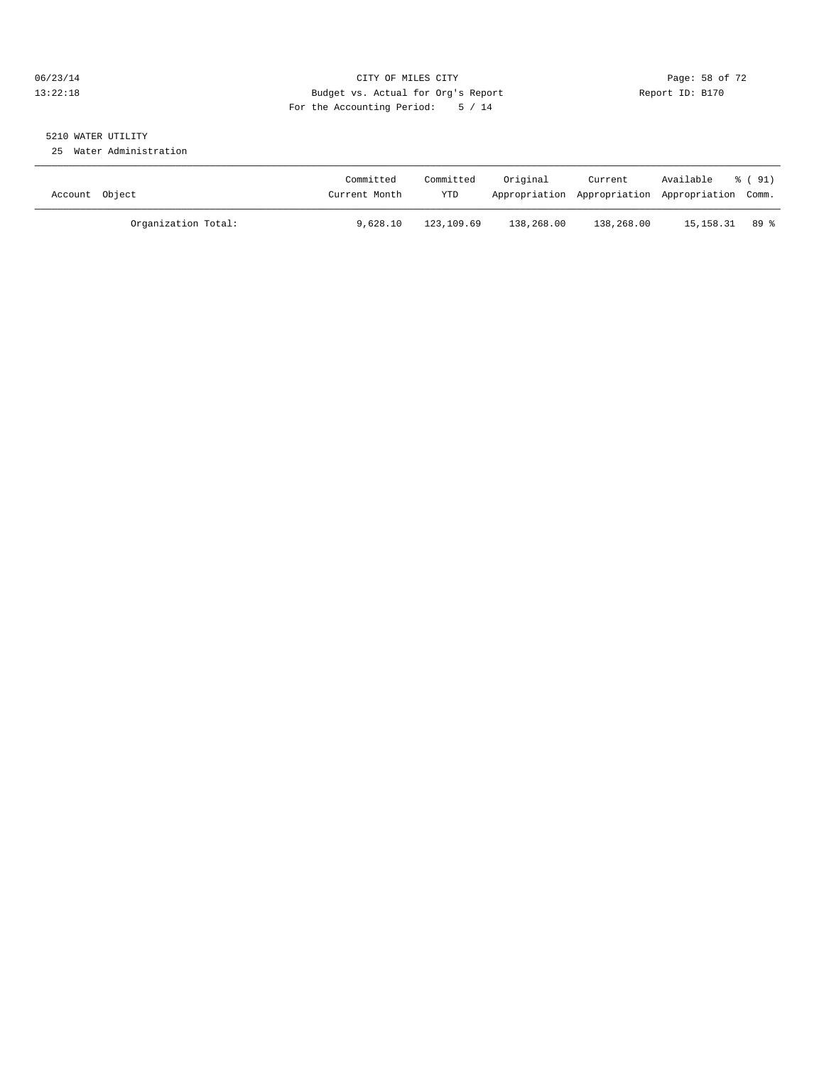CITY OF MILES CITY
Budget vs. Actual for Org's Report
For the Accounting Period: 5 / 14

06/23/14
13:22:18

Report ID: B170

5210 WATER UTILITY
25 Water Administration

| Account Object | Committed Current Month | Committed YTD | Original Appropriation | Current Appropriation | Available Appropriation | % ( 91) Comm. |
|---|---|---|---|---|---|---|
| Organization Total: | 9,628.10 | 123,109.69 | 138,268.00 | 138,268.00 | 15,158.31 | 89 % |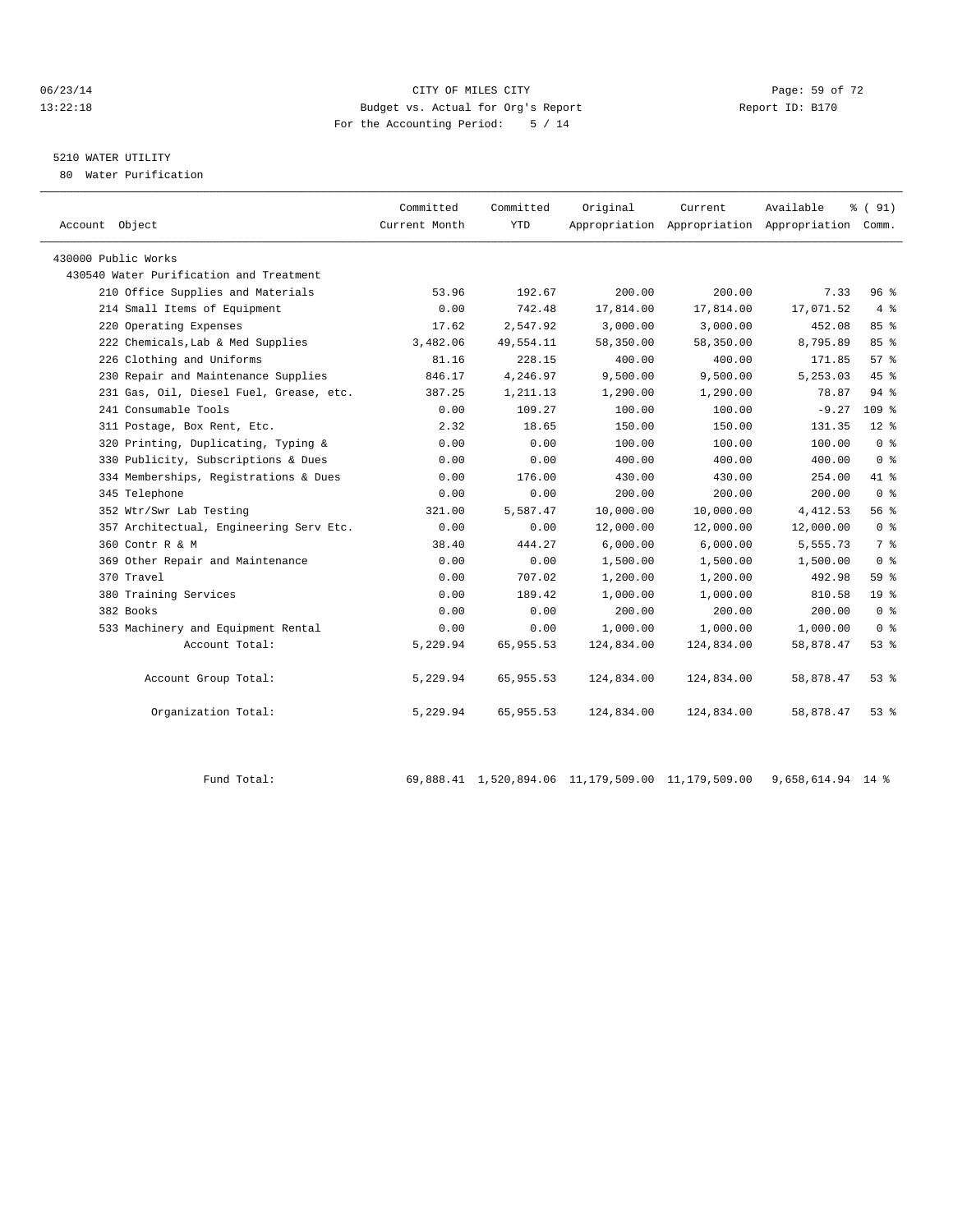CITY OF MILES CITY
Budget vs. Actual for Org's Report
For the Accounting Period: 5 / 14

06/23/14
13:22:18

Report ID: B170

## 5210 WATER UTILITY

80 Water Purification

| Account Object | Committed Current Month | Committed YTD | Original Appropriation | Current Appropriation | Available Appropriation | % ( 91) Comm. |
|---|---|---|---|---|---|---|
| 430000 Public Works | | | | | | |
| 430540 Water Purification and Treatment | | | | | | |
| 210 Office Supplies and Materials | 53.96 | 192.67 | 200.00 | 200.00 | 7.33 | 96 % |
| 214 Small Items of Equipment | 0.00 | 742.48 | 17,814.00 | 17,814.00 | 17,071.52 | 4 % |
| 220 Operating Expenses | 17.62 | 2,547.92 | 3,000.00 | 3,000.00 | 452.08 | 85 % |
| 222 Chemicals,Lab & Med Supplies | 3,482.06 | 49,554.11 | 58,350.00 | 58,350.00 | 8,795.89 | 85 % |
| 226 Clothing and Uniforms | 81.16 | 228.15 | 400.00 | 400.00 | 171.85 | 57 % |
| 230 Repair and Maintenance Supplies | 846.17 | 4,246.97 | 9,500.00 | 9,500.00 | 5,253.03 | 45 % |
| 231 Gas, Oil, Diesel Fuel, Grease, etc. | 387.25 | 1,211.13 | 1,290.00 | 1,290.00 | 78.87 | 94 % |
| 241 Consumable Tools | 0.00 | 109.27 | 100.00 | 100.00 | -9.27 | 109 % |
| 311 Postage, Box Rent, Etc. | 2.32 | 18.65 | 150.00 | 150.00 | 131.35 | 12 % |
| 320 Printing, Duplicating, Typing & | 0.00 | 0.00 | 100.00 | 100.00 | 100.00 | 0 % |
| 330 Publicity, Subscriptions & Dues | 0.00 | 0.00 | 400.00 | 400.00 | 400.00 | 0 % |
| 334 Memberships, Registrations & Dues | 0.00 | 176.00 | 430.00 | 430.00 | 254.00 | 41 % |
| 345 Telephone | 0.00 | 0.00 | 200.00 | 200.00 | 200.00 | 0 % |
| 352 Wtr/Swr Lab Testing | 321.00 | 5,587.47 | 10,000.00 | 10,000.00 | 4,412.53 | 56 % |
| 357 Architectual, Engineering Serv Etc. | 0.00 | 0.00 | 12,000.00 | 12,000.00 | 12,000.00 | 0 % |
| 360 Contr R & M | 38.40 | 444.27 | 6,000.00 | 6,000.00 | 5,555.73 | 7 % |
| 369 Other Repair and Maintenance | 0.00 | 0.00 | 1,500.00 | 1,500.00 | 1,500.00 | 0 % |
| 370 Travel | 0.00 | 707.02 | 1,200.00 | 1,200.00 | 492.98 | 59 % |
| 380 Training Services | 0.00 | 189.42 | 1,000.00 | 1,000.00 | 810.58 | 19 % |
| 382 Books | 0.00 | 0.00 | 200.00 | 200.00 | 200.00 | 0 % |
| 533 Machinery and Equipment Rental | 0.00 | 0.00 | 1,000.00 | 1,000.00 | 1,000.00 | 0 % |
| Account Total: | 5,229.94 | 65,955.53 | 124,834.00 | 124,834.00 | 58,878.47 | 53 % |
| Account Group Total: | 5,229.94 | 65,955.53 | 124,834.00 | 124,834.00 | 58,878.47 | 53 % |
| Organization Total: | 5,229.94 | 65,955.53 | 124,834.00 | 124,834.00 | 58,878.47 | 53 % |
| Fund Total: | 69,888.41 | 1,520,894.06 | 11,179,509.00 | 11,179,509.00 | 9,658,614.94 | 14 % |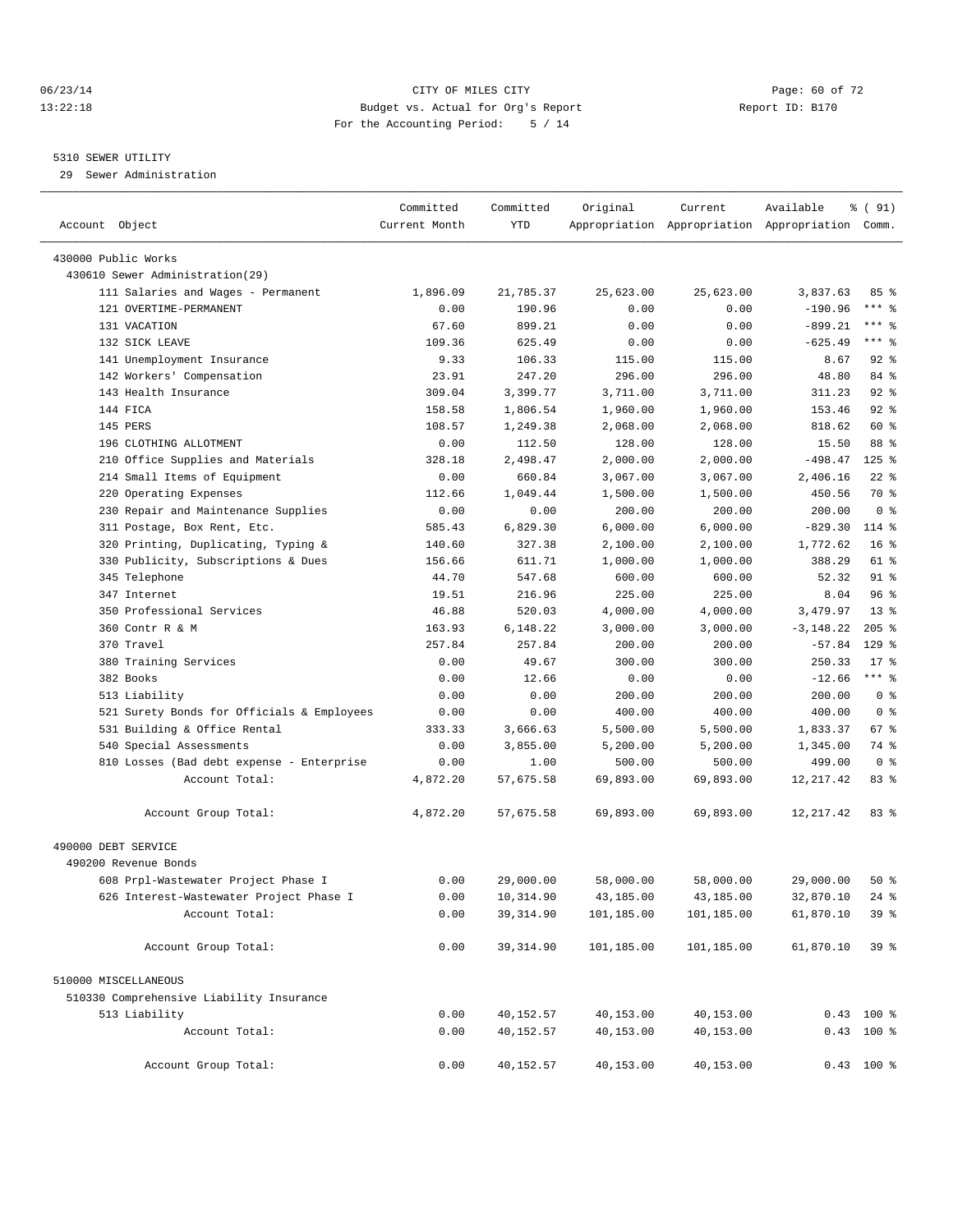CITY OF MILES CITY
Budget vs. Actual for Org's Report
For the Accounting Period: 5 / 14

06/23/14 13:22:18 — Report ID: B170

## 5310 SEWER UTILITY

29 Sewer Administration

| Account Object | Committed Current Month | Committed YTD | Original Appropriation | Current Appropriation | Available Appropriation | % ( 91) Comm. |
|---|---|---|---|---|---|---|
| 430000 Public Works | | | | | | |
| 430610 Sewer Administration(29) | | | | | | |
| 111 Salaries and Wages - Permanent | 1,896.09 | 21,785.37 | 25,623.00 | 25,623.00 | 3,837.63 | 85 % |
| 121 OVERTIME-PERMANENT | 0.00 | 190.96 | 0.00 | 0.00 | -190.96 | *** % |
| 131 VACATION | 67.60 | 899.21 | 0.00 | 0.00 | -899.21 | *** % |
| 132 SICK LEAVE | 109.36 | 625.49 | 0.00 | 0.00 | -625.49 | *** % |
| 141 Unemployment Insurance | 9.33 | 106.33 | 115.00 | 115.00 | 8.67 | 92 % |
| 142 Workers' Compensation | 23.91 | 247.20 | 296.00 | 296.00 | 48.80 | 84 % |
| 143 Health Insurance | 309.04 | 3,399.77 | 3,711.00 | 3,711.00 | 311.23 | 92 % |
| 144 FICA | 158.58 | 1,806.54 | 1,960.00 | 1,960.00 | 153.46 | 92 % |
| 145 PERS | 108.57 | 1,249.38 | 2,068.00 | 2,068.00 | 818.62 | 60 % |
| 196 CLOTHING ALLOTMENT | 0.00 | 112.50 | 128.00 | 128.00 | 15.50 | 88 % |
| 210 Office Supplies and Materials | 328.18 | 2,498.47 | 2,000.00 | 2,000.00 | -498.47 | 125 % |
| 214 Small Items of Equipment | 0.00 | 660.84 | 3,067.00 | 3,067.00 | 2,406.16 | 22 % |
| 220 Operating Expenses | 112.66 | 1,049.44 | 1,500.00 | 1,500.00 | 450.56 | 70 % |
| 230 Repair and Maintenance Supplies | 0.00 | 0.00 | 200.00 | 200.00 | 200.00 | 0 % |
| 311 Postage, Box Rent, Etc. | 585.43 | 6,829.30 | 6,000.00 | 6,000.00 | -829.30 | 114 % |
| 320 Printing, Duplicating, Typing & | 140.60 | 327.38 | 2,100.00 | 2,100.00 | 1,772.62 | 16 % |
| 330 Publicity, Subscriptions & Dues | 156.66 | 611.71 | 1,000.00 | 1,000.00 | 388.29 | 61 % |
| 345 Telephone | 44.70 | 547.68 | 600.00 | 600.00 | 52.32 | 91 % |
| 347 Internet | 19.51 | 216.96 | 225.00 | 225.00 | 8.04 | 96 % |
| 350 Professional Services | 46.88 | 520.03 | 4,000.00 | 4,000.00 | 3,479.97 | 13 % |
| 360 Contr R & M | 163.93 | 6,148.22 | 3,000.00 | 3,000.00 | -3,148.22 | 205 % |
| 370 Travel | 257.84 | 257.84 | 200.00 | 200.00 | -57.84 | 129 % |
| 380 Training Services | 0.00 | 49.67 | 300.00 | 300.00 | 250.33 | 17 % |
| 382 Books | 0.00 | 12.66 | 0.00 | 0.00 | -12.66 | *** % |
| 513 Liability | 0.00 | 0.00 | 200.00 | 200.00 | 200.00 | 0 % |
| 521 Surety Bonds for Officials & Employees | 0.00 | 0.00 | 400.00 | 400.00 | 400.00 | 0 % |
| 531 Building & Office Rental | 333.33 | 3,666.63 | 5,500.00 | 5,500.00 | 1,833.37 | 67 % |
| 540 Special Assessments | 0.00 | 3,855.00 | 5,200.00 | 5,200.00 | 1,345.00 | 74 % |
| 810 Losses (Bad debt expense - Enterprise | 0.00 | 1.00 | 500.00 | 500.00 | 499.00 | 0 % |
| Account Total: | 4,872.20 | 57,675.58 | 69,893.00 | 69,893.00 | 12,217.42 | 83 % |
| Account Group Total: | 4,872.20 | 57,675.58 | 69,893.00 | 69,893.00 | 12,217.42 | 83 % |
| 490000 DEBT SERVICE | | | | | | |
| 490200 Revenue Bonds | | | | | | |
| 608 Prpl-Wastewater Project Phase I | 0.00 | 29,000.00 | 58,000.00 | 58,000.00 | 29,000.00 | 50 % |
| 626 Interest-Wastewater Project Phase I | 0.00 | 10,314.90 | 43,185.00 | 43,185.00 | 32,870.10 | 24 % |
| Account Total: | 0.00 | 39,314.90 | 101,185.00 | 101,185.00 | 61,870.10 | 39 % |
| Account Group Total: | 0.00 | 39,314.90 | 101,185.00 | 101,185.00 | 61,870.10 | 39 % |
| 510000 MISCELLANEOUS | | | | | | |
| 510330 Comprehensive Liability Insurance | | | | | | |
| 513 Liability | 0.00 | 40,152.57 | 40,153.00 | 40,153.00 | 0.43 | 100 % |
| Account Total: | 0.00 | 40,152.57 | 40,153.00 | 40,153.00 | 0.43 | 100 % |
| Account Group Total: | 0.00 | 40,152.57 | 40,153.00 | 40,153.00 | 0.43 | 100 % |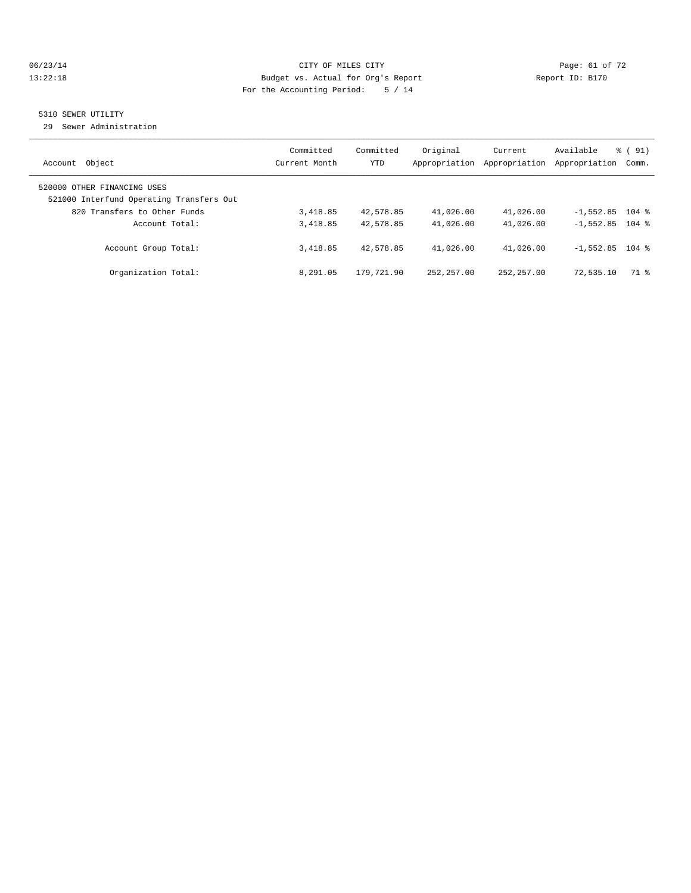CITY OF MILES CITY
Budget vs. Actual for Org's Report
For the Accounting Period: 5 / 14

06/23/14
13:22:18

Report ID: B170

## 5310 SEWER UTILITY

29 Sewer Administration

| Account Object | Committed Current Month | Committed YTD | Original Appropriation | Current Appropriation | Available Appropriation | % ( 91) Comm. |
|---|---|---|---|---|---|---|
| 520000 OTHER FINANCING USES | | | | | | |
| 521000 Interfund Operating Transfers Out | | | | | | |
| 820 Transfers to Other Funds | 3,418.85 | 42,578.85 | 41,026.00 | 41,026.00 | -1,552.85 | 104 % |
| Account Total: | 3,418.85 | 42,578.85 | 41,026.00 | 41,026.00 | -1,552.85 | 104 % |
| Account Group Total: | 3,418.85 | 42,578.85 | 41,026.00 | 41,026.00 | -1,552.85 | 104 % |
| Organization Total: | 8,291.05 | 179,721.90 | 252,257.00 | 252,257.00 | 72,535.10 | 71 % |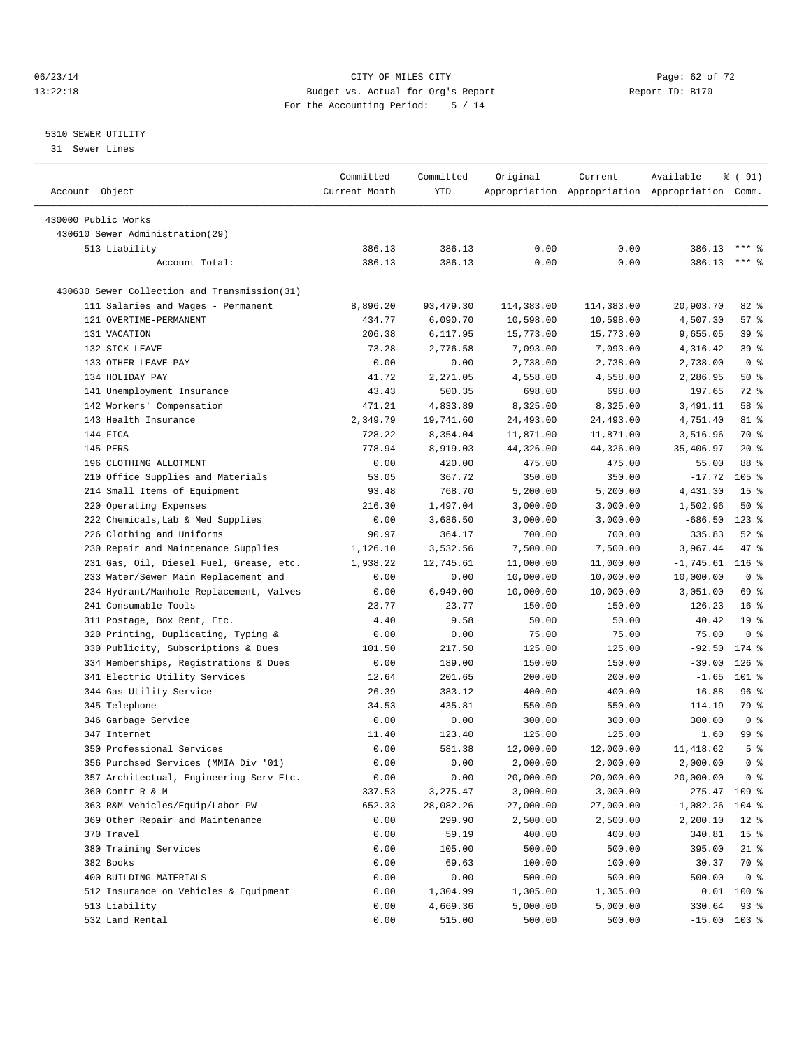CITY OF MILES CITY
Budget vs. Actual for Org's Report
For the Accounting Period: 5 / 14

06/23/14
13:22:18

Report ID: B170

## 5310 SEWER UTILITY

31 Sewer Lines

| Account Object | Committed Current Month | Committed YTD | Original Appropriation | Current Appropriation | Available Appropriation | % ( 91) Comm. |
|---|---|---|---|---|---|---|
| 430000 Public Works | | | | | | |
| 430610 Sewer Administration(29) | | | | | | |
| 513 Liability | 386.13 | 386.13 | 0.00 | 0.00 | -386.13 | *** % |
| Account Total: | 386.13 | 386.13 | 0.00 | 0.00 | -386.13 | *** % |
| 430630 Sewer Collection and Transmission(31) | | | | | | |
| 111 Salaries and Wages - Permanent | 8,896.20 | 93,479.30 | 114,383.00 | 114,383.00 | 20,903.70 | 82 % |
| 121 OVERTIME-PERMANENT | 434.77 | 6,090.70 | 10,598.00 | 10,598.00 | 4,507.30 | 57 % |
| 131 VACATION | 206.38 | 6,117.95 | 15,773.00 | 15,773.00 | 9,655.05 | 39 % |
| 132 SICK LEAVE | 73.28 | 2,776.58 | 7,093.00 | 7,093.00 | 4,316.42 | 39 % |
| 133 OTHER LEAVE PAY | 0.00 | 0.00 | 2,738.00 | 2,738.00 | 2,738.00 | 0 % |
| 134 HOLIDAY PAY | 41.72 | 2,271.05 | 4,558.00 | 4,558.00 | 2,286.95 | 50 % |
| 141 Unemployment Insurance | 43.43 | 500.35 | 698.00 | 698.00 | 197.65 | 72 % |
| 142 Workers' Compensation | 471.21 | 4,833.89 | 8,325.00 | 8,325.00 | 3,491.11 | 58 % |
| 143 Health Insurance | 2,349.79 | 19,741.60 | 24,493.00 | 24,493.00 | 4,751.40 | 81 % |
| 144 FICA | 728.22 | 8,354.04 | 11,871.00 | 11,871.00 | 3,516.96 | 70 % |
| 145 PERS | 778.94 | 8,919.03 | 44,326.00 | 44,326.00 | 35,406.97 | 20 % |
| 196 CLOTHING ALLOTMENT | 0.00 | 420.00 | 475.00 | 475.00 | 55.00 | 88 % |
| 210 Office Supplies and Materials | 53.05 | 367.72 | 350.00 | 350.00 | -17.72 | 105 % |
| 214 Small Items of Equipment | 93.48 | 768.70 | 5,200.00 | 5,200.00 | 4,431.30 | 15 % |
| 220 Operating Expenses | 216.30 | 1,497.04 | 3,000.00 | 3,000.00 | 1,502.96 | 50 % |
| 222 Chemicals,Lab & Med Supplies | 0.00 | 3,686.50 | 3,000.00 | 3,000.00 | -686.50 | 123 % |
| 226 Clothing and Uniforms | 90.97 | 364.17 | 700.00 | 700.00 | 335.83 | 52 % |
| 230 Repair and Maintenance Supplies | 1,126.10 | 3,532.56 | 7,500.00 | 7,500.00 | 3,967.44 | 47 % |
| 231 Gas, Oil, Diesel Fuel, Grease, etc. | 1,938.22 | 12,745.61 | 11,000.00 | 11,000.00 | -1,745.61 | 116 % |
| 233 Water/Sewer Main Replacement and | 0.00 | 0.00 | 10,000.00 | 10,000.00 | 10,000.00 | 0 % |
| 234 Hydrant/Manhole Replacement, Valves | 0.00 | 6,949.00 | 10,000.00 | 10,000.00 | 3,051.00 | 69 % |
| 241 Consumable Tools | 23.77 | 23.77 | 150.00 | 150.00 | 126.23 | 16 % |
| 311 Postage, Box Rent, Etc. | 4.40 | 9.58 | 50.00 | 50.00 | 40.42 | 19 % |
| 320 Printing, Duplicating, Typing & | 0.00 | 0.00 | 75.00 | 75.00 | 75.00 | 0 % |
| 330 Publicity, Subscriptions & Dues | 101.50 | 217.50 | 125.00 | 125.00 | -92.50 | 174 % |
| 334 Memberships, Registrations & Dues | 0.00 | 189.00 | 150.00 | 150.00 | -39.00 | 126 % |
| 341 Electric Utility Services | 12.64 | 201.65 | 200.00 | 200.00 | -1.65 | 101 % |
| 344 Gas Utility Service | 26.39 | 383.12 | 400.00 | 400.00 | 16.88 | 96 % |
| 345 Telephone | 34.53 | 435.81 | 550.00 | 550.00 | 114.19 | 79 % |
| 346 Garbage Service | 0.00 | 0.00 | 300.00 | 300.00 | 300.00 | 0 % |
| 347 Internet | 11.40 | 123.40 | 125.00 | 125.00 | 1.60 | 99 % |
| 350 Professional Services | 0.00 | 581.38 | 12,000.00 | 12,000.00 | 11,418.62 | 5 % |
| 356 Purchsed Services (MMIA Div '01) | 0.00 | 0.00 | 2,000.00 | 2,000.00 | 2,000.00 | 0 % |
| 357 Architectual, Engineering Serv Etc. | 0.00 | 0.00 | 20,000.00 | 20,000.00 | 20,000.00 | 0 % |
| 360 Contr R & M | 337.53 | 3,275.47 | 3,000.00 | 3,000.00 | -275.47 | 109 % |
| 363 R&M Vehicles/Equip/Labor-PW | 652.33 | 28,082.26 | 27,000.00 | 27,000.00 | -1,082.26 | 104 % |
| 369 Other Repair and Maintenance | 0.00 | 299.90 | 2,500.00 | 2,500.00 | 2,200.10 | 12 % |
| 370 Travel | 0.00 | 59.19 | 400.00 | 400.00 | 340.81 | 15 % |
| 380 Training Services | 0.00 | 105.00 | 500.00 | 500.00 | 395.00 | 21 % |
| 382 Books | 0.00 | 69.63 | 100.00 | 100.00 | 30.37 | 70 % |
| 400 BUILDING MATERIALS | 0.00 | 0.00 | 500.00 | 500.00 | 500.00 | 0 % |
| 512 Insurance on Vehicles & Equipment | 0.00 | 1,304.99 | 1,305.00 | 1,305.00 | 0.01 | 100 % |
| 513 Liability | 0.00 | 4,669.36 | 5,000.00 | 5,000.00 | 330.64 | 93 % |
| 532 Land Rental | 0.00 | 515.00 | 500.00 | 500.00 | -15.00 | 103 % |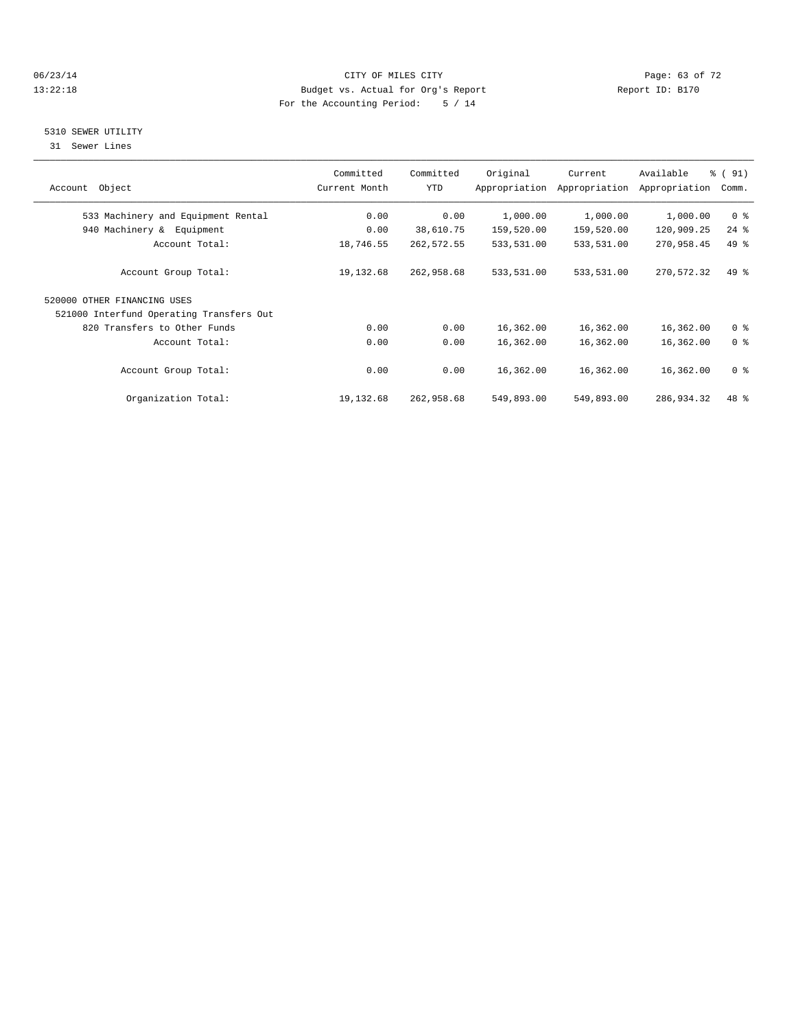CITY OF MILES CITY
Budget vs. Actual for Org's Report
For the Accounting Period: 5 / 14

06/23/14
13:22:18

Report ID: B170

## 5310 SEWER UTILITY

31 Sewer Lines

| Account Object | Committed Current Month | Committed YTD | Original Appropriation | Current Appropriation | Available Appropriation | % ( 91) Comm. |
|---|---|---|---|---|---|---|
| 533 Machinery and Equipment Rental | 0.00 | 0.00 | 1,000.00 | 1,000.00 | 1,000.00 | 0 % |
| 940 Machinery & Equipment | 0.00 | 38,610.75 | 159,520.00 | 159,520.00 | 120,909.25 | 24 % |
| Account Total: | 18,746.55 | 262,572.55 | 533,531.00 | 533,531.00 | 270,958.45 | 49 % |
| Account Group Total: | 19,132.68 | 262,958.68 | 533,531.00 | 533,531.00 | 270,572.32 | 49 % |
| 520000 OTHER FINANCING USES | | | | | | |
| 521000 Interfund Operating Transfers Out | | | | | | |
| 820 Transfers to Other Funds | 0.00 | 0.00 | 16,362.00 | 16,362.00 | 16,362.00 | 0 % |
| Account Total: | 0.00 | 0.00 | 16,362.00 | 16,362.00 | 16,362.00 | 0 % |
| Account Group Total: | 0.00 | 0.00 | 16,362.00 | 16,362.00 | 16,362.00 | 0 % |
| Organization Total: | 19,132.68 | 262,958.68 | 549,893.00 | 549,893.00 | 286,934.32 | 48 % |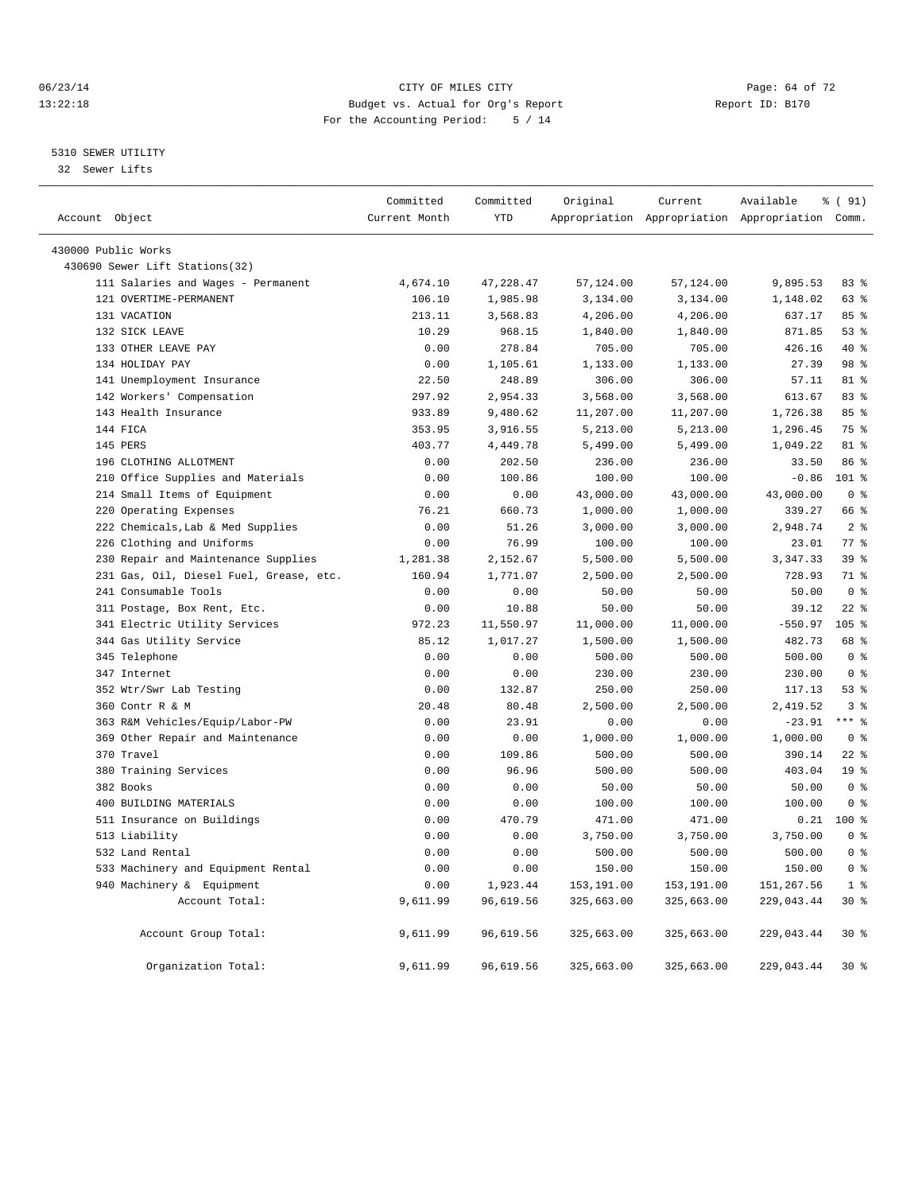CITY OF MILES CITY
Budget vs. Actual for Org's Report
For the Accounting Period: 5 / 14

06/23/14
13:22:18

Report ID: B170

5310 SEWER UTILITY
32 Sewer Lifts

| Account Object | Committed Current Month | Committed YTD | Original Appropriation | Current Appropriation | Available Appropriation | % ( 91) Comm. |
|---|---|---|---|---|---|---|
| 430000 Public Works | | | | | | |
| 430690 Sewer Lift Stations(32) | | | | | | |
| 111 Salaries and Wages - Permanent | 4,674.10 | 47,228.47 | 57,124.00 | 57,124.00 | 9,895.53 | 83 % |
| 121 OVERTIME-PERMANENT | 106.10 | 1,985.98 | 3,134.00 | 3,134.00 | 1,148.02 | 63 % |
| 131 VACATION | 213.11 | 3,568.83 | 4,206.00 | 4,206.00 | 637.17 | 85 % |
| 132 SICK LEAVE | 10.29 | 968.15 | 1,840.00 | 1,840.00 | 871.85 | 53 % |
| 133 OTHER LEAVE PAY | 0.00 | 278.84 | 705.00 | 705.00 | 426.16 | 40 % |
| 134 HOLIDAY PAY | 0.00 | 1,105.61 | 1,133.00 | 1,133.00 | 27.39 | 98 % |
| 141 Unemployment Insurance | 22.50 | 248.89 | 306.00 | 306.00 | 57.11 | 81 % |
| 142 Workers' Compensation | 297.92 | 2,954.33 | 3,568.00 | 3,568.00 | 613.67 | 83 % |
| 143 Health Insurance | 933.89 | 9,480.62 | 11,207.00 | 11,207.00 | 1,726.38 | 85 % |
| 144 FICA | 353.95 | 3,916.55 | 5,213.00 | 5,213.00 | 1,296.45 | 75 % |
| 145 PERS | 403.77 | 4,449.78 | 5,499.00 | 5,499.00 | 1,049.22 | 81 % |
| 196 CLOTHING ALLOTMENT | 0.00 | 202.50 | 236.00 | 236.00 | 33.50 | 86 % |
| 210 Office Supplies and Materials | 0.00 | 100.86 | 100.00 | 100.00 | -0.86 | 101 % |
| 214 Small Items of Equipment | 0.00 | 0.00 | 43,000.00 | 43,000.00 | 43,000.00 | 0 % |
| 220 Operating Expenses | 76.21 | 660.73 | 1,000.00 | 1,000.00 | 339.27 | 66 % |
| 222 Chemicals,Lab & Med Supplies | 0.00 | 51.26 | 3,000.00 | 3,000.00 | 2,948.74 | 2 % |
| 226 Clothing and Uniforms | 0.00 | 76.99 | 100.00 | 100.00 | 23.01 | 77 % |
| 230 Repair and Maintenance Supplies | 1,281.38 | 2,152.67 | 5,500.00 | 5,500.00 | 3,347.33 | 39 % |
| 231 Gas, Oil, Diesel Fuel, Grease, etc. | 160.94 | 1,771.07 | 2,500.00 | 2,500.00 | 728.93 | 71 % |
| 241 Consumable Tools | 0.00 | 0.00 | 50.00 | 50.00 | 50.00 | 0 % |
| 311 Postage, Box Rent, Etc. | 0.00 | 10.88 | 50.00 | 50.00 | 39.12 | 22 % |
| 341 Electric Utility Services | 972.23 | 11,550.97 | 11,000.00 | 11,000.00 | -550.97 | 105 % |
| 344 Gas Utility Service | 85.12 | 1,017.27 | 1,500.00 | 1,500.00 | 482.73 | 68 % |
| 345 Telephone | 0.00 | 0.00 | 500.00 | 500.00 | 500.00 | 0 % |
| 347 Internet | 0.00 | 0.00 | 230.00 | 230.00 | 230.00 | 0 % |
| 352 Wtr/Swr Lab Testing | 0.00 | 132.87 | 250.00 | 250.00 | 117.13 | 53 % |
| 360 Contr R & M | 20.48 | 80.48 | 2,500.00 | 2,500.00 | 2,419.52 | 3 % |
| 363 R&M Vehicles/Equip/Labor-PW | 0.00 | 23.91 | 0.00 | 0.00 | -23.91 | *** % |
| 369 Other Repair and Maintenance | 0.00 | 0.00 | 1,000.00 | 1,000.00 | 1,000.00 | 0 % |
| 370 Travel | 0.00 | 109.86 | 500.00 | 500.00 | 390.14 | 22 % |
| 380 Training Services | 0.00 | 96.96 | 500.00 | 500.00 | 403.04 | 19 % |
| 382 Books | 0.00 | 0.00 | 50.00 | 50.00 | 50.00 | 0 % |
| 400 BUILDING MATERIALS | 0.00 | 0.00 | 100.00 | 100.00 | 100.00 | 0 % |
| 511 Insurance on Buildings | 0.00 | 470.79 | 471.00 | 471.00 | 0.21 | 100 % |
| 513 Liability | 0.00 | 0.00 | 3,750.00 | 3,750.00 | 3,750.00 | 0 % |
| 532 Land Rental | 0.00 | 0.00 | 500.00 | 500.00 | 500.00 | 0 % |
| 533 Machinery and Equipment Rental | 0.00 | 0.00 | 150.00 | 150.00 | 150.00 | 0 % |
| 940 Machinery & Equipment | 0.00 | 1,923.44 | 153,191.00 | 153,191.00 | 151,267.56 | 1 % |
| Account Total: | 9,611.99 | 96,619.56 | 325,663.00 | 325,663.00 | 229,043.44 | 30 % |
| Account Group Total: | 9,611.99 | 96,619.56 | 325,663.00 | 325,663.00 | 229,043.44 | 30 % |
| Organization Total: | 9,611.99 | 96,619.56 | 325,663.00 | 325,663.00 | 229,043.44 | 30 % |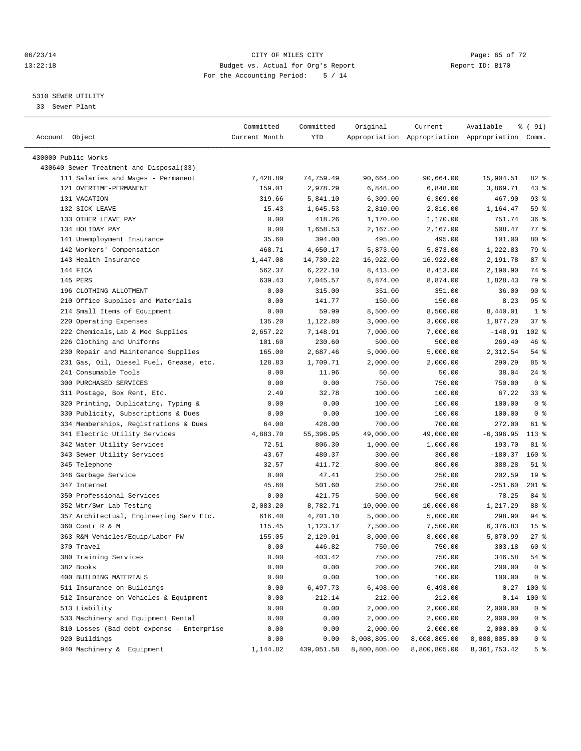CITY OF MILES CITY
Budget vs. Actual for Org's Report
For the Accounting Period: 5 / 14

5310 SEWER UTILITY
33 Sewer Plant

| Account Object | Committed Current Month | Committed YTD | Original Appropriation | Current Appropriation | Available Appropriation | % ( 91) Comm. |
|---|---|---|---|---|---|---|
| 430000 Public Works | | | | | | |
| 430640 Sewer Treatment and Disposal(33) | | | | | | |
| 111 Salaries and Wages - Permanent | 7,428.89 | 74,759.49 | 90,664.00 | 90,664.00 | 15,904.51 | 82 % |
| 121 OVERTIME-PERMANENT | 159.01 | 2,978.29 | 6,848.00 | 6,848.00 | 3,869.71 | 43 % |
| 131 VACATION | 319.66 | 5,841.10 | 6,309.00 | 6,309.00 | 467.90 | 93 % |
| 132 SICK LEAVE | 15.43 | 1,645.53 | 2,810.00 | 2,810.00 | 1,164.47 | 59 % |
| 133 OTHER LEAVE PAY | 0.00 | 418.26 | 1,170.00 | 1,170.00 | 751.74 | 36 % |
| 134 HOLIDAY PAY | 0.00 | 1,658.53 | 2,167.00 | 2,167.00 | 508.47 | 77 % |
| 141 Unemployment Insurance | 35.60 | 394.00 | 495.00 | 495.00 | 101.00 | 80 % |
| 142 Workers' Compensation | 468.71 | 4,650.17 | 5,873.00 | 5,873.00 | 1,222.83 | 79 % |
| 143 Health Insurance | 1,447.08 | 14,730.22 | 16,922.00 | 16,922.00 | 2,191.78 | 87 % |
| 144 FICA | 562.37 | 6,222.10 | 8,413.00 | 8,413.00 | 2,190.90 | 74 % |
| 145 PERS | 639.43 | 7,045.57 | 8,874.00 | 8,874.00 | 1,828.43 | 79 % |
| 196 CLOTHING ALLOTMENT | 0.00 | 315.00 | 351.00 | 351.00 | 36.00 | 90 % |
| 210 Office Supplies and Materials | 0.00 | 141.77 | 150.00 | 150.00 | 8.23 | 95 % |
| 214 Small Items of Equipment | 0.00 | 59.99 | 8,500.00 | 8,500.00 | 8,440.01 | 1 % |
| 220 Operating Expenses | 135.20 | 1,122.80 | 3,000.00 | 3,000.00 | 1,877.20 | 37 % |
| 222 Chemicals,Lab & Med Supplies | 2,657.22 | 7,148.91 | 7,000.00 | 7,000.00 | -148.91 | 102 % |
| 226 Clothing and Uniforms | 101.60 | 230.60 | 500.00 | 500.00 | 269.40 | 46 % |
| 230 Repair and Maintenance Supplies | 165.00 | 2,687.46 | 5,000.00 | 5,000.00 | 2,312.54 | 54 % |
| 231 Gas, Oil, Diesel Fuel, Grease, etc. | 128.83 | 1,709.71 | 2,000.00 | 2,000.00 | 290.29 | 85 % |
| 241 Consumable Tools | 0.00 | 11.96 | 50.00 | 50.00 | 38.04 | 24 % |
| 300 PURCHASED SERVICES | 0.00 | 0.00 | 750.00 | 750.00 | 750.00 | 0 % |
| 311 Postage, Box Rent, Etc. | 2.49 | 32.78 | 100.00 | 100.00 | 67.22 | 33 % |
| 320 Printing, Duplicating, Typing & | 0.00 | 0.00 | 100.00 | 100.00 | 100.00 | 0 % |
| 330 Publicity, Subscriptions & Dues | 0.00 | 0.00 | 100.00 | 100.00 | 100.00 | 0 % |
| 334 Memberships, Registrations & Dues | 64.00 | 428.00 | 700.00 | 700.00 | 272.00 | 61 % |
| 341 Electric Utility Services | 4,883.70 | 55,396.95 | 49,000.00 | 49,000.00 | -6,396.95 | 113 % |
| 342 Water Utility Services | 72.51 | 806.30 | 1,000.00 | 1,000.00 | 193.70 | 81 % |
| 343 Sewer Utility Services | 43.67 | 480.37 | 300.00 | 300.00 | -180.37 | 160 % |
| 345 Telephone | 32.57 | 411.72 | 800.00 | 800.00 | 388.28 | 51 % |
| 346 Garbage Service | 0.00 | 47.41 | 250.00 | 250.00 | 202.59 | 19 % |
| 347 Internet | 45.60 | 501.60 | 250.00 | 250.00 | -251.60 | 201 % |
| 350 Professional Services | 0.00 | 421.75 | 500.00 | 500.00 | 78.25 | 84 % |
| 352 Wtr/Swr Lab Testing | 2,083.20 | 8,782.71 | 10,000.00 | 10,000.00 | 1,217.29 | 88 % |
| 357 Architectual, Engineering Serv Etc. | 616.40 | 4,701.10 | 5,000.00 | 5,000.00 | 298.90 | 94 % |
| 360 Contr R & M | 115.45 | 1,123.17 | 7,500.00 | 7,500.00 | 6,376.83 | 15 % |
| 363 R&M Vehicles/Equip/Labor-PW | 155.05 | 2,129.01 | 8,000.00 | 8,000.00 | 5,870.99 | 27 % |
| 370 Travel | 0.00 | 446.82 | 750.00 | 750.00 | 303.18 | 60 % |
| 380 Training Services | 0.00 | 403.42 | 750.00 | 750.00 | 346.58 | 54 % |
| 382 Books | 0.00 | 0.00 | 200.00 | 200.00 | 200.00 | 0 % |
| 400 BUILDING MATERIALS | 0.00 | 0.00 | 100.00 | 100.00 | 100.00 | 0 % |
| 511 Insurance on Buildings | 0.00 | 6,497.73 | 6,498.00 | 6,498.00 | 0.27 | 100 % |
| 512 Insurance on Vehicles & Equipment | 0.00 | 212.14 | 212.00 | 212.00 | -0.14 | 100 % |
| 513 Liability | 0.00 | 0.00 | 2,000.00 | 2,000.00 | 2,000.00 | 0 % |
| 533 Machinery and Equipment Rental | 0.00 | 0.00 | 2,000.00 | 2,000.00 | 2,000.00 | 0 % |
| 810 Losses (Bad debt expense - Enterprise | 0.00 | 0.00 | 2,000.00 | 2,000.00 | 2,000.00 | 0 % |
| 920 Buildings | 0.00 | 0.00 | 8,008,805.00 | 8,008,805.00 | 8,008,805.00 | 0 % |
| 940 Machinery & Equipment | 1,144.82 | 439,051.58 | 8,800,805.00 | 8,800,805.00 | 8,361,753.42 | 5 % |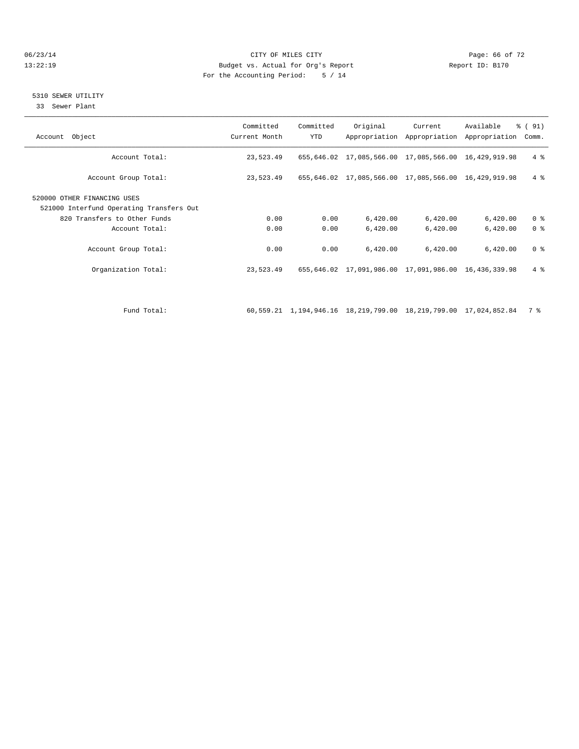CITY OF MILES CITY
Budget vs. Actual for Org's Report
For the Accounting Period: 5 / 14

06/23/14
13:22:19

Report ID: B170

## 5310 SEWER UTILITY

33 Sewer Plant

| Account Object | Committed Current Month | Committed YTD | Original Appropriation | Current Appropriation | Available Appropriation | % ( 91) Comm. |
|---|---|---|---|---|---|---|
| Account Total: | 23,523.49 | 655,646.02 | 17,085,566.00 | 17,085,566.00 | 16,429,919.98 | 4 % |
| Account Group Total: | 23,523.49 | 655,646.02 | 17,085,566.00 | 17,085,566.00 | 16,429,919.98 | 4 % |
| 520000 OTHER FINANCING USES | | | | | | |
| 521000 Interfund Operating Transfers Out | | | | | | |
| 820 Transfers to Other Funds | 0.00 | 0.00 | 6,420.00 | 6,420.00 | 6,420.00 | 0 % |
| Account Total: | 0.00 | 0.00 | 6,420.00 | 6,420.00 | 6,420.00 | 0 % |
| Account Group Total: | 0.00 | 0.00 | 6,420.00 | 6,420.00 | 6,420.00 | 0 % |
| Organization Total: | 23,523.49 | 655,646.02 | 17,091,986.00 | 17,091,986.00 | 16,436,339.98 | 4 % |
| Fund Total: | 60,559.21 | 1,194,946.16 | 18,219,799.00 | 18,219,799.00 | 17,024,852.84 | 7 % |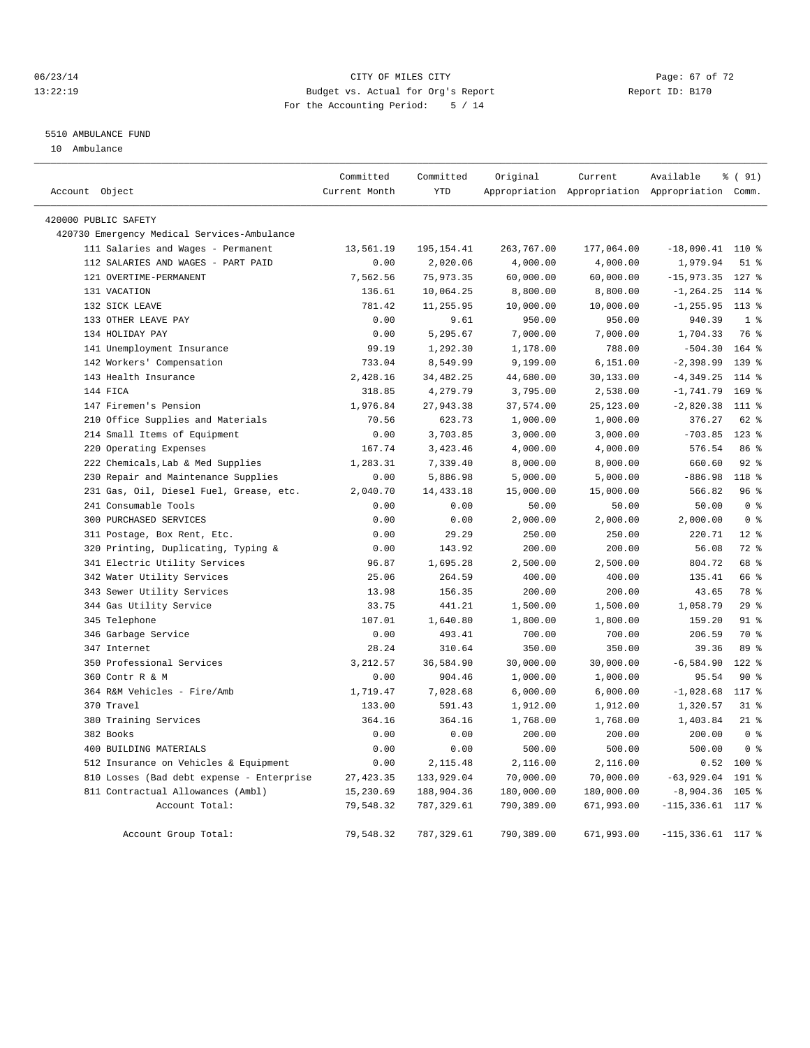CITY OF MILES CITY
Budget vs. Actual for Org's Report
For the Accounting Period: 5 / 14

06/23/14
13:22:19

Report ID: B170

## 5510 AMBULANCE FUND

10 Ambulance

| Account Object | Committed Current Month | Committed YTD | Original Appropriation | Current Appropriation | Available Appropriation | % ( 91) Comm. |
|---|---|---|---|---|---|---|
| 420000 PUBLIC SAFETY | | | | | | |
| 420730 Emergency Medical Services-Ambulance | | | | | | |
| 111 Salaries and Wages - Permanent | 13,561.19 | 195,154.41 | 263,767.00 | 177,064.00 | -18,090.41 | 110 % |
| 112 SALARIES AND WAGES - PART PAID | 0.00 | 2,020.06 | 4,000.00 | 4,000.00 | 1,979.94 | 51 % |
| 121 OVERTIME-PERMANENT | 7,562.56 | 75,973.35 | 60,000.00 | 60,000.00 | -15,973.35 | 127 % |
| 131 VACATION | 136.61 | 10,064.25 | 8,800.00 | 8,800.00 | -1,264.25 | 114 % |
| 132 SICK LEAVE | 781.42 | 11,255.95 | 10,000.00 | 10,000.00 | -1,255.95 | 113 % |
| 133 OTHER LEAVE PAY | 0.00 | 9.61 | 950.00 | 950.00 | 940.39 | 1 % |
| 134 HOLIDAY PAY | 0.00 | 5,295.67 | 7,000.00 | 7,000.00 | 1,704.33 | 76 % |
| 141 Unemployment Insurance | 99.19 | 1,292.30 | 1,178.00 | 788.00 | -504.30 | 164 % |
| 142 Workers' Compensation | 733.04 | 8,549.99 | 9,199.00 | 6,151.00 | -2,398.99 | 139 % |
| 143 Health Insurance | 2,428.16 | 34,482.25 | 44,680.00 | 30,133.00 | -4,349.25 | 114 % |
| 144 FICA | 318.85 | 4,279.79 | 3,795.00 | 2,538.00 | -1,741.79 | 169 % |
| 147 Firemen's Pension | 1,976.84 | 27,943.38 | 37,574.00 | 25,123.00 | -2,820.38 | 111 % |
| 210 Office Supplies and Materials | 70.56 | 623.73 | 1,000.00 | 1,000.00 | 376.27 | 62 % |
| 214 Small Items of Equipment | 0.00 | 3,703.85 | 3,000.00 | 3,000.00 | -703.85 | 123 % |
| 220 Operating Expenses | 167.74 | 3,423.46 | 4,000.00 | 4,000.00 | 576.54 | 86 % |
| 222 Chemicals,Lab & Med Supplies | 1,283.31 | 7,339.40 | 8,000.00 | 8,000.00 | 660.60 | 92 % |
| 230 Repair and Maintenance Supplies | 0.00 | 5,886.98 | 5,000.00 | 5,000.00 | -886.98 | 118 % |
| 231 Gas, Oil, Diesel Fuel, Grease, etc. | 2,040.70 | 14,433.18 | 15,000.00 | 15,000.00 | 566.82 | 96 % |
| 241 Consumable Tools | 0.00 | 0.00 | 50.00 | 50.00 | 50.00 | 0 % |
| 300 PURCHASED SERVICES | 0.00 | 0.00 | 2,000.00 | 2,000.00 | 2,000.00 | 0 % |
| 311 Postage, Box Rent, Etc. | 0.00 | 29.29 | 250.00 | 250.00 | 220.71 | 12 % |
| 320 Printing, Duplicating, Typing & | 0.00 | 143.92 | 200.00 | 200.00 | 56.08 | 72 % |
| 341 Electric Utility Services | 96.87 | 1,695.28 | 2,500.00 | 2,500.00 | 804.72 | 68 % |
| 342 Water Utility Services | 25.06 | 264.59 | 400.00 | 400.00 | 135.41 | 66 % |
| 343 Sewer Utility Services | 13.98 | 156.35 | 200.00 | 200.00 | 43.65 | 78 % |
| 344 Gas Utility Service | 33.75 | 441.21 | 1,500.00 | 1,500.00 | 1,058.79 | 29 % |
| 345 Telephone | 107.01 | 1,640.80 | 1,800.00 | 1,800.00 | 159.20 | 91 % |
| 346 Garbage Service | 0.00 | 493.41 | 700.00 | 700.00 | 206.59 | 70 % |
| 347 Internet | 28.24 | 310.64 | 350.00 | 350.00 | 39.36 | 89 % |
| 350 Professional Services | 3,212.57 | 36,584.90 | 30,000.00 | 30,000.00 | -6,584.90 | 122 % |
| 360 Contr R & M | 0.00 | 904.46 | 1,000.00 | 1,000.00 | 95.54 | 90 % |
| 364 R&M Vehicles - Fire/Amb | 1,719.47 | 7,028.68 | 6,000.00 | 6,000.00 | -1,028.68 | 117 % |
| 370 Travel | 133.00 | 591.43 | 1,912.00 | 1,912.00 | 1,320.57 | 31 % |
| 380 Training Services | 364.16 | 364.16 | 1,768.00 | 1,768.00 | 1,403.84 | 21 % |
| 382 Books | 0.00 | 0.00 | 200.00 | 200.00 | 200.00 | 0 % |
| 400 BUILDING MATERIALS | 0.00 | 0.00 | 500.00 | 500.00 | 500.00 | 0 % |
| 512 Insurance on Vehicles & Equipment | 0.00 | 2,115.48 | 2,116.00 | 2,116.00 | 0.52 | 100 % |
| 810 Losses (Bad debt expense - Enterprise | 27,423.35 | 133,929.04 | 70,000.00 | 70,000.00 | -63,929.04 | 191 % |
| 811 Contractual Allowances (Ambl) | 15,230.69 | 188,904.36 | 180,000.00 | 180,000.00 | -8,904.36 | 105 % |
| Account Total: | 79,548.32 | 787,329.61 | 790,389.00 | 671,993.00 | -115,336.61 | 117 % |
| Account Group Total: | 79,548.32 | 787,329.61 | 790,389.00 | 671,993.00 | -115,336.61 | 117 % |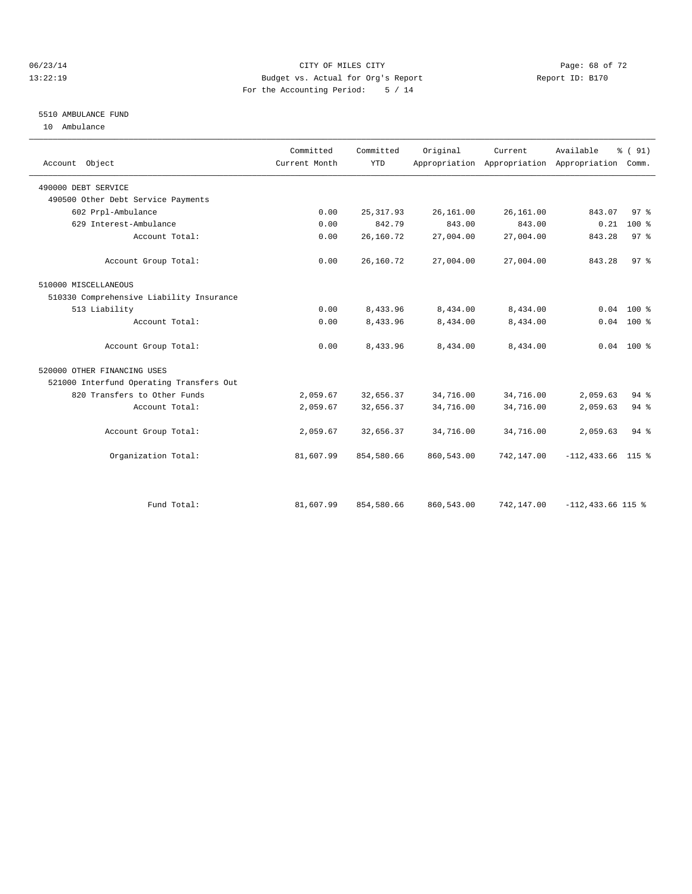CITY OF MILES CITY
Budget vs. Actual for Org's Report
For the Accounting Period: 5 / 14

06/23/14 13:22:19 Report ID: B170

## 5510 AMBULANCE FUND

10 Ambulance

| Account Object | Committed Current Month | Committed YTD | Original Appropriation | Current Appropriation | Available Appropriation | % ( 91) Comm. |
|---|---|---|---|---|---|---|
| 490000 DEBT SERVICE | | | | | | |
| 490500 Other Debt Service Payments | | | | | | |
| 602 Prpl-Ambulance | 0.00 | 25,317.93 | 26,161.00 | 26,161.00 | 843.07 | 97 % |
| 629 Interest-Ambulance | 0.00 | 842.79 | 843.00 | 843.00 | 0.21 | 100 % |
| Account Total: | 0.00 | 26,160.72 | 27,004.00 | 27,004.00 | 843.28 | 97 % |
| Account Group Total: | 0.00 | 26,160.72 | 27,004.00 | 27,004.00 | 843.28 | 97 % |
| 510000 MISCELLANEOUS | | | | | | |
| 510330 Comprehensive Liability Insurance | | | | | | |
| 513 Liability | 0.00 | 8,433.96 | 8,434.00 | 8,434.00 | 0.04 | 100 % |
| Account Total: | 0.00 | 8,433.96 | 8,434.00 | 8,434.00 | 0.04 | 100 % |
| Account Group Total: | 0.00 | 8,433.96 | 8,434.00 | 8,434.00 | 0.04 | 100 % |
| 520000 OTHER FINANCING USES | | | | | | |
| 521000 Interfund Operating Transfers Out | | | | | | |
| 820 Transfers to Other Funds | 2,059.67 | 32,656.37 | 34,716.00 | 34,716.00 | 2,059.63 | 94 % |
| Account Total: | 2,059.67 | 32,656.37 | 34,716.00 | 34,716.00 | 2,059.63 | 94 % |
| Account Group Total: | 2,059.67 | 32,656.37 | 34,716.00 | 34,716.00 | 2,059.63 | 94 % |
| Organization Total: | 81,607.99 | 854,580.66 | 860,543.00 | 742,147.00 | -112,433.66 | 115 % |
| Fund Total: | 81,607.99 | 854,580.66 | 860,543.00 | 742,147.00 | -112,433.66 | 115 % |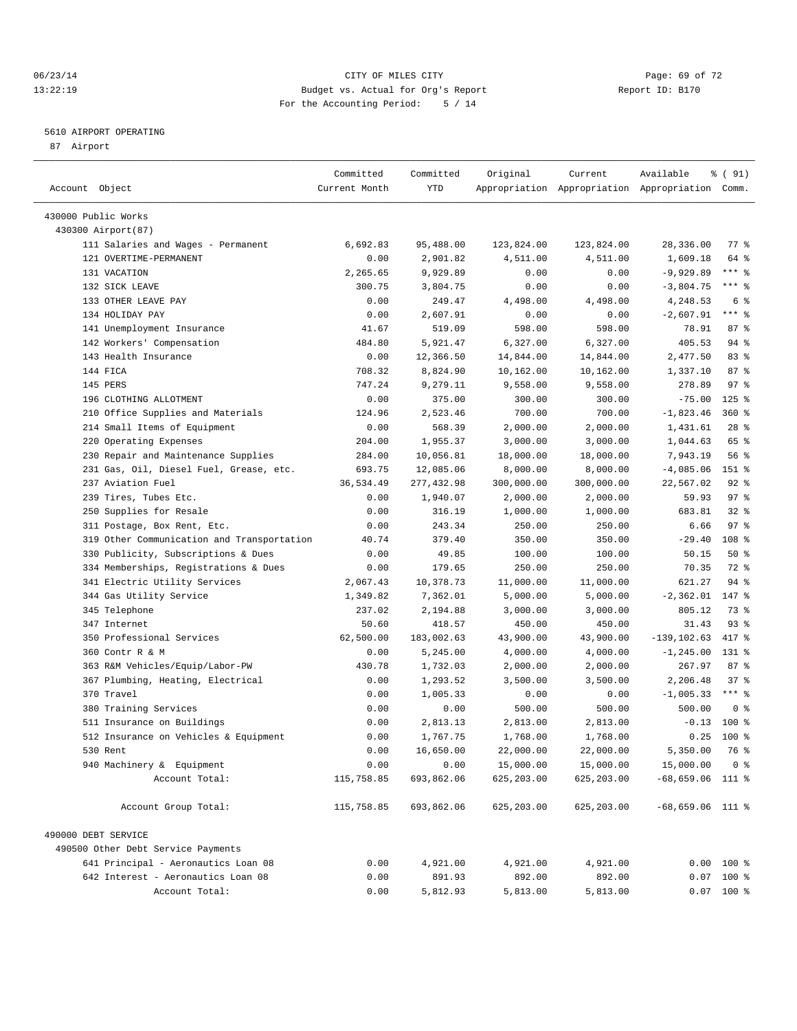CITY OF MILES CITY
Budget vs. Actual for Org's Report
For the Accounting Period: 5 / 14

06/23/14
13:22:19

Report ID: B170

## 5610 AIRPORT OPERATING

87 Airport

| Account Object | Committed Current Month | Committed YTD | Original Appropriation | Current Appropriation | Available Appropriation | % ( 91) Comm. |
|---|---|---|---|---|---|---|
| 430000 Public Works | | | | | | |
| 430300 Airport(87) | | | | | | |
| 111 Salaries and Wages - Permanent | 6,692.83 | 95,488.00 | 123,824.00 | 123,824.00 | 28,336.00 | 77 % |
| 121 OVERTIME-PERMANENT | 0.00 | 2,901.82 | 4,511.00 | 4,511.00 | 1,609.18 | 64 % |
| 131 VACATION | 2,265.65 | 9,929.89 | 0.00 | 0.00 | -9,929.89 | *** % |
| 132 SICK LEAVE | 300.75 | 3,804.75 | 0.00 | 0.00 | -3,804.75 | *** % |
| 133 OTHER LEAVE PAY | 0.00 | 249.47 | 4,498.00 | 4,498.00 | 4,248.53 | 6 % |
| 134 HOLIDAY PAY | 0.00 | 2,607.91 | 0.00 | 0.00 | -2,607.91 | *** % |
| 141 Unemployment Insurance | 41.67 | 519.09 | 598.00 | 598.00 | 78.91 | 87 % |
| 142 Workers' Compensation | 484.80 | 5,921.47 | 6,327.00 | 6,327.00 | 405.53 | 94 % |
| 143 Health Insurance | 0.00 | 12,366.50 | 14,844.00 | 14,844.00 | 2,477.50 | 83 % |
| 144 FICA | 708.32 | 8,824.90 | 10,162.00 | 10,162.00 | 1,337.10 | 87 % |
| 145 PERS | 747.24 | 9,279.11 | 9,558.00 | 9,558.00 | 278.89 | 97 % |
| 196 CLOTHING ALLOTMENT | 0.00 | 375.00 | 300.00 | 300.00 | -75.00 | 125 % |
| 210 Office Supplies and Materials | 124.96 | 2,523.46 | 700.00 | 700.00 | -1,823.46 | 360 % |
| 214 Small Items of Equipment | 0.00 | 568.39 | 2,000.00 | 2,000.00 | 1,431.61 | 28 % |
| 220 Operating Expenses | 204.00 | 1,955.37 | 3,000.00 | 3,000.00 | 1,044.63 | 65 % |
| 230 Repair and Maintenance Supplies | 284.00 | 10,056.81 | 18,000.00 | 18,000.00 | 7,943.19 | 56 % |
| 231 Gas, Oil, Diesel Fuel, Grease, etc. | 693.75 | 12,085.06 | 8,000.00 | 8,000.00 | -4,085.06 | 151 % |
| 237 Aviation Fuel | 36,534.49 | 277,432.98 | 300,000.00 | 300,000.00 | 22,567.02 | 92 % |
| 239 Tires, Tubes Etc. | 0.00 | 1,940.07 | 2,000.00 | 2,000.00 | 59.93 | 97 % |
| 250 Supplies for Resale | 0.00 | 316.19 | 1,000.00 | 1,000.00 | 683.81 | 32 % |
| 311 Postage, Box Rent, Etc. | 0.00 | 243.34 | 250.00 | 250.00 | 6.66 | 97 % |
| 319 Other Communication and Transportation | 40.74 | 379.40 | 350.00 | 350.00 | -29.40 | 108 % |
| 330 Publicity, Subscriptions & Dues | 0.00 | 49.85 | 100.00 | 100.00 | 50.15 | 50 % |
| 334 Memberships, Registrations & Dues | 0.00 | 179.65 | 250.00 | 250.00 | 70.35 | 72 % |
| 341 Electric Utility Services | 2,067.43 | 10,378.73 | 11,000.00 | 11,000.00 | 621.27 | 94 % |
| 344 Gas Utility Service | 1,349.82 | 7,362.01 | 5,000.00 | 5,000.00 | -2,362.01 | 147 % |
| 345 Telephone | 237.02 | 2,194.88 | 3,000.00 | 3,000.00 | 805.12 | 73 % |
| 347 Internet | 50.60 | 418.57 | 450.00 | 450.00 | 31.43 | 93 % |
| 350 Professional Services | 62,500.00 | 183,002.63 | 43,900.00 | 43,900.00 | -139,102.63 | 417 % |
| 360 Contr R & M | 0.00 | 5,245.00 | 4,000.00 | 4,000.00 | -1,245.00 | 131 % |
| 363 R&M Vehicles/Equip/Labor-PW | 430.78 | 1,732.03 | 2,000.00 | 2,000.00 | 267.97 | 87 % |
| 367 Plumbing, Heating, Electrical | 0.00 | 1,293.52 | 3,500.00 | 3,500.00 | 2,206.48 | 37 % |
| 370 Travel | 0.00 | 1,005.33 | 0.00 | 0.00 | -1,005.33 | *** % |
| 380 Training Services | 0.00 | 0.00 | 500.00 | 500.00 | 500.00 | 0 % |
| 511 Insurance on Buildings | 0.00 | 2,813.13 | 2,813.00 | 2,813.00 | -0.13 | 100 % |
| 512 Insurance on Vehicles & Equipment | 0.00 | 1,767.75 | 1,768.00 | 1,768.00 | 0.25 | 100 % |
| 530 Rent | 0.00 | 16,650.00 | 22,000.00 | 22,000.00 | 5,350.00 | 76 % |
| 940 Machinery & Equipment | 0.00 | 0.00 | 15,000.00 | 15,000.00 | 15,000.00 | 0 % |
| Account Total: | 115,758.85 | 693,862.06 | 625,203.00 | 625,203.00 | -68,659.06 | 111 % |
| Account Group Total: | 115,758.85 | 693,862.06 | 625,203.00 | 625,203.00 | -68,659.06 | 111 % |
| 490000 DEBT SERVICE | | | | | | |
| 490500 Other Debt Service Payments | | | | | | |
| 641 Principal - Aeronautics Loan 08 | 0.00 | 4,921.00 | 4,921.00 | 4,921.00 | 0.00 | 100 % |
| 642 Interest - Aeronautics Loan 08 | 0.00 | 891.93 | 892.00 | 892.00 | 0.07 | 100 % |
| Account Total: | 0.00 | 5,812.93 | 5,813.00 | 5,813.00 | 0.07 | 100 % |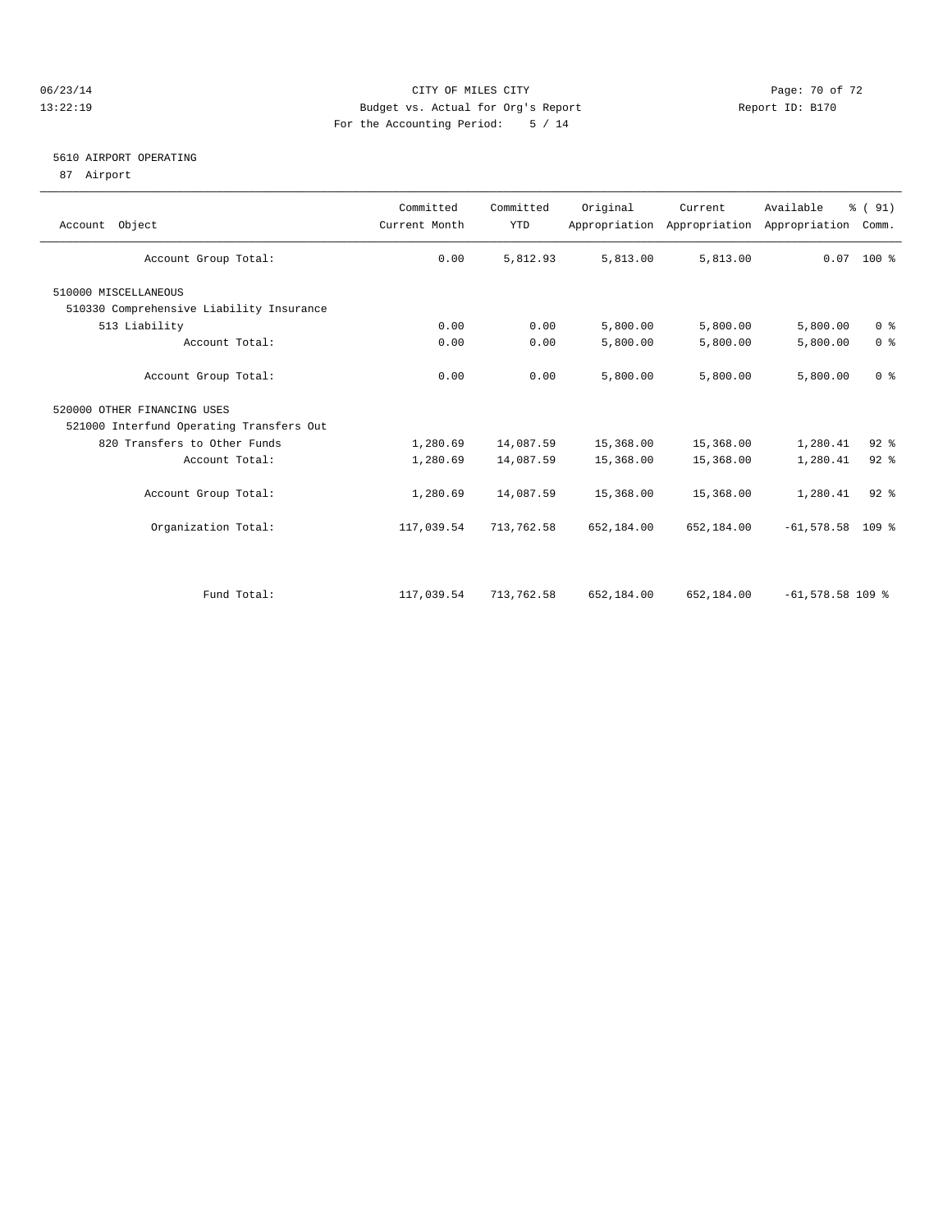CITY OF MILES CITY
Budget vs. Actual for Org's Report
For the Accounting Period: 5 / 14

06/23/14
13:22:19

Report ID: B170

## 5610 AIRPORT OPERATING

87 Airport

| Account Object | Committed Current Month | Committed YTD | Original Appropriation | Current Appropriation | Available Appropriation | % ( 91) Comm. |
|---|---|---|---|---|---|---|
| Account Group Total: | 0.00 | 5,812.93 | 5,813.00 | 5,813.00 | 0.07 | 100 % |
| 510000 MISCELLANEOUS | | | | | | |
| 510330 Comprehensive Liability Insurance | | | | | | |
| 513 Liability | 0.00 | 0.00 | 5,800.00 | 5,800.00 | 5,800.00 | 0 % |
| Account Total: | 0.00 | 0.00 | 5,800.00 | 5,800.00 | 5,800.00 | 0 % |
| Account Group Total: | 0.00 | 0.00 | 5,800.00 | 5,800.00 | 5,800.00 | 0 % |
| 520000 OTHER FINANCING USES | | | | | | |
| 521000 Interfund Operating Transfers Out | | | | | | |
| 820 Transfers to Other Funds | 1,280.69 | 14,087.59 | 15,368.00 | 15,368.00 | 1,280.41 | 92 % |
| Account Total: | 1,280.69 | 14,087.59 | 15,368.00 | 15,368.00 | 1,280.41 | 92 % |
| Account Group Total: | 1,280.69 | 14,087.59 | 15,368.00 | 15,368.00 | 1,280.41 | 92 % |
| Organization Total: | 117,039.54 | 713,762.58 | 652,184.00 | 652,184.00 | -61,578.58 | 109 % |
| Fund Total: | 117,039.54 | 713,762.58 | 652,184.00 | 652,184.00 | -61,578.58 | 109 % |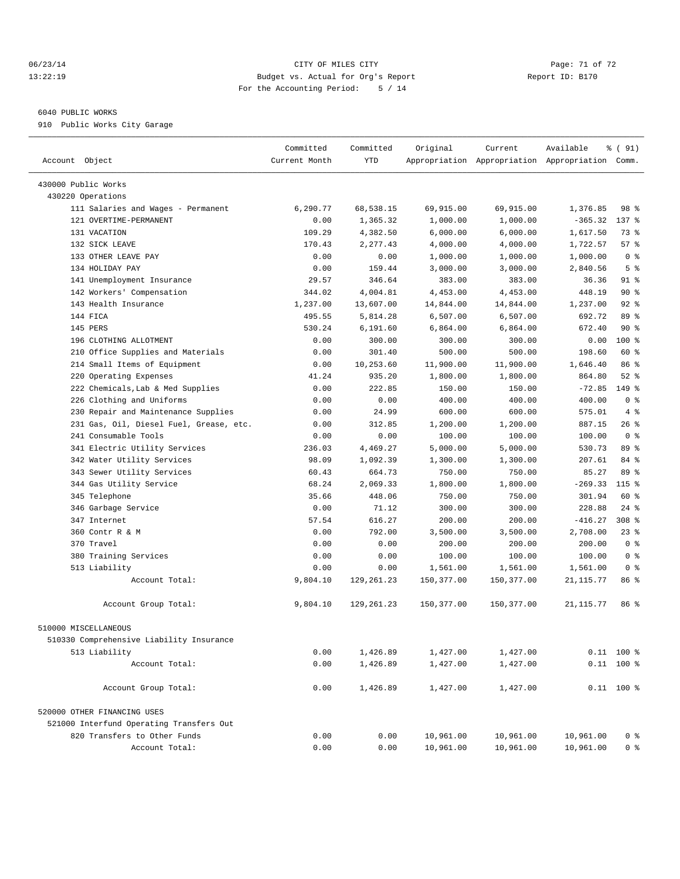06/23/14 CITY OF MILES CITY
13:22:19 Budget vs. Actual for Org's Report Report ID: B170
For the Accounting Period: 5 / 14

6040 PUBLIC WORKS
910 Public Works City Garage

| Account Object | Committed Current Month | Committed YTD | Original Appropriation | Current Appropriation | Available Appropriation | % ( 91) Comm. |
|---|---|---|---|---|---|---|
| 430000 Public Works | | | | | | |
| 430220 Operations | | | | | | |
| 111 Salaries and Wages - Permanent | 6,290.77 | 68,538.15 | 69,915.00 | 69,915.00 | 1,376.85 | 98 % |
| 121 OVERTIME-PERMANENT | 0.00 | 1,365.32 | 1,000.00 | 1,000.00 | -365.32 | 137 % |
| 131 VACATION | 109.29 | 4,382.50 | 6,000.00 | 6,000.00 | 1,617.50 | 73 % |
| 132 SICK LEAVE | 170.43 | 2,277.43 | 4,000.00 | 4,000.00 | 1,722.57 | 57 % |
| 133 OTHER LEAVE PAY | 0.00 | 0.00 | 1,000.00 | 1,000.00 | 1,000.00 | 0 % |
| 134 HOLIDAY PAY | 0.00 | 159.44 | 3,000.00 | 3,000.00 | 2,840.56 | 5 % |
| 141 Unemployment Insurance | 29.57 | 346.64 | 383.00 | 383.00 | 36.36 | 91 % |
| 142 Workers' Compensation | 344.02 | 4,004.81 | 4,453.00 | 4,453.00 | 448.19 | 90 % |
| 143 Health Insurance | 1,237.00 | 13,607.00 | 14,844.00 | 14,844.00 | 1,237.00 | 92 % |
| 144 FICA | 495.55 | 5,814.28 | 6,507.00 | 6,507.00 | 692.72 | 89 % |
| 145 PERS | 530.24 | 6,191.60 | 6,864.00 | 6,864.00 | 672.40 | 90 % |
| 196 CLOTHING ALLOTMENT | 0.00 | 300.00 | 300.00 | 300.00 | 0.00 | 100 % |
| 210 Office Supplies and Materials | 0.00 | 301.40 | 500.00 | 500.00 | 198.60 | 60 % |
| 214 Small Items of Equipment | 0.00 | 10,253.60 | 11,900.00 | 11,900.00 | 1,646.40 | 86 % |
| 220 Operating Expenses | 41.24 | 935.20 | 1,800.00 | 1,800.00 | 864.80 | 52 % |
| 222 Chemicals,Lab & Med Supplies | 0.00 | 222.85 | 150.00 | 150.00 | -72.85 | 149 % |
| 226 Clothing and Uniforms | 0.00 | 0.00 | 400.00 | 400.00 | 400.00 | 0 % |
| 230 Repair and Maintenance Supplies | 0.00 | 24.99 | 600.00 | 600.00 | 575.01 | 4 % |
| 231 Gas, Oil, Diesel Fuel, Grease, etc. | 0.00 | 312.85 | 1,200.00 | 1,200.00 | 887.15 | 26 % |
| 241 Consumable Tools | 0.00 | 0.00 | 100.00 | 100.00 | 100.00 | 0 % |
| 341 Electric Utility Services | 236.03 | 4,469.27 | 5,000.00 | 5,000.00 | 530.73 | 89 % |
| 342 Water Utility Services | 98.09 | 1,092.39 | 1,300.00 | 1,300.00 | 207.61 | 84 % |
| 343 Sewer Utility Services | 60.43 | 664.73 | 750.00 | 750.00 | 85.27 | 89 % |
| 344 Gas Utility Service | 68.24 | 2,069.33 | 1,800.00 | 1,800.00 | -269.33 | 115 % |
| 345 Telephone | 35.66 | 448.06 | 750.00 | 750.00 | 301.94 | 60 % |
| 346 Garbage Service | 0.00 | 71.12 | 300.00 | 300.00 | 228.88 | 24 % |
| 347 Internet | 57.54 | 616.27 | 200.00 | 200.00 | -416.27 | 308 % |
| 360 Contr R & M | 0.00 | 792.00 | 3,500.00 | 3,500.00 | 2,708.00 | 23 % |
| 370 Travel | 0.00 | 0.00 | 200.00 | 200.00 | 200.00 | 0 % |
| 380 Training Services | 0.00 | 0.00 | 100.00 | 100.00 | 100.00 | 0 % |
| 513 Liability | 0.00 | 0.00 | 1,561.00 | 1,561.00 | 1,561.00 | 0 % |
| Account Total: | 9,804.10 | 129,261.23 | 150,377.00 | 150,377.00 | 21,115.77 | 86 % |
| Account Group Total: | 9,804.10 | 129,261.23 | 150,377.00 | 150,377.00 | 21,115.77 | 86 % |
| 510000 MISCELLANEOUS | | | | | | |
| 510330 Comprehensive Liability Insurance | | | | | | |
| 513 Liability | 0.00 | 1,426.89 | 1,427.00 | 1,427.00 | 0.11 | 100 % |
| Account Total: | 0.00 | 1,426.89 | 1,427.00 | 1,427.00 | 0.11 | 100 % |
| Account Group Total: | 0.00 | 1,426.89 | 1,427.00 | 1,427.00 | 0.11 | 100 % |
| 520000 OTHER FINANCING USES | | | | | | |
| 521000 Interfund Operating Transfers Out | | | | | | |
| 820 Transfers to Other Funds | 0.00 | 0.00 | 10,961.00 | 10,961.00 | 10,961.00 | 0 % |
| Account Total: | 0.00 | 0.00 | 10,961.00 | 10,961.00 | 10,961.00 | 0 % |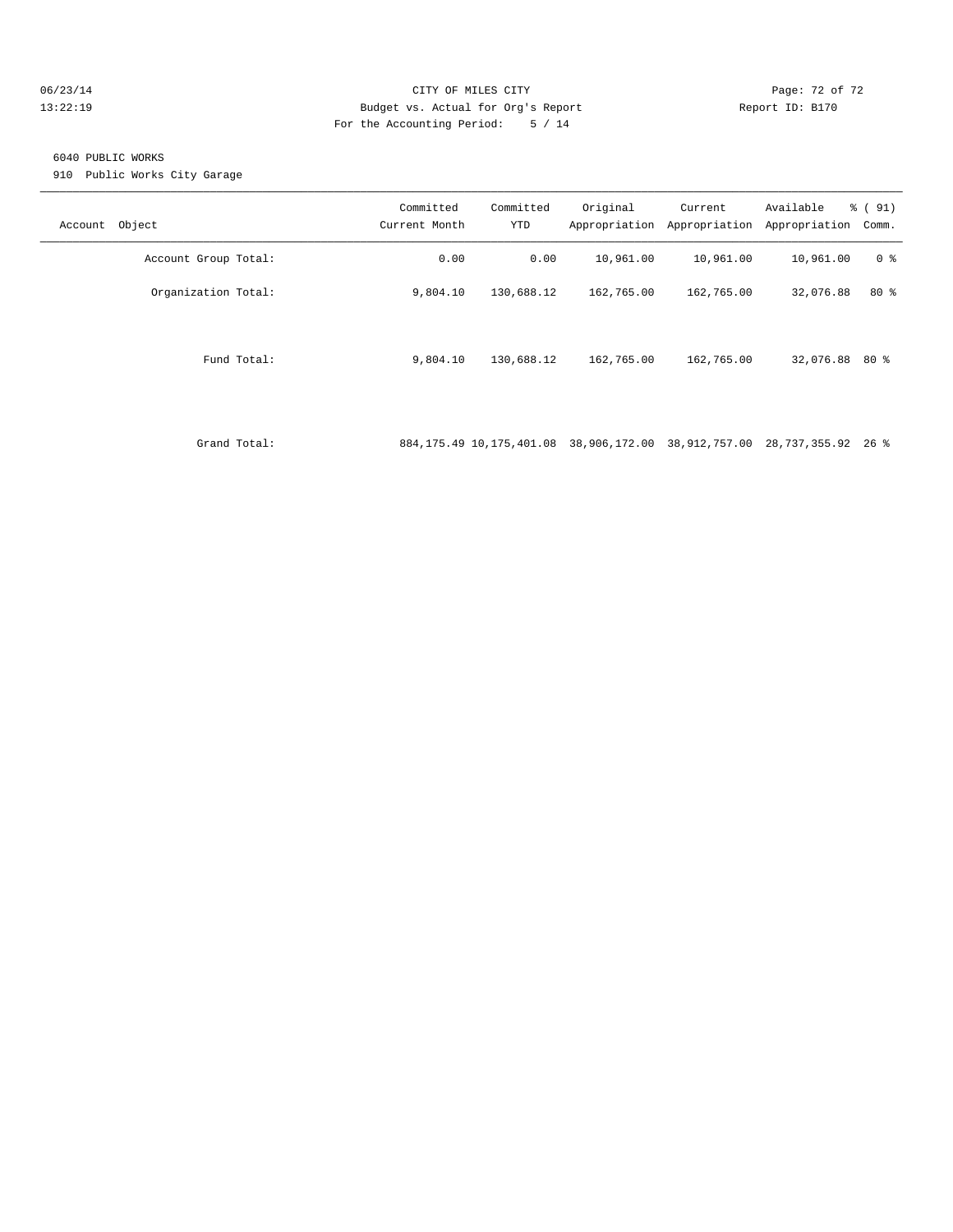CITY OF MILES CITY
Budget vs. Actual for Org's Report
For the Accounting Period: 5 / 14

06/23/14
13:22:19

Report ID: B170

6040 PUBLIC WORKS
910 Public Works City Garage

| Account Object | Committed Current Month | Committed YTD | Original Appropriation | Current Appropriation | Available Appropriation | % ( 91) Comm. |
|---|---|---|---|---|---|---|
| Account Group Total: | 0.00 | 0.00 | 10,961.00 | 10,961.00 | 10,961.00 | 0 % |
| Organization Total: | 9,804.10 | 130,688.12 | 162,765.00 | 162,765.00 | 32,076.88 | 80 % |
| Fund Total: | 9,804.10 | 130,688.12 | 162,765.00 | 162,765.00 | 32,076.88 | 80 % |
| Grand Total: | 884,175.49 | 10,175,401.08 | 38,906,172.00 | 38,912,757.00 | 28,737,355.92 | 26 % |